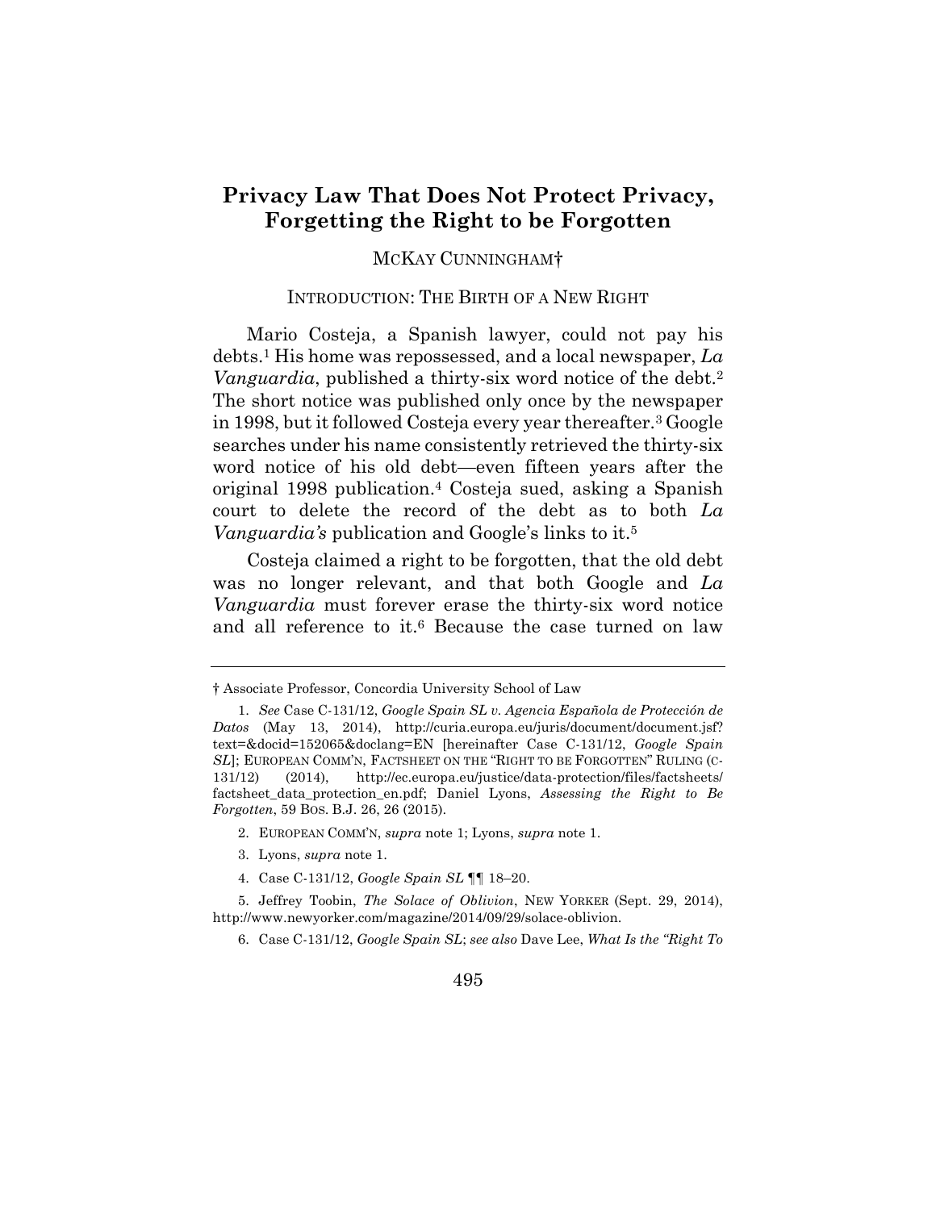# Privacy Law That Does Not Protect Privacy, Forgetting the Right to be Forgotten

MCKAY CUNNINGHAM†

## INTRODUCTION: THE BIRTH OF A NEW RIGHT

Mario Costeja, a Spanish lawyer, could not pay his debts.[1] His home was repossessed, and a local newspaper, *La Vanguardia*, published a thirty-six word notice of the debt.[2] The short notice was published only once by the newspaper in 1998, but it followed Costeja every year thereafter.[3] Google searches under his name consistently retrieved the thirty-six word notice of his old debt—even fifteen years after the original 1998 publication.[4] Costeja sued, asking a Spanish court to delete the record of the debt as to both *La Vanguardia's* publication and Google's links to it.[5]

Costeja claimed a right to be forgotten, that the old debt was no longer relevant, and that both Google and *La Vanguardia* must forever erase the thirty-six word notice and all reference to it.[6] Because the case turned on law

---

† Associate Professor, Concordia University School of Law

1. *See* Case C-131/12, *Google Spain SL v. Agencia Española de Protección de Datos* (May 13, 2014), http://curia.europa.eu/juris/document/document.jsf?text=&docid=152065&doclang=EN [hereinafter Case C-131/12, *Google Spain SL*]; EUROPEAN COMM'N, FACTSHEET ON THE "RIGHT TO BE FORGOTTEN" RULING (C-131/12) (2014), http://ec.europa.eu/justice/data-protection/files/factsheets/factsheet_data_protection_en.pdf; Daniel Lyons, *Assessing the Right to Be Forgotten*, 59 BOS. B.J. 26, 26 (2015).

2. EUROPEAN COMM'N, *supra* note 1; Lyons, *supra* note 1.

3. Lyons, *supra* note 1.

4. Case C-131/12, *Google Spain SL* ¶¶ 18–20.

5. Jeffrey Toobin, *The Solace of Oblivion*, NEW YORKER (Sept. 29, 2014), http://www.newyorker.com/magazine/2014/09/29/solace-oblivion.

6. Case C-131/12, *Google Spain SL*; *see also* Dave Lee, *What Is the "Right To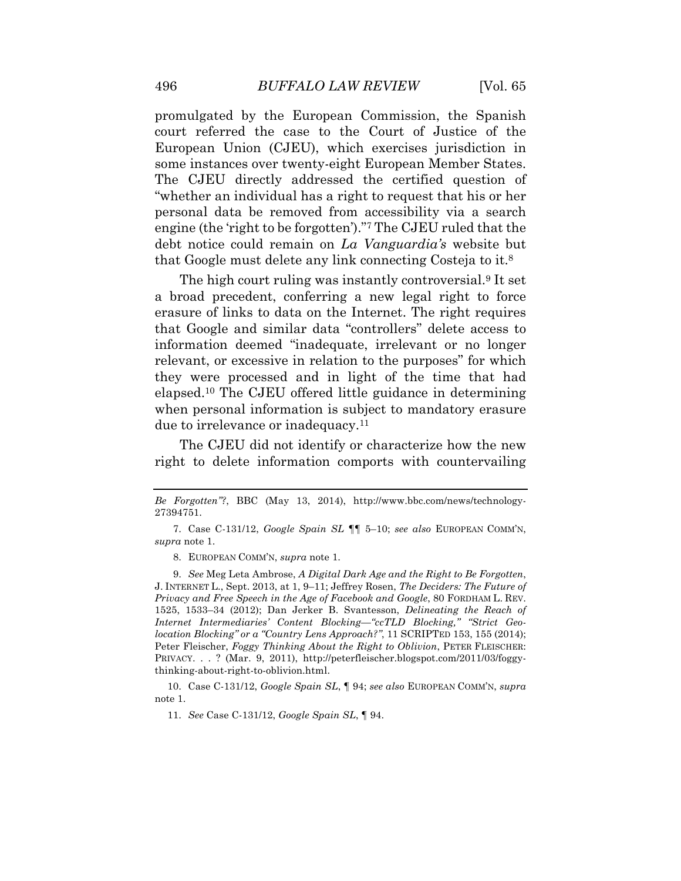promulgated by the European Commission, the Spanish court referred the case to the Court of Justice of the European Union (CJEU), which exercises jurisdiction in some instances over twenty-eight European Member States. The CJEU directly addressed the certified question of "whether an individual has a right to request that his or her personal data be removed from accessibility via a search engine (the 'right to be forgotten')."[7] The CJEU ruled that the debt notice could remain on *La Vanguardia's* website but that Google must delete any link connecting Costeja to it.[8]

The high court ruling was instantly controversial.[9] It set a broad precedent, conferring a new legal right to force erasure of links to data on the Internet. The right requires that Google and similar data "controllers" delete access to information deemed "inadequate, irrelevant or no longer relevant, or excessive in relation to the purposes" for which they were processed and in light of the time that had elapsed.[10] The CJEU offered little guidance in determining when personal information is subject to mandatory erasure due to irrelevance or inadequacy.[11]

The CJEU did not identify or characterize how the new right to delete information comports with countervailing

---

*Be Forgotten"?*, BBC (May 13, 2014), http://www.bbc.com/news/technology-27394751.

7. Case C-131/12, *Google Spain SL* ¶¶ 5–10; *see also* EUROPEAN COMM'N, *supra* note 1.

8. EUROPEAN COMM'N, *supra* note 1.

9. *See* Meg Leta Ambrose, *A Digital Dark Age and the Right to Be Forgotten*, J. INTERNET L., Sept. 2013, at 1, 9–11; Jeffrey Rosen, *The Deciders: The Future of Privacy and Free Speech in the Age of Facebook and Google*, 80 FORDHAM L. REV. 1525, 1533–34 (2012); Dan Jerker B. Svantesson, *Delineating the Reach of Internet Intermediaries' Content Blocking—"ccTLD Blocking," "Strict Geo-location Blocking" or a "Country Lens Approach?"*, 11 SCRIPTED 153, 155 (2014); Peter Fleischer, *Foggy Thinking About the Right to Oblivion*, PETER FLEISCHER: PRIVACY. . . ? (Mar. 9, 2011), http://peterfleischer.blogspot.com/2011/03/foggy-thinking-about-right-to-oblivion.html.

10. Case C-131/12, *Google Spain SL*, ¶ 94; *see also* EUROPEAN COMM'N, *supra* note 1.

11. *See* Case C-131/12, *Google Spain SL*, ¶ 94.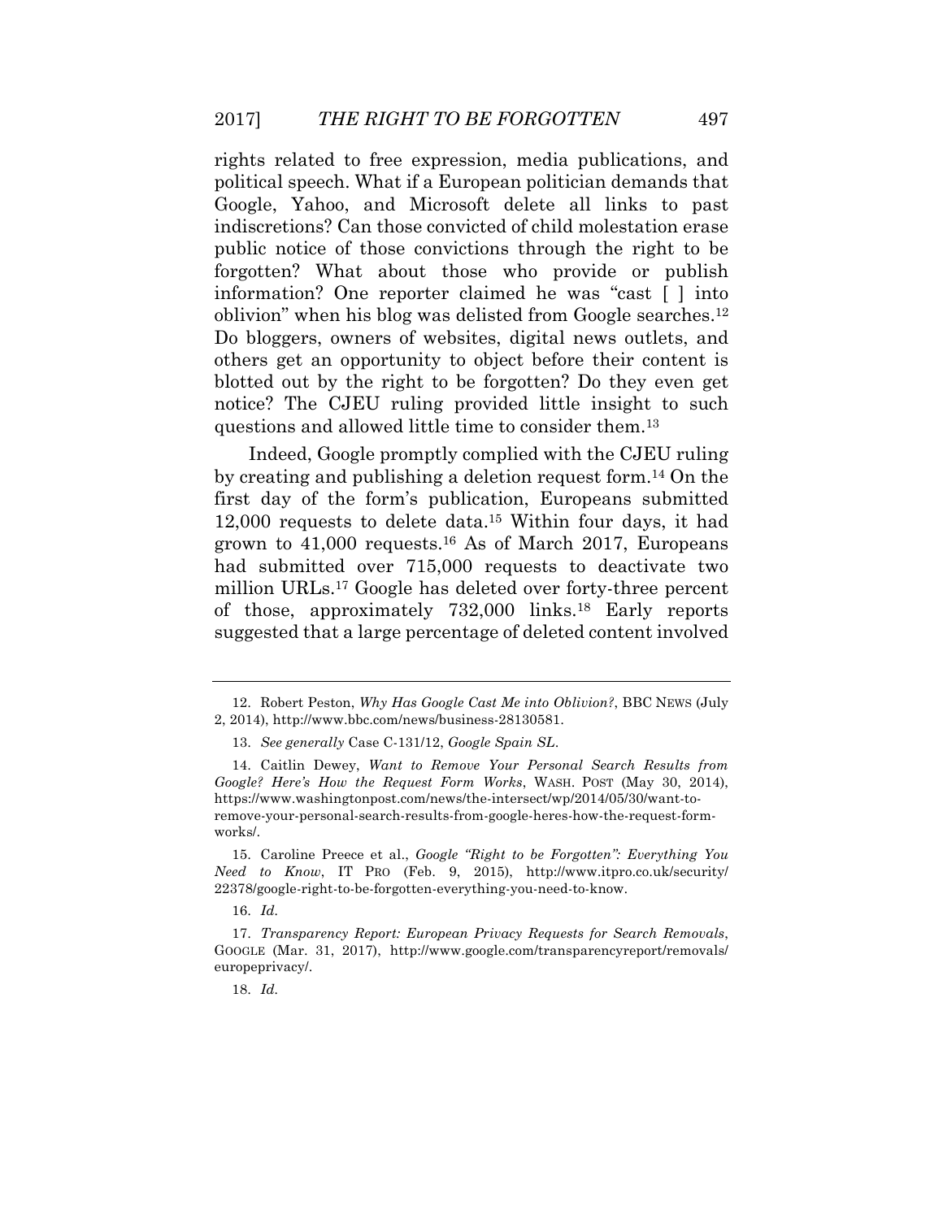rights related to free expression, media publications, and political speech. What if a European politician demands that Google, Yahoo, and Microsoft delete all links to past indiscretions? Can those convicted of child molestation erase public notice of those convictions through the right to be forgotten? What about those who provide or publish information? One reporter claimed he was "cast [ ] into oblivion" when his blog was delisted from Google searches.[12] Do bloggers, owners of websites, digital news outlets, and others get an opportunity to object before their content is blotted out by the right to be forgotten? Do they even get notice? The CJEU ruling provided little insight to such questions and allowed little time to consider them.[13]

Indeed, Google promptly complied with the CJEU ruling by creating and publishing a deletion request form.[14] On the first day of the form's publication, Europeans submitted 12,000 requests to delete data.[15] Within four days, it had grown to 41,000 requests.[16] As of March 2017, Europeans had submitted over 715,000 requests to deactivate two million URLs.[17] Google has deleted over forty-three percent of those, approximately 732,000 links.[18] Early reports suggested that a large percentage of deleted content involved

---

12. Robert Peston, *Why Has Google Cast Me into Oblivion?*, BBC NEWS (July 2, 2014), http://www.bbc.com/news/business-28130581.

13. *See generally* Case C-131/12, *Google Spain SL*.

14. Caitlin Dewey, *Want to Remove Your Personal Search Results from Google? Here's How the Request Form Works*, WASH. POST (May 30, 2014), https://www.washingtonpost.com/news/the-intersect/wp/2014/05/30/want-to-remove-your-personal-search-results-from-google-heres-how-the-request-form-works/.

15. Caroline Preece et al., *Google "Right to be Forgotten": Everything You Need to Know*, IT PRO (Feb. 9, 2015), http://www.itpro.co.uk/security/22378/google-right-to-be-forgotten-everything-you-need-to-know.

16. *Id.*

17. *Transparency Report: European Privacy Requests for Search Removals*, GOOGLE (Mar. 31, 2017), http://www.google.com/transparencyreport/removals/europeprivacy/.

18. *Id.*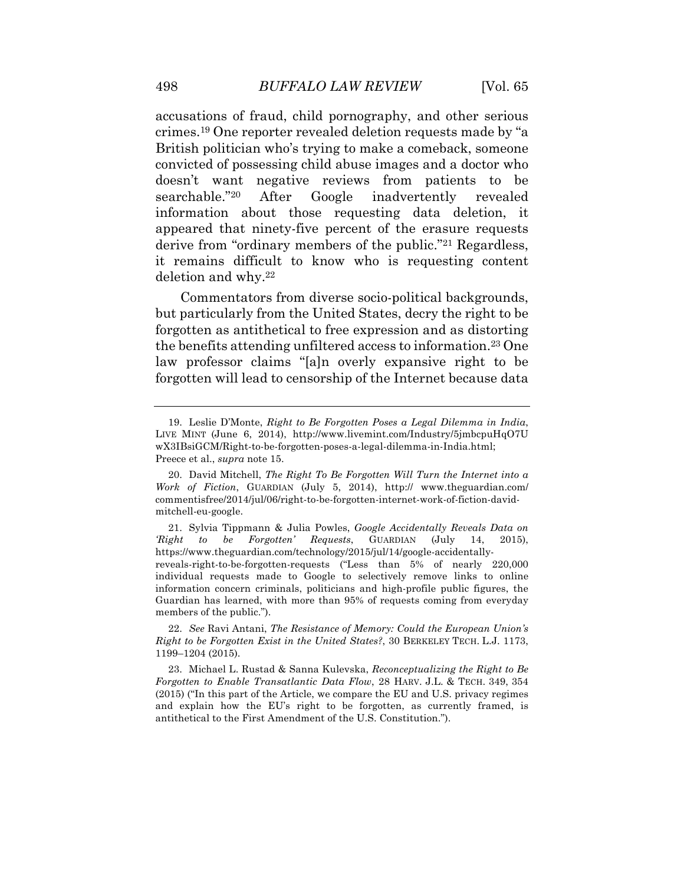accusations of fraud, child pornography, and other serious crimes.[19] One reporter revealed deletion requests made by "a British politician who's trying to make a comeback, someone convicted of possessing child abuse images and a doctor who doesn't want negative reviews from patients to be searchable."[20] After Google inadvertently revealed information about those requesting data deletion, it appeared that ninety-five percent of the erasure requests derive from "ordinary members of the public."[21] Regardless, it remains difficult to know who is requesting content deletion and why.[22]

Commentators from diverse socio-political backgrounds, but particularly from the United States, decry the right to be forgotten as antithetical to free expression and as distorting the benefits attending unfiltered access to information.[23] One law professor claims "[a]n overly expansive right to be forgotten will lead to censorship of the Internet because data

---

19. Leslie D'Monte, *Right to Be Forgotten Poses a Legal Dilemma in India*, LIVE MINT (June 6, 2014), http://www.livemint.com/Industry/5jmbcpuHqO7UwX3IBsiGCM/Right-to-be-forgotten-poses-a-legal-dilemma-in-India.html; Preece et al., *supra* note 15.

20. David Mitchell, *The Right To Be Forgotten Will Turn the Internet into a Work of Fiction*, GUARDIAN (July 5, 2014), http:// www.theguardian.com/commentisfree/2014/jul/06/right-to-be-forgotten-internet-work-of-fiction-david-mitchell-eu-google.

21. Sylvia Tippmann & Julia Powles, *Google Accidentally Reveals Data on 'Right to be Forgotten' Requests*, GUARDIAN (July 14, 2015), https://www.theguardian.com/technology/2015/jul/14/google-accidentally-reveals-right-to-be-forgotten-requests ("Less than 5% of nearly 220,000 individual requests made to Google to selectively remove links to online information concern criminals, politicians and high-profile public figures, the Guardian has learned, with more than 95% of requests coming from everyday members of the public.").

22. *See* Ravi Antani, *The Resistance of Memory: Could the European Union's Right to be Forgotten Exist in the United States?*, 30 BERKELEY TECH. L.J. 1173, 1199–1204 (2015).

23. Michael L. Rustad & Sanna Kulevska, *Reconceptualizing the Right to Be Forgotten to Enable Transatlantic Data Flow*, 28 HARV. J.L. & TECH. 349, 354 (2015) ("In this part of the Article, we compare the EU and U.S. privacy regimes and explain how the EU's right to be forgotten, as currently framed, is antithetical to the First Amendment of the U.S. Constitution.").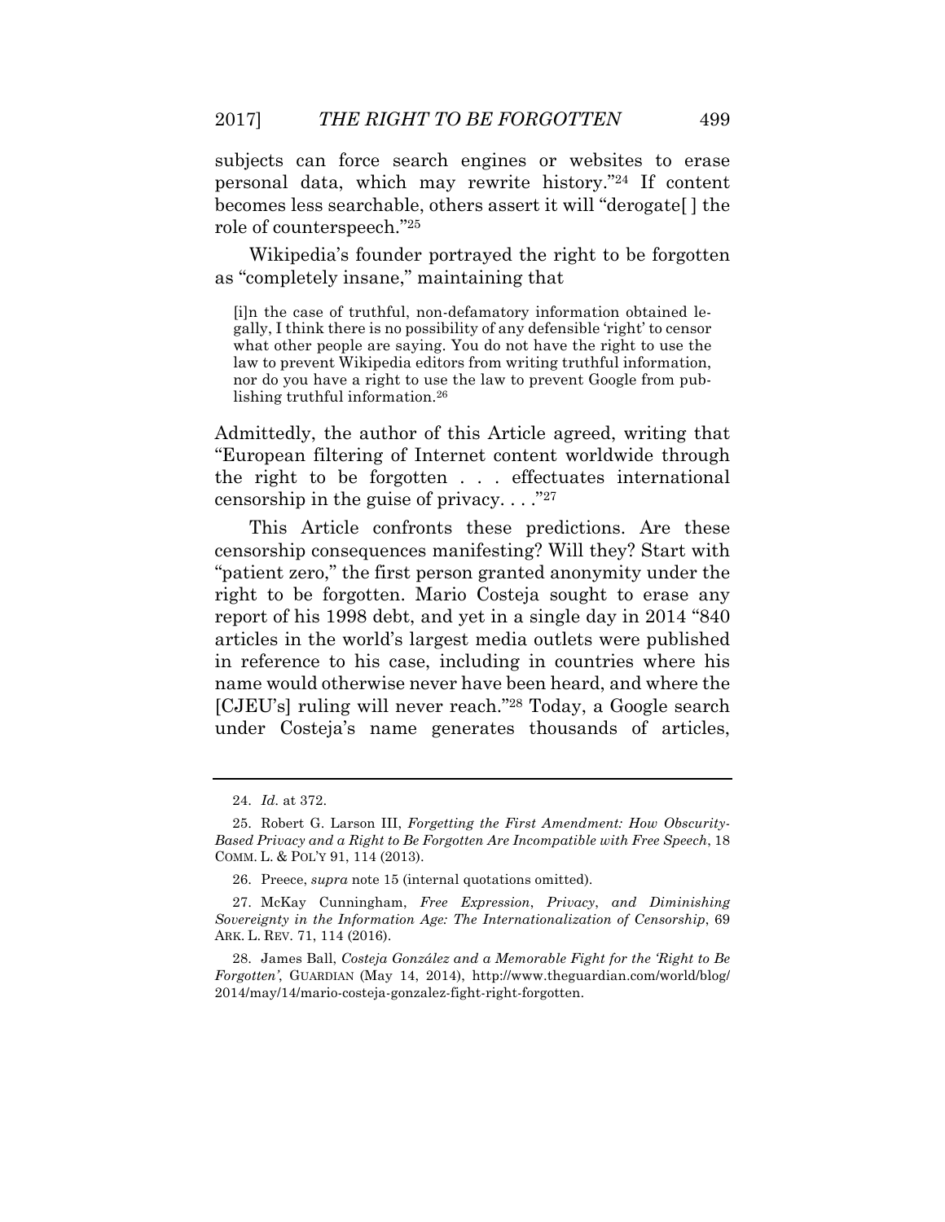subjects can force search engines or websites to erase personal data, which may rewrite history."[24] If content becomes less searchable, others assert it will "derogate[ ] the role of counterspeech."[25]

Wikipedia's founder portrayed the right to be forgotten as "completely insane," maintaining that

> [i]n the case of truthful, non-defamatory information obtained legally, I think there is no possibility of any defensible 'right' to censor what other people are saying. You do not have the right to use the law to prevent Wikipedia editors from writing truthful information, nor do you have a right to use the law to prevent Google from publishing truthful information.[26]

Admittedly, the author of this Article agreed, writing that "European filtering of Internet content worldwide through the right to be forgotten . . . effectuates international censorship in the guise of privacy. . . ."[27]

This Article confronts these predictions. Are these censorship consequences manifesting? Will they? Start with "patient zero," the first person granted anonymity under the right to be forgotten. Mario Costeja sought to erase any report of his 1998 debt, and yet in a single day in 2014 "840 articles in the world's largest media outlets were published in reference to his case, including in countries where his name would otherwise never have been heard, and where the [CJEU's] ruling will never reach."[28] Today, a Google search under Costeja's name generates thousands of articles,

---

24. *Id.* at 372.

25. Robert G. Larson III, *Forgetting the First Amendment: How Obscurity-Based Privacy and a Right to Be Forgotten Are Incompatible with Free Speech*, 18 COMM. L. & POL'Y 91, 114 (2013).

26. Preece, *supra* note 15 (internal quotations omitted).

27. McKay Cunningham, *Free Expression, Privacy, and Diminishing Sovereignty in the Information Age: The Internationalization of Censorship*, 69 ARK. L. REV. 71, 114 (2016).

28. James Ball, *Costeja González and a Memorable Fight for the 'Right to Be Forgotten'*, GUARDIAN (May 14, 2014), http://www.theguardian.com/world/blog/2014/may/14/mario-costeja-gonzalez-fight-right-forgotten.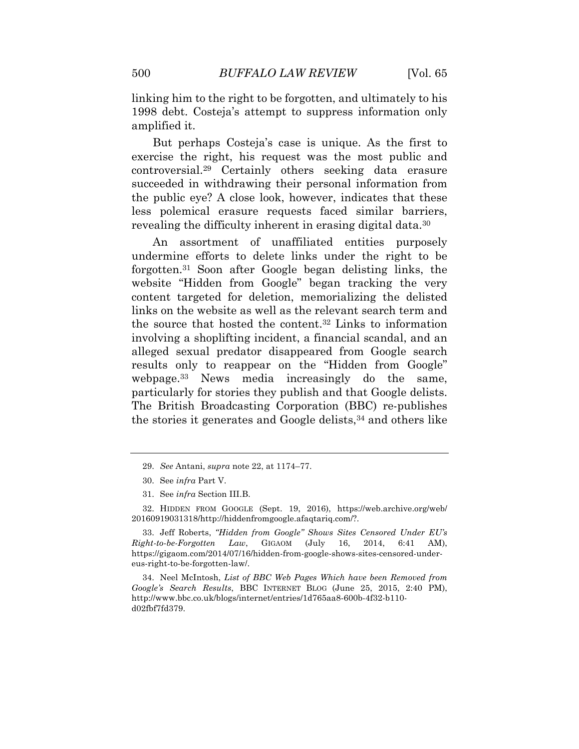linking him to the right to be forgotten, and ultimately to his 1998 debt. Costeja's attempt to suppress information only amplified it.

But perhaps Costeja's case is unique. As the first to exercise the right, his request was the most public and controversial.[29] Certainly others seeking data erasure succeeded in withdrawing their personal information from the public eye? A close look, however, indicates that these less polemical erasure requests faced similar barriers, revealing the difficulty inherent in erasing digital data.[30]

An assortment of unaffiliated entities purposely undermine efforts to delete links under the right to be forgotten.[31] Soon after Google began delisting links, the website "Hidden from Google" began tracking the very content targeted for deletion, memorializing the delisted links on the website as well as the relevant search term and the source that hosted the content.[32] Links to information involving a shoplifting incident, a financial scandal, and an alleged sexual predator disappeared from Google search results only to reappear on the "Hidden from Google" webpage.[33] News media increasingly do the same, particularly for stories they publish and that Google delists. The British Broadcasting Corporation (BBC) re-publishes the stories it generates and Google delists,[34] and others like

---

29. *See* Antani, *supra* note 22, at 1174–77.

30. See *infra* Part V.

31. See *infra* Section III.B.

32. HIDDEN FROM GOOGLE (Sept. 19, 2016), https://web.archive.org/web/20160919031318/http://hiddenfromgoogle.afaqtariq.com/?.

33. Jeff Roberts, *"Hidden from Google" Shows Sites Censored Under EU's Right-to-be-Forgotten Law*, GIGAOM (July 16, 2014, 6:41 AM), https://gigaom.com/2014/07/16/hidden-from-google-shows-sites-censored-under-eus-right-to-be-forgotten-law/.

34. Neel McIntosh, *List of BBC Web Pages Which have been Removed from Google's Search Results*, BBC INTERNET BLOG (June 25, 2015, 2:40 PM), http://www.bbc.co.uk/blogs/internet/entries/1d765aa8-600b-4f32-b110-d02fbf7fd379.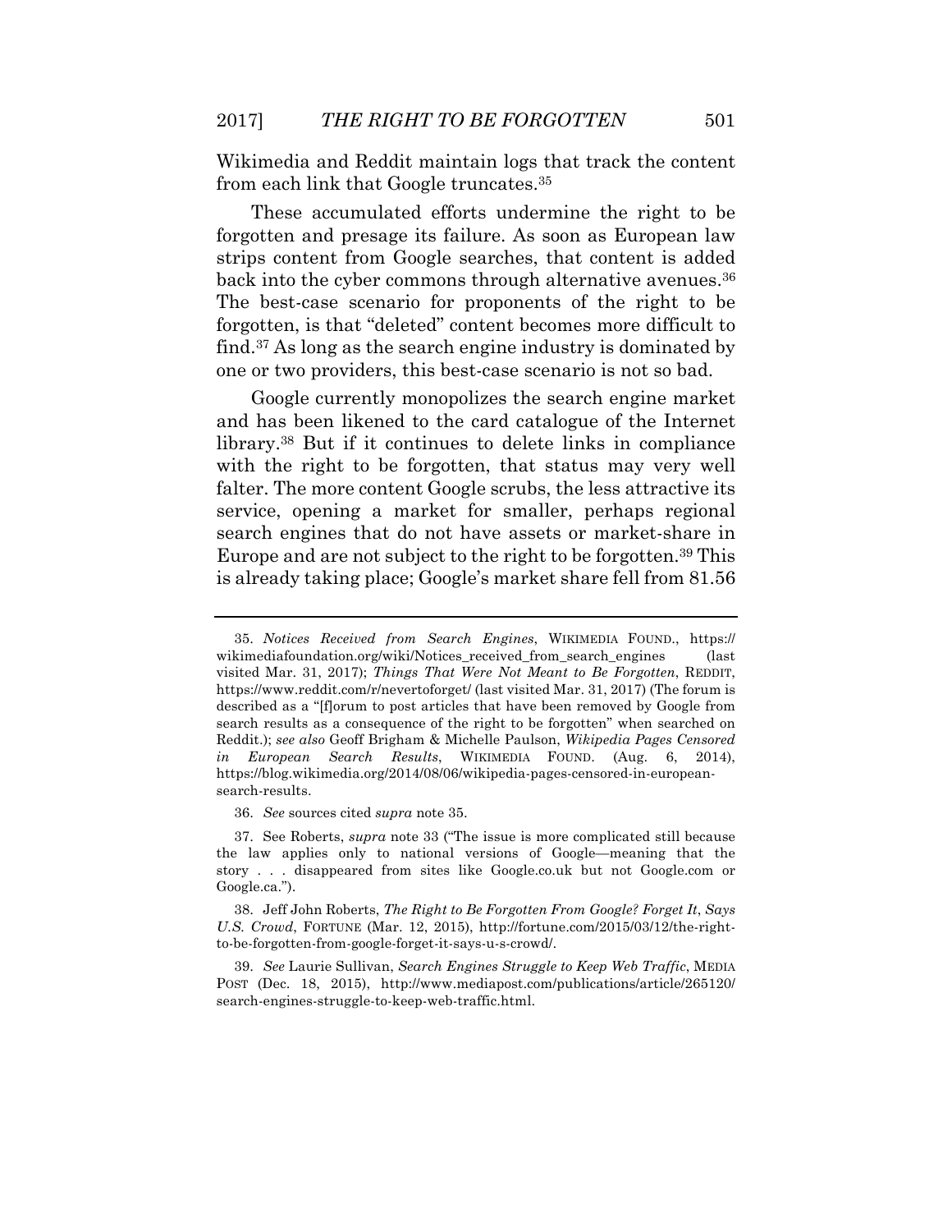Wikimedia and Reddit maintain logs that track the content from each link that Google truncates.[35]

These accumulated efforts undermine the right to be forgotten and presage its failure. As soon as European law strips content from Google searches, that content is added back into the cyber commons through alternative avenues.[36] The best-case scenario for proponents of the right to be forgotten, is that "deleted" content becomes more difficult to find.[37] As long as the search engine industry is dominated by one or two providers, this best-case scenario is not so bad.

Google currently monopolizes the search engine market and has been likened to the card catalogue of the Internet library.[38] But if it continues to delete links in compliance with the right to be forgotten, that status may very well falter. The more content Google scrubs, the less attractive its service, opening a market for smaller, perhaps regional search engines that do not have assets or market-share in Europe and are not subject to the right to be forgotten.[39] This is already taking place; Google's market share fell from 81.56

---

35. *Notices Received from Search Engines*, WIKIMEDIA FOUND., https://wikimediafoundation.org/wiki/Notices_received_from_search_engines (last visited Mar. 31, 2017); *Things That Were Not Meant to Be Forgotten*, REDDIT, https://www.reddit.com/r/nevertoforget/ (last visited Mar. 31, 2017) (The forum is described as a "[f]orum to post articles that have been removed by Google from search results as a consequence of the right to be forgotten" when searched on Reddit.); *see also* Geoff Brigham & Michelle Paulson, *Wikipedia Pages Censored in European Search Results*, WIKIMEDIA FOUND. (Aug. 6, 2014), https://blog.wikimedia.org/2014/08/06/wikipedia-pages-censored-in-european-search-results.

36. *See* sources cited *supra* note 35.

37. See Roberts, *supra* note 33 ("The issue is more complicated still because the law applies only to national versions of Google—meaning that the story . . . disappeared from sites like Google.co.uk but not Google.com or Google.ca.").

38. Jeff John Roberts, *The Right to Be Forgotten From Google? Forget It*, *Says U.S. Crowd*, FORTUNE (Mar. 12, 2015), http://fortune.com/2015/03/12/the-right-to-be-forgotten-from-google-forget-it-says-u-s-crowd/.

39. *See* Laurie Sullivan, *Search Engines Struggle to Keep Web Traffic*, MEDIA POST (Dec. 18, 2015), http://www.mediapost.com/publications/article/265120/search-engines-struggle-to-keep-web-traffic.html.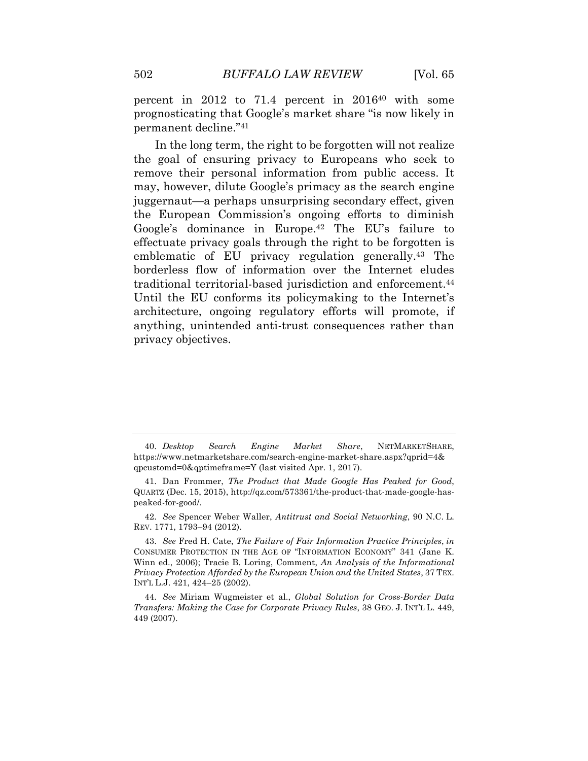percent in 2012 to 71.4 percent in 2016[40] with some prognosticating that Google's market share "is now likely in permanent decline."[41]

In the long term, the right to be forgotten will not realize the goal of ensuring privacy to Europeans who seek to remove their personal information from public access. It may, however, dilute Google's primacy as the search engine juggernaut—a perhaps unsurprising secondary effect, given the European Commission's ongoing efforts to diminish Google's dominance in Europe.[42] The EU's failure to effectuate privacy goals through the right to be forgotten is emblematic of EU privacy regulation generally.[43] The borderless flow of information over the Internet eludes traditional territorial-based jurisdiction and enforcement.[44] Until the EU conforms its policymaking to the Internet's architecture, ongoing regulatory efforts will promote, if anything, unintended anti-trust consequences rather than privacy objectives.

---

40. *Desktop Search Engine Market Share*, NETMARKETSHARE, https://www.netmarketshare.com/search-engine-market-share.aspx?qprid=4&qpcustomd=0&qptimeframe=Y (last visited Apr. 1, 2017).

41. Dan Frommer, *The Product that Made Google Has Peaked for Good*, QUARTZ (Dec. 15, 2015), http://qz.com/573361/the-product-that-made-google-has-peaked-for-good/.

42. *See* Spencer Weber Waller, *Antitrust and Social Networking*, 90 N.C. L. REV. 1771, 1793–94 (2012).

43. *See* Fred H. Cate, *The Failure of Fair Information Practice Principles*, *in* CONSUMER PROTECTION IN THE AGE OF "INFORMATION ECONOMY" 341 (Jane K. Winn ed., 2006); Tracie B. Loring, Comment, *An Analysis of the Informational Privacy Protection Afforded by the European Union and the United States*, 37 TEX. INT'L L.J. 421, 424–25 (2002).

44. *See* Miriam Wugmeister et al., *Global Solution for Cross-Border Data Transfers: Making the Case for Corporate Privacy Rules*, 38 GEO. J. INT'L L. 449, 449 (2007).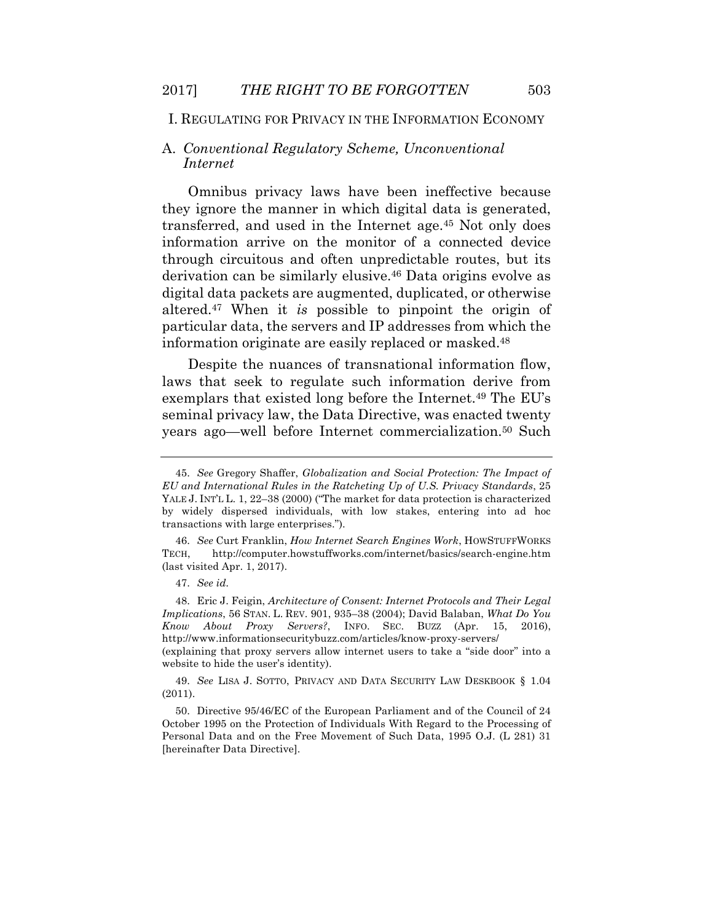## I. Regulating for Privacy in the Information Economy

### A. *Conventional Regulatory Scheme, Unconventional Internet*

Omnibus privacy laws have been ineffective because they ignore the manner in which digital data is generated, transferred, and used in the Internet age.[45] Not only does information arrive on the monitor of a connected device through circuitous and often unpredictable routes, but its derivation can be similarly elusive.[46] Data origins evolve as digital data packets are augmented, duplicated, or otherwise altered.[47] When it *is* possible to pinpoint the origin of particular data, the servers and IP addresses from which the information originate are easily replaced or masked.[48]

Despite the nuances of transnational information flow, laws that seek to regulate such information derive from exemplars that existed long before the Internet.[49] The EU's seminal privacy law, the Data Directive, was enacted twenty years ago—well before Internet commercialization.[50] Such

---

45. *See* Gregory Shaffer, *Globalization and Social Protection: The Impact of EU and International Rules in the Ratcheting Up of U.S. Privacy Standards*, 25 YALE J. INT'L L. 1, 22–38 (2000) ("The market for data protection is characterized by widely dispersed individuals, with low stakes, entering into ad hoc transactions with large enterprises.").

46. *See* Curt Franklin, *How Internet Search Engines Work*, HOWSTUFFWORKS TECH, http://computer.howstuffworks.com/internet/basics/search-engine.htm (last visited Apr. 1, 2017).

47. *See id.*

48. Eric J. Feigin, *Architecture of Consent: Internet Protocols and Their Legal Implications*, 56 STAN. L. REV. 901, 935–38 (2004); David Balaban, *What Do You Know About Proxy Servers?*, INFO. SEC. BUZZ (Apr. 15, 2016), http://www.informationsecuritybuzz.com/articles/know-proxy-servers/ (explaining that proxy servers allow internet users to take a "side door" into a website to hide the user's identity).

49. *See* LISA J. SOTTO, PRIVACY AND DATA SECURITY LAW DESKBOOK § 1.04 (2011).

50. Directive 95/46/EC of the European Parliament and of the Council of 24 October 1995 on the Protection of Individuals With Regard to the Processing of Personal Data and on the Free Movement of Such Data, 1995 O.J. (L 281) 31 [hereinafter Data Directive].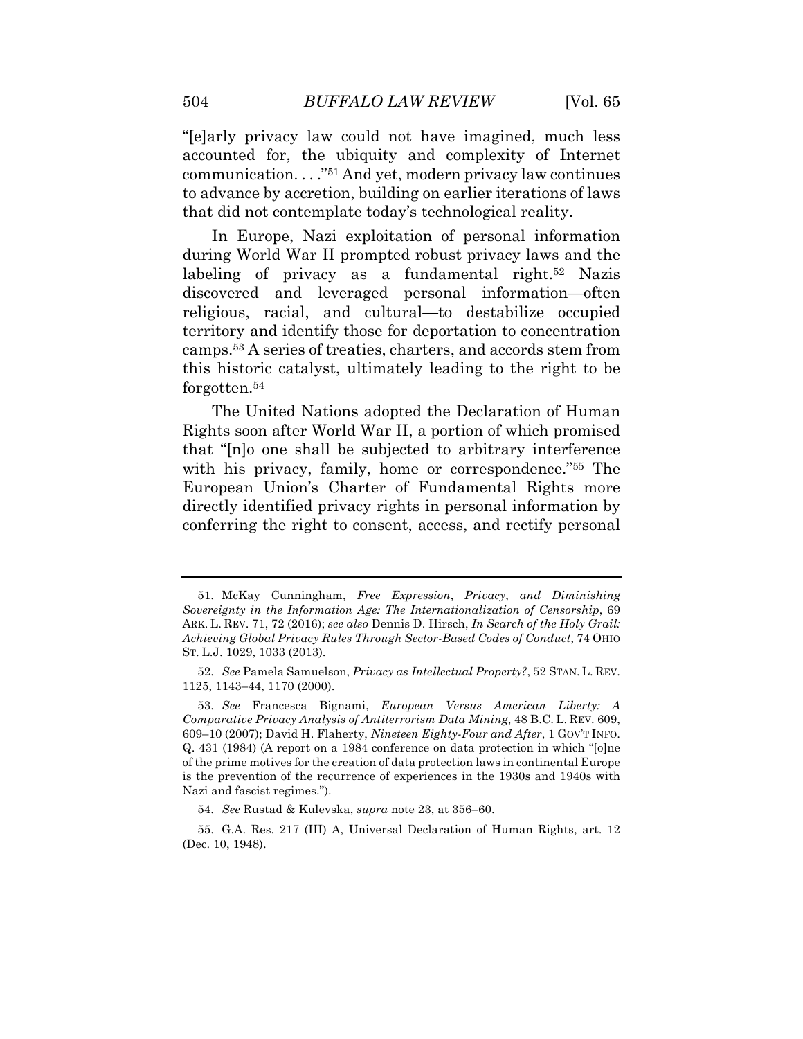"[e]arly privacy law could not have imagined, much less accounted for, the ubiquity and complexity of Internet communication. . . ."[51] And yet, modern privacy law continues to advance by accretion, building on earlier iterations of laws that did not contemplate today's technological reality.

In Europe, Nazi exploitation of personal information during World War II prompted robust privacy laws and the labeling of privacy as a fundamental right.[52] Nazis discovered and leveraged personal information—often religious, racial, and cultural—to destabilize occupied territory and identify those for deportation to concentration camps.[53] A series of treaties, charters, and accords stem from this historic catalyst, ultimately leading to the right to be forgotten.[54]

The United Nations adopted the Declaration of Human Rights soon after World War II, a portion of which promised that "[n]o one shall be subjected to arbitrary interference with his privacy, family, home or correspondence."[55] The European Union's Charter of Fundamental Rights more directly identified privacy rights in personal information by conferring the right to consent, access, and rectify personal

---

51. McKay Cunningham, *Free Expression, Privacy, and Diminishing Sovereignty in the Information Age: The Internationalization of Censorship*, 69 ARK. L. REV. 71, 72 (2016); *see also* Dennis D. Hirsch, *In Search of the Holy Grail: Achieving Global Privacy Rules Through Sector-Based Codes of Conduct*, 74 OHIO ST. L.J. 1029, 1033 (2013).

52. *See* Pamela Samuelson, *Privacy as Intellectual Property?*, 52 STAN. L. REV. 1125, 1143–44, 1170 (2000).

53. *See* Francesca Bignami, *European Versus American Liberty: A Comparative Privacy Analysis of Antiterrorism Data Mining*, 48 B.C. L. REV. 609, 609–10 (2007); David H. Flaherty, *Nineteen Eighty-Four and After*, 1 GOV'T INFO. Q. 431 (1984) (A report on a 1984 conference on data protection in which "[o]ne of the prime motives for the creation of data protection laws in continental Europe is the prevention of the recurrence of experiences in the 1930s and 1940s with Nazi and fascist regimes.").

54. *See* Rustad & Kulevska, *supra* note 23, at 356–60.

55. G.A. Res. 217 (III) A, Universal Declaration of Human Rights, art. 12 (Dec. 10, 1948).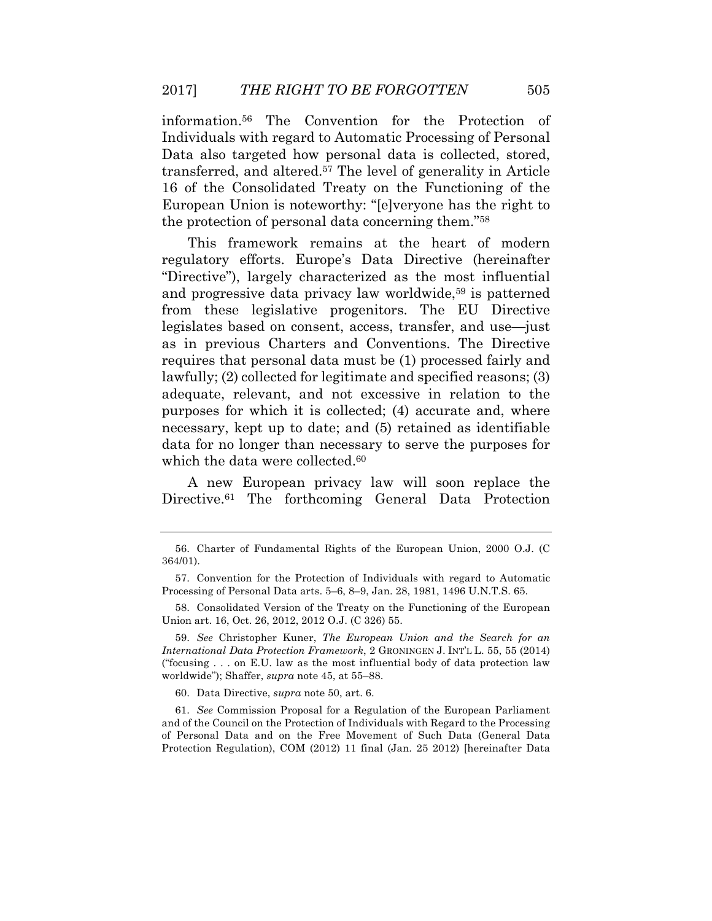information.[56] The Convention for the Protection of Individuals with regard to Automatic Processing of Personal Data also targeted how personal data is collected, stored, transferred, and altered.[57] The level of generality in Article 16 of the Consolidated Treaty on the Functioning of the European Union is noteworthy: "[e]veryone has the right to the protection of personal data concerning them."[58]

This framework remains at the heart of modern regulatory efforts. Europe's Data Directive (hereinafter "Directive"), largely characterized as the most influential and progressive data privacy law worldwide,[59] is patterned from these legislative progenitors. The EU Directive legislates based on consent, access, transfer, and use—just as in previous Charters and Conventions. The Directive requires that personal data must be (1) processed fairly and lawfully; (2) collected for legitimate and specified reasons; (3) adequate, relevant, and not excessive in relation to the purposes for which it is collected; (4) accurate and, where necessary, kept up to date; and (5) retained as identifiable data for no longer than necessary to serve the purposes for which the data were collected.[60]

A new European privacy law will soon replace the Directive.[61] The forthcoming General Data Protection

---

56. Charter of Fundamental Rights of the European Union, 2000 O.J. (C 364/01).

57. Convention for the Protection of Individuals with regard to Automatic Processing of Personal Data arts. 5–6, 8–9, Jan. 28, 1981, 1496 U.N.T.S. 65.

58. Consolidated Version of the Treaty on the Functioning of the European Union art. 16, Oct. 26, 2012, 2012 O.J. (C 326) 55.

59. *See* Christopher Kuner, *The European Union and the Search for an International Data Protection Framework*, 2 GRONINGEN J. INT'L L. 55, 55 (2014) ("focusing . . . on E.U. law as the most influential body of data protection law worldwide"); Shaffer, *supra* note 45, at 55–88.

60. Data Directive, *supra* note 50, art. 6.

61. *See* Commission Proposal for a Regulation of the European Parliament and of the Council on the Protection of Individuals with Regard to the Processing of Personal Data and on the Free Movement of Such Data (General Data Protection Regulation), COM (2012) 11 final (Jan. 25 2012) [hereinafter Data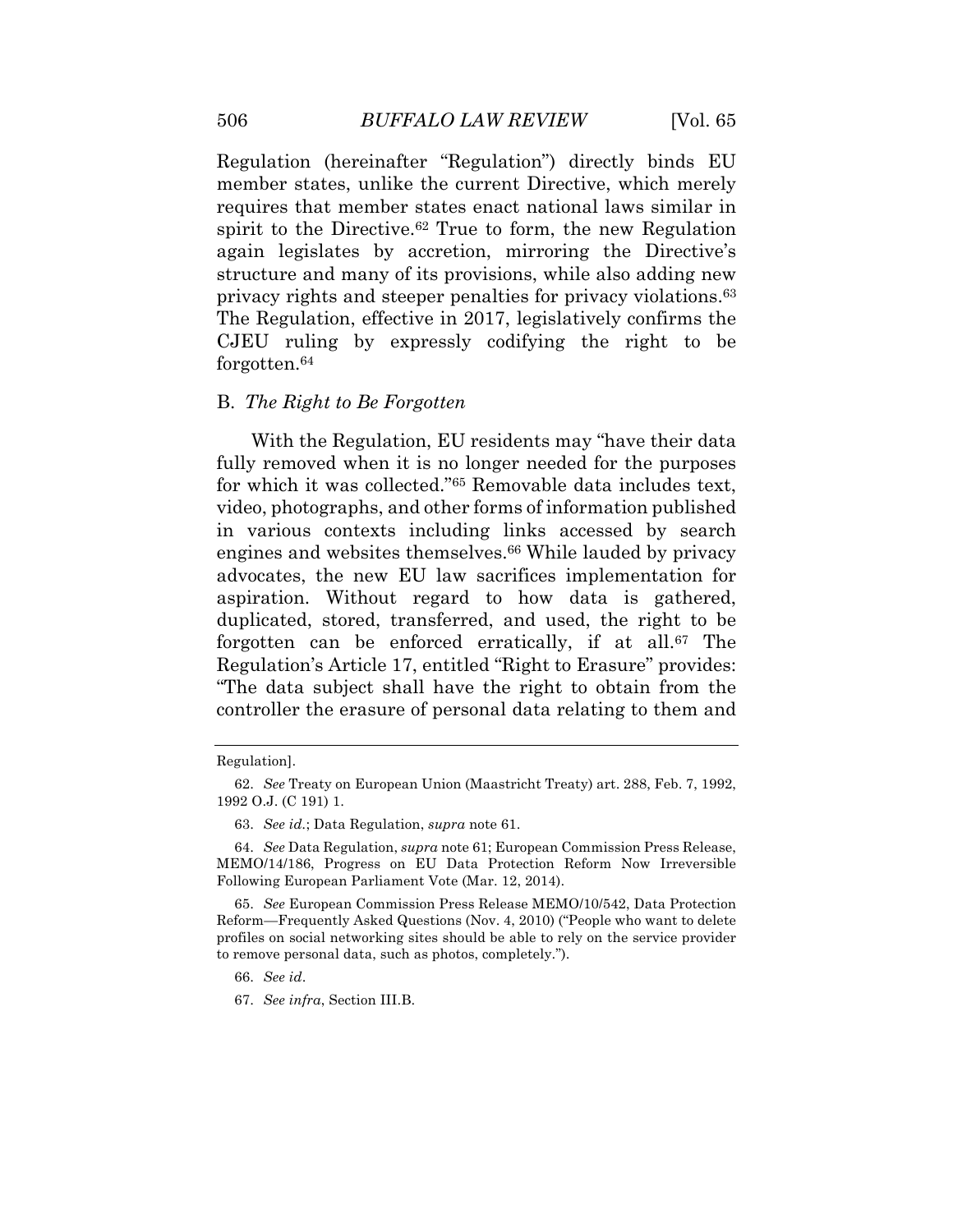Regulation (hereinafter "Regulation") directly binds EU member states, unlike the current Directive, which merely requires that member states enact national laws similar in spirit to the Directive.[62] True to form, the new Regulation again legislates by accretion, mirroring the Directive's structure and many of its provisions, while also adding new privacy rights and steeper penalties for privacy violations.[63] The Regulation, effective in 2017, legislatively confirms the CJEU ruling by expressly codifying the right to be forgotten.[64]

## B. *The Right to Be Forgotten*

With the Regulation, EU residents may "have their data fully removed when it is no longer needed for the purposes for which it was collected."[65] Removable data includes text, video, photographs, and other forms of information published in various contexts including links accessed by search engines and websites themselves.[66] While lauded by privacy advocates, the new EU law sacrifices implementation for aspiration. Without regard to how data is gathered, duplicated, stored, transferred, and used, the right to be forgotten can be enforced erratically, if at all.[67] The Regulation's Article 17, entitled "Right to Erasure" provides: "The data subject shall have the right to obtain from the controller the erasure of personal data relating to them and

---

Regulation].

62. *See* Treaty on European Union (Maastricht Treaty) art. 288, Feb. 7, 1992, 1992 O.J. (C 191) 1.

63. *See id.*; Data Regulation, *supra* note 61.

64. *See* Data Regulation, *supra* note 61; European Commission Press Release, MEMO/14/186, Progress on EU Data Protection Reform Now Irreversible Following European Parliament Vote (Mar. 12, 2014).

65. *See* European Commission Press Release MEMO/10/542, Data Protection Reform—Frequently Asked Questions (Nov. 4, 2010) ("People who want to delete profiles on social networking sites should be able to rely on the service provider to remove personal data, such as photos, completely.").

66. *See id*.

67. *See infra*, Section III.B.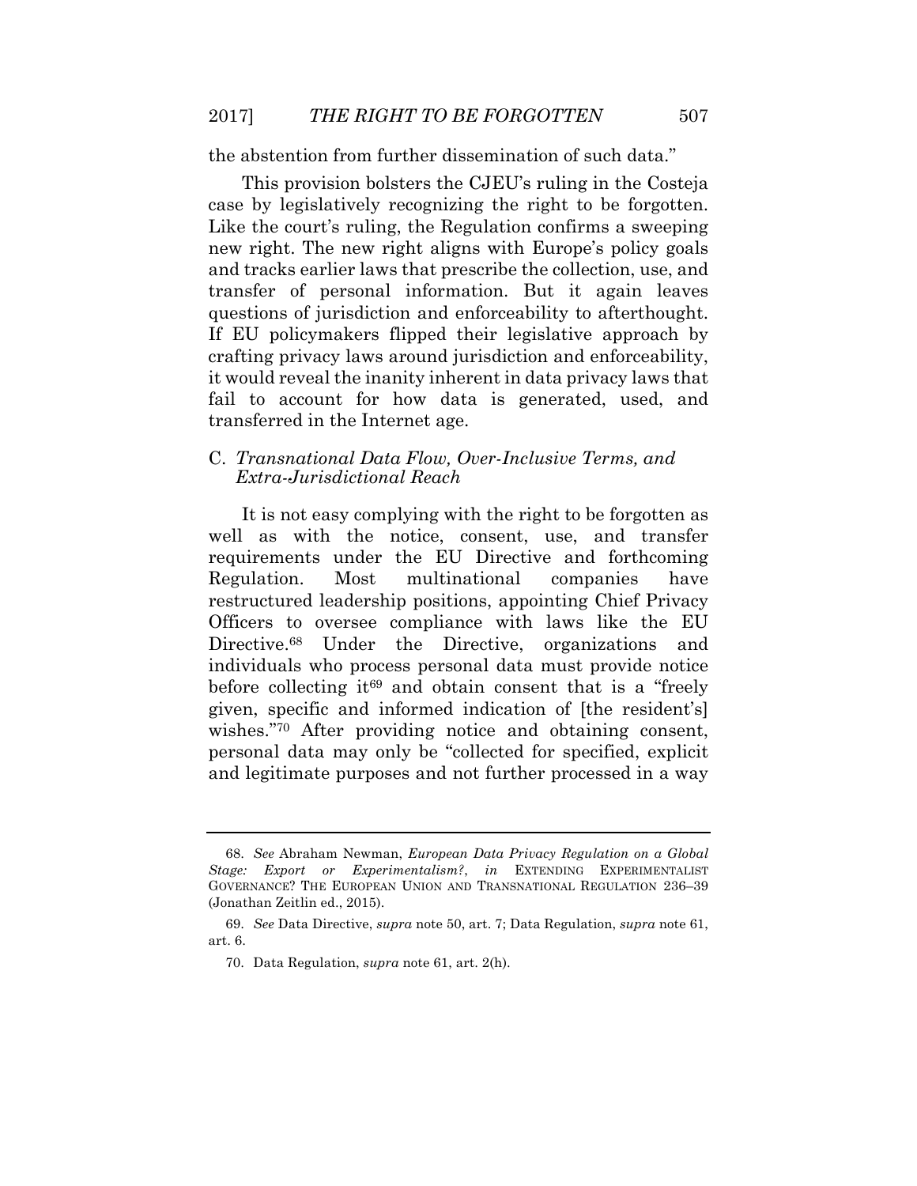the abstention from further dissemination of such data."

This provision bolsters the CJEU's ruling in the Costeja case by legislatively recognizing the right to be forgotten. Like the court's ruling, the Regulation confirms a sweeping new right. The new right aligns with Europe's policy goals and tracks earlier laws that prescribe the collection, use, and transfer of personal information. But it again leaves questions of jurisdiction and enforceability to afterthought. If EU policymakers flipped their legislative approach by crafting privacy laws around jurisdiction and enforceability, it would reveal the inanity inherent in data privacy laws that fail to account for how data is generated, used, and transferred in the Internet age.

### C. *Transnational Data Flow, Over-Inclusive Terms, and Extra-Jurisdictional Reach*

It is not easy complying with the right to be forgotten as well as with the notice, consent, use, and transfer requirements under the EU Directive and forthcoming Regulation. Most multinational companies have restructured leadership positions, appointing Chief Privacy Officers to oversee compliance with laws like the EU Directive.[68] Under the Directive, organizations and individuals who process personal data must provide notice before collecting it[69] and obtain consent that is a "freely given, specific and informed indication of [the resident's] wishes."[70] After providing notice and obtaining consent, personal data may only be "collected for specified, explicit and legitimate purposes and not further processed in a way

---

68. *See* Abraham Newman, *European Data Privacy Regulation on a Global Stage: Export or Experimentalism?*, *in* EXTENDING EXPERIMENTALIST GOVERNANCE? THE EUROPEAN UNION AND TRANSNATIONAL REGULATION 236–39 (Jonathan Zeitlin ed., 2015).

69. *See* Data Directive, *supra* note 50, art. 7; Data Regulation, *supra* note 61, art. 6.

70. Data Regulation, *supra* note 61, art. 2(h).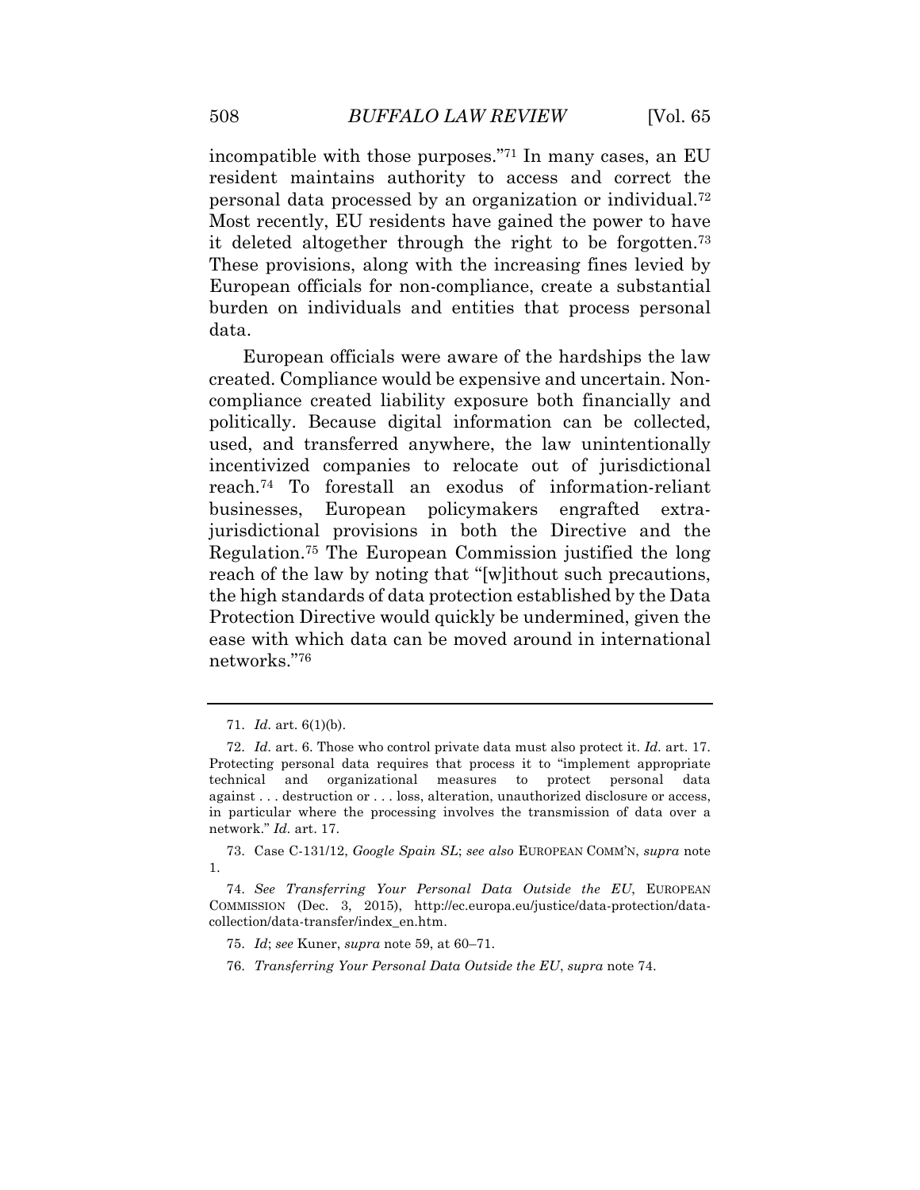incompatible with those purposes."[71] In many cases, an EU resident maintains authority to access and correct the personal data processed by an organization or individual.[72] Most recently, EU residents have gained the power to have it deleted altogether through the right to be forgotten.[73] These provisions, along with the increasing fines levied by European officials for non-compliance, create a substantial burden on individuals and entities that process personal data.

European officials were aware of the hardships the law created. Compliance would be expensive and uncertain. Non-compliance created liability exposure both financially and politically. Because digital information can be collected, used, and transferred anywhere, the law unintentionally incentivized companies to relocate out of jurisdictional reach.[74] To forestall an exodus of information-reliant businesses, European policymakers engrafted extra-jurisdictional provisions in both the Directive and the Regulation.[75] The European Commission justified the long reach of the law by noting that "[w]ithout such precautions, the high standards of data protection established by the Data Protection Directive would quickly be undermined, given the ease with which data can be moved around in international networks."[76]

---

71. *Id.* art. 6(1)(b).

72. *Id.* art. 6. Those who control private data must also protect it. *Id.* art. 17. Protecting personal data requires that process it to "implement appropriate technical and organizational measures to protect personal data against . . . destruction or . . . loss, alteration, unauthorized disclosure or access, in particular where the processing involves the transmission of data over a network." *Id.* art. 17.

73. Case C-131/12, *Google Spain SL*; *see also* EUROPEAN COMM'N, *supra* note 1.

74. *See Transferring Your Personal Data Outside the EU*, EUROPEAN COMMISSION (Dec. 3, 2015), http://ec.europa.eu/justice/data-protection/data-collection/data-transfer/index_en.htm.

75. *Id*; *see* Kuner, *supra* note 59, at 60–71.

76. *Transferring Your Personal Data Outside the EU*, *supra* note 74.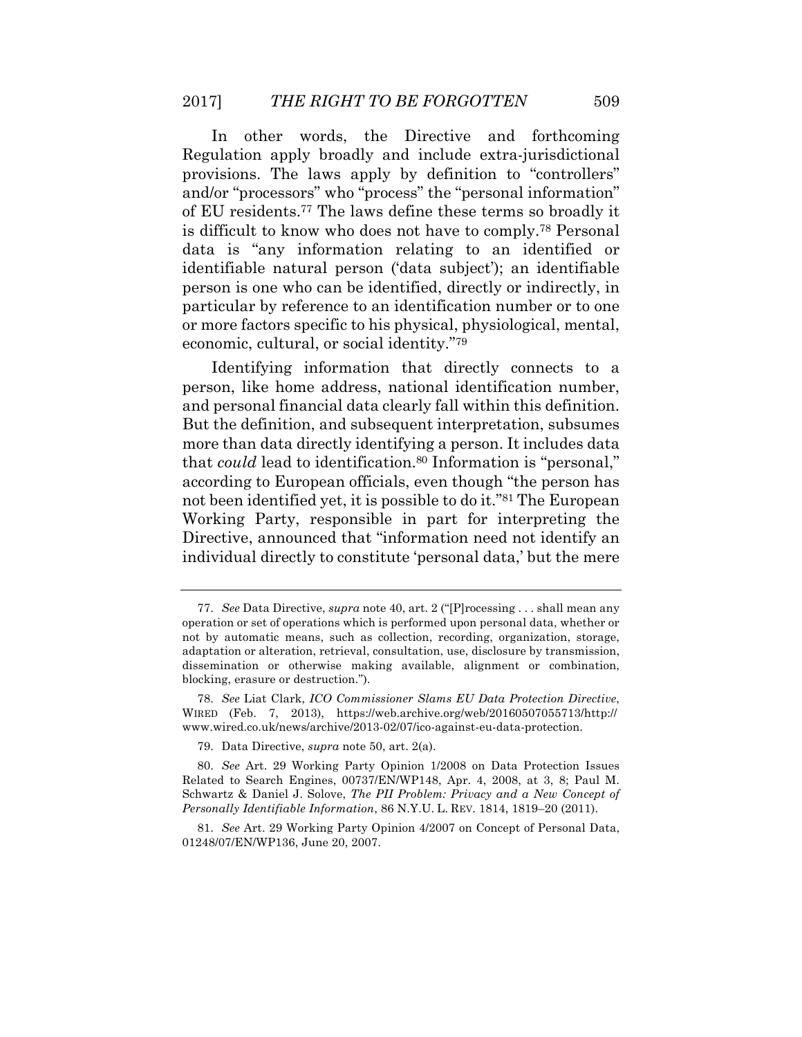In other words, the Directive and forthcoming Regulation apply broadly and include extra-jurisdictional provisions. The laws apply by definition to "controllers" and/or "processors" who "process" the "personal information" of EU residents.[77] The laws define these terms so broadly it is difficult to know who does not have to comply.[78] Personal data is "any information relating to an identified or identifiable natural person ('data subject'); an identifiable person is one who can be identified, directly or indirectly, in particular by reference to an identification number or to one or more factors specific to his physical, physiological, mental, economic, cultural, or social identity."[79]

Identifying information that directly connects to a person, like home address, national identification number, and personal financial data clearly fall within this definition. But the definition, and subsequent interpretation, subsumes more than data directly identifying a person. It includes data that *could* lead to identification.[80] Information is "personal," according to European officials, even though "the person has not been identified yet, it is possible to do it."[81] The European Working Party, responsible in part for interpreting the Directive, announced that "information need not identify an individual directly to constitute 'personal data,' but the mere

---

77. *See* Data Directive, *supra* note 40, art. 2 ("[P]rocessing . . . shall mean any operation or set of operations which is performed upon personal data, whether or not by automatic means, such as collection, recording, organization, storage, adaptation or alteration, retrieval, consultation, use, disclosure by transmission, dissemination or otherwise making available, alignment or combination, blocking, erasure or destruction.").

78. *See* Liat Clark, *ICO Commissioner Slams EU Data Protection Directive*, WIRED (Feb. 7, 2013), https://web.archive.org/web/20160507055713/http://www.wired.co.uk/news/archive/2013-02/07/ico-against-eu-data-protection.

79. Data Directive, *supra* note 50, art. 2(a).

80. *See* Art. 29 Working Party Opinion 1/2008 on Data Protection Issues Related to Search Engines, 00737/EN/WP148, Apr. 4, 2008, at 3, 8; Paul M. Schwartz & Daniel J. Solove, *The PII Problem: Privacy and a New Concept of Personally Identifiable Information*, 86 N.Y.U. L. REV. 1814, 1819–20 (2011).

81. *See* Art. 29 Working Party Opinion 4/2007 on Concept of Personal Data, 01248/07/EN/WP136, June 20, 2007.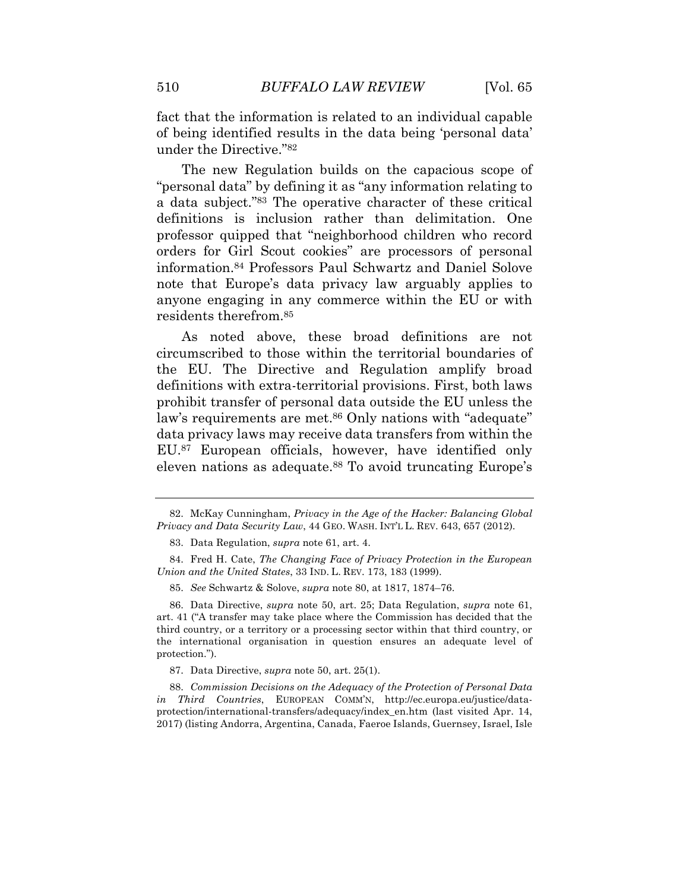fact that the information is related to an individual capable of being identified results in the data being 'personal data' under the Directive."[82]

The new Regulation builds on the capacious scope of "personal data" by defining it as "any information relating to a data subject."[83] The operative character of these critical definitions is inclusion rather than delimitation. One professor quipped that "neighborhood children who record orders for Girl Scout cookies" are processors of personal information.[84] Professors Paul Schwartz and Daniel Solove note that Europe's data privacy law arguably applies to anyone engaging in any commerce within the EU or with residents therefrom.[85]

As noted above, these broad definitions are not circumscribed to those within the territorial boundaries of the EU. The Directive and Regulation amplify broad definitions with extra-territorial provisions. First, both laws prohibit transfer of personal data outside the EU unless the law's requirements are met.[86] Only nations with "adequate" data privacy laws may receive data transfers from within the EU.[87] European officials, however, have identified only eleven nations as adequate.[88] To avoid truncating Europe's

---

82. McKay Cunningham, *Privacy in the Age of the Hacker: Balancing Global Privacy and Data Security Law*, 44 GEO. WASH. INT'L L. REV. 643, 657 (2012).

83. Data Regulation, *supra* note 61, art. 4.

84. Fred H. Cate, *The Changing Face of Privacy Protection in the European Union and the United States*, 33 IND. L. REV. 173, 183 (1999).

85. *See* Schwartz & Solove, *supra* note 80, at 1817, 1874–76.

86. Data Directive, *supra* note 50, art. 25; Data Regulation, *supra* note 61, art. 41 ("A transfer may take place where the Commission has decided that the third country, or a territory or a processing sector within that third country, or the international organisation in question ensures an adequate level of protection.").

87. Data Directive, *supra* note 50, art. 25(1).

88. *Commission Decisions on the Adequacy of the Protection of Personal Data in Third Countries*, EUROPEAN COMM'N, http://ec.europa.eu/justice/data-protection/international-transfers/adequacy/index_en.htm (last visited Apr. 14, 2017) (listing Andorra, Argentina, Canada, Faeroe Islands, Guernsey, Israel, Isle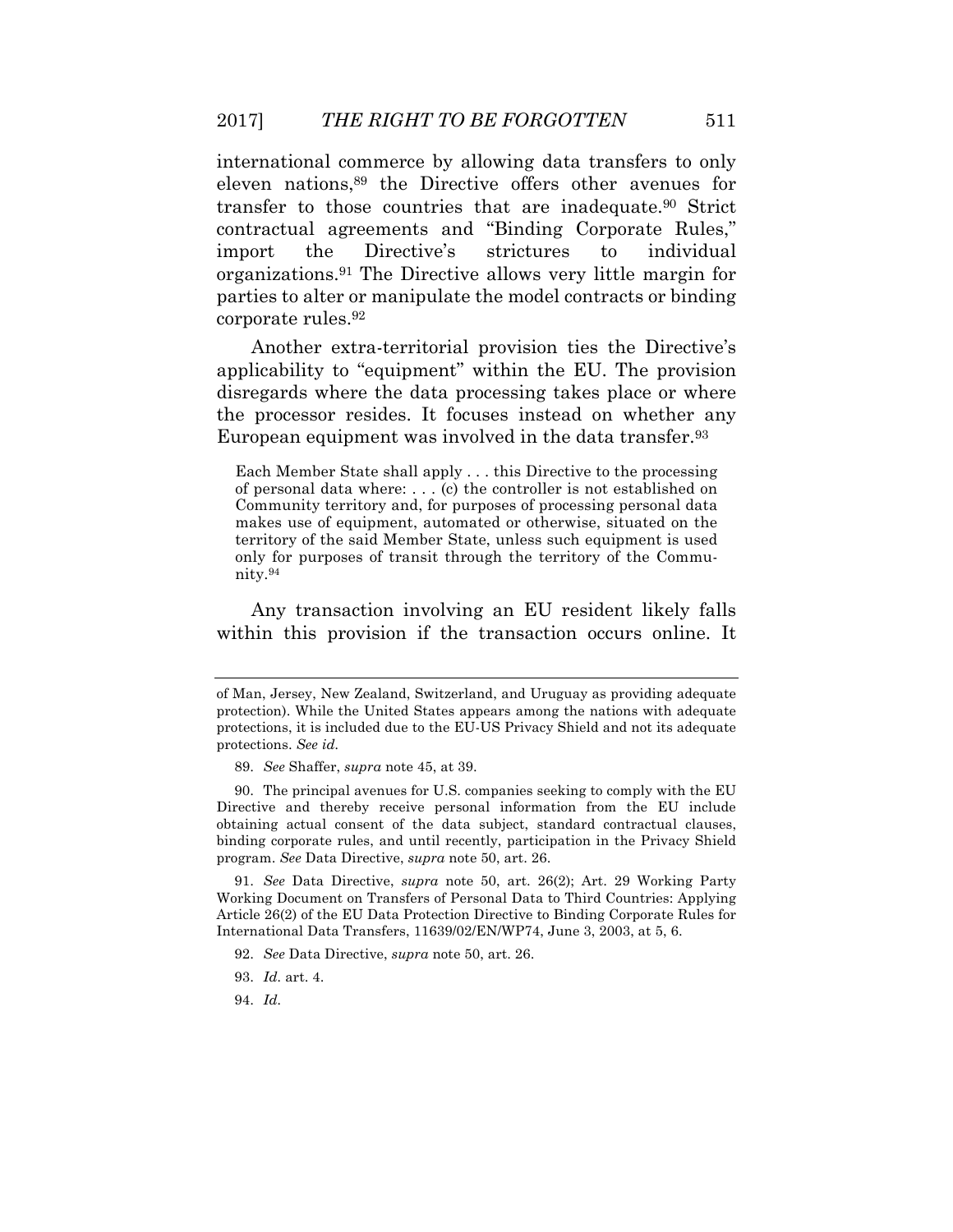international commerce by allowing data transfers to only eleven nations,[89] the Directive offers other avenues for transfer to those countries that are inadequate.[90] Strict contractual agreements and "Binding Corporate Rules," import the Directive's strictures to individual organizations.[91] The Directive allows very little margin for parties to alter or manipulate the model contracts or binding corporate rules.[92]

Another extra-territorial provision ties the Directive's applicability to "equipment" within the EU. The provision disregards where the data processing takes place or where the processor resides. It focuses instead on whether any European equipment was involved in the data transfer.[93]

> Each Member State shall apply . . . this Directive to the processing of personal data where: . . . (c) the controller is not established on Community territory and, for purposes of processing personal data makes use of equipment, automated or otherwise, situated on the territory of the said Member State, unless such equipment is used only for purposes of transit through the territory of the Community.[94]

Any transaction involving an EU resident likely falls within this provision if the transaction occurs online. It

---

of Man, Jersey, New Zealand, Switzerland, and Uruguay as providing adequate protection). While the United States appears among the nations with adequate protections, it is included due to the EU-US Privacy Shield and not its adequate protections. *See id.*

89. *See* Shaffer, *supra* note 45, at 39.

90. The principal avenues for U.S. companies seeking to comply with the EU Directive and thereby receive personal information from the EU include obtaining actual consent of the data subject, standard contractual clauses, binding corporate rules, and until recently, participation in the Privacy Shield program. *See* Data Directive, *supra* note 50, art. 26.

91. *See* Data Directive, *supra* note 50, art. 26(2); Art. 29 Working Party Working Document on Transfers of Personal Data to Third Countries: Applying Article 26(2) of the EU Data Protection Directive to Binding Corporate Rules for International Data Transfers, 11639/02/EN/WP74, June 3, 2003, at 5, 6.

92. *See* Data Directive, *supra* note 50, art. 26.

93. *Id.* art. 4.

94. *Id.*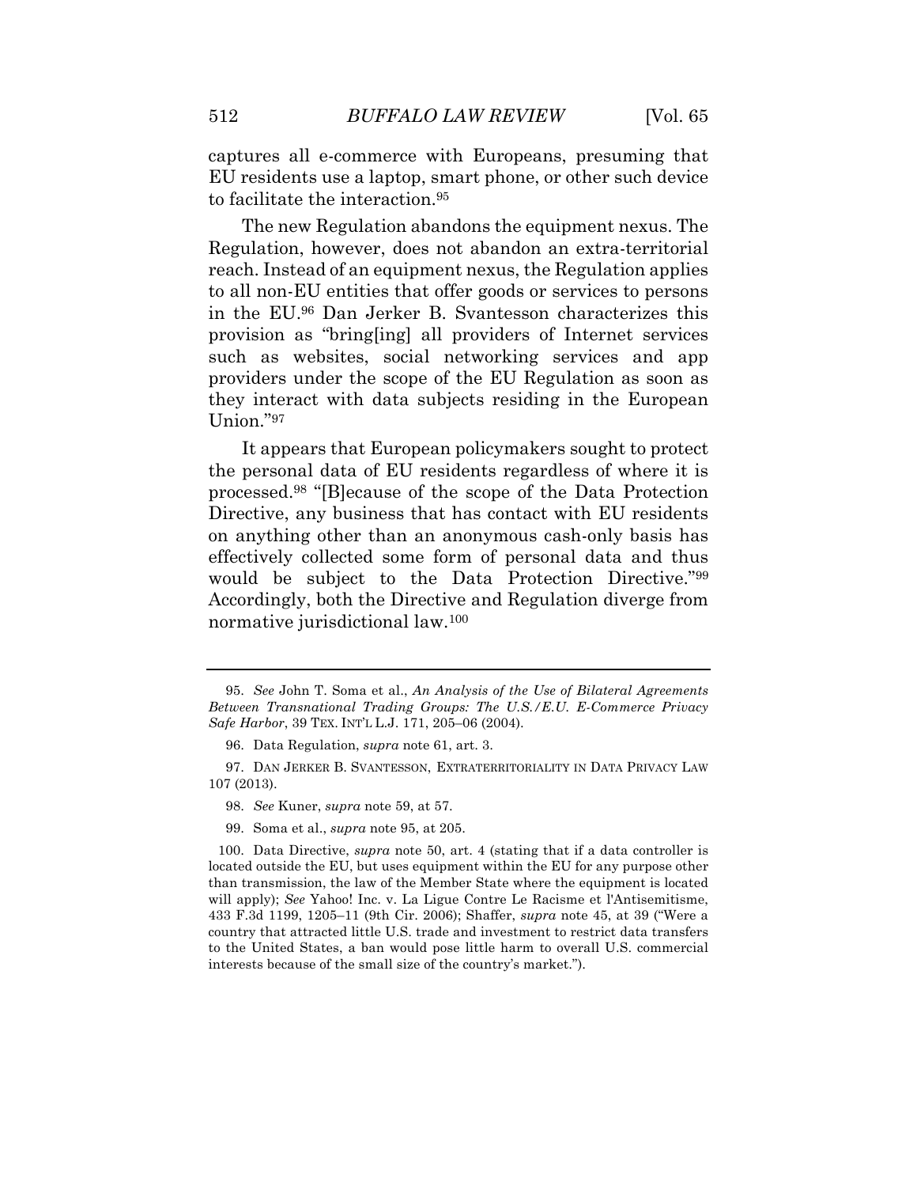captures all e-commerce with Europeans, presuming that EU residents use a laptop, smart phone, or other such device to facilitate the interaction.[95]

The new Regulation abandons the equipment nexus. The Regulation, however, does not abandon an extra-territorial reach. Instead of an equipment nexus, the Regulation applies to all non-EU entities that offer goods or services to persons in the EU.[96] Dan Jerker B. Svantesson characterizes this provision as "bring[ing] all providers of Internet services such as websites, social networking services and app providers under the scope of the EU Regulation as soon as they interact with data subjects residing in the European Union."[97]

It appears that European policymakers sought to protect the personal data of EU residents regardless of where it is processed.[98] "[B]ecause of the scope of the Data Protection Directive, any business that has contact with EU residents on anything other than an anonymous cash-only basis has effectively collected some form of personal data and thus would be subject to the Data Protection Directive."[99] Accordingly, both the Directive and Regulation diverge from normative jurisdictional law.[100]

---

95. *See* John T. Soma et al., *An Analysis of the Use of Bilateral Agreements Between Transnational Trading Groups: The U.S./E.U. E-Commerce Privacy Safe Harbor*, 39 TEX. INT'L L.J. 171, 205–06 (2004).

96. Data Regulation, *supra* note 61, art. 3.

97. DAN JERKER B. SVANTESSON, EXTRATERRITORIALITY IN DATA PRIVACY LAW 107 (2013).

98. *See* Kuner, *supra* note 59, at 57.

99. Soma et al., *supra* note 95, at 205.

100. Data Directive, *supra* note 50, art. 4 (stating that if a data controller is located outside the EU, but uses equipment within the EU for any purpose other than transmission, the law of the Member State where the equipment is located will apply); *See* Yahoo! Inc. v. La Ligue Contre Le Racisme et l'Antisemitisme, 433 F.3d 1199, 1205–11 (9th Cir. 2006); Shaffer, *supra* note 45, at 39 ("Were a country that attracted little U.S. trade and investment to restrict data transfers to the United States, a ban would pose little harm to overall U.S. commercial interests because of the small size of the country's market.").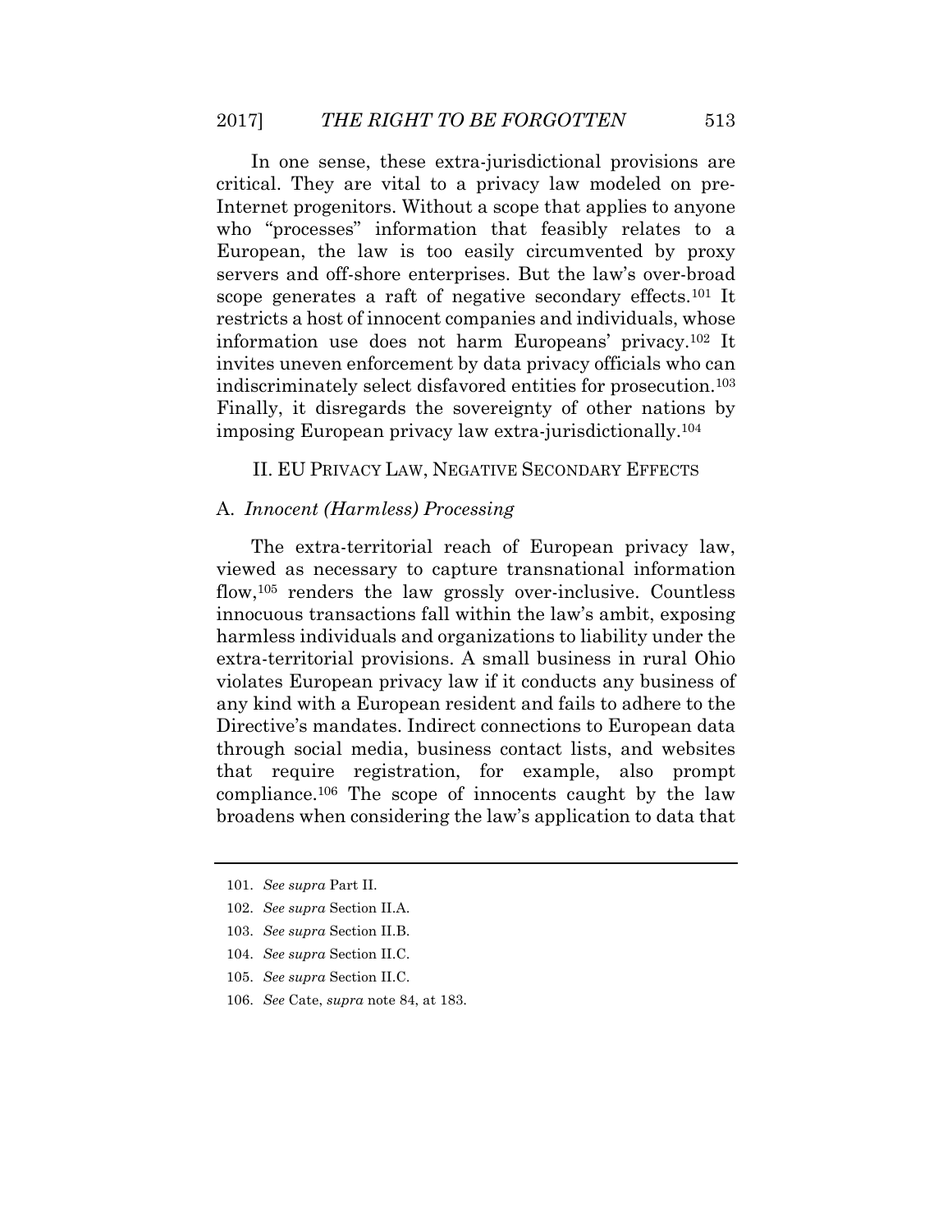In one sense, these extra-jurisdictional provisions are critical. They are vital to a privacy law modeled on pre-Internet progenitors. Without a scope that applies to anyone who "processes" information that feasibly relates to a European, the law is too easily circumvented by proxy servers and off-shore enterprises. But the law's over-broad scope generates a raft of negative secondary effects.[101] It restricts a host of innocent companies and individuals, whose information use does not harm Europeans' privacy.[102] It invites uneven enforcement by data privacy officials who can indiscriminately select disfavored entities for prosecution.[103] Finally, it disregards the sovereignty of other nations by imposing European privacy law extra-jurisdictionally.[104]

## II. EU PRIVACY LAW, NEGATIVE SECONDARY EFFECTS

### A. *Innocent (Harmless) Processing*

The extra-territorial reach of European privacy law, viewed as necessary to capture transnational information flow,[105] renders the law grossly over-inclusive. Countless innocuous transactions fall within the law's ambit, exposing harmless individuals and organizations to liability under the extra-territorial provisions. A small business in rural Ohio violates European privacy law if it conducts any business of any kind with a European resident and fails to adhere to the Directive's mandates. Indirect connections to European data through social media, business contact lists, and websites that require registration, for example, also prompt compliance.[106] The scope of innocents caught by the law broadens when considering the law's application to data that

---

101. *See supra* Part II.

102. *See supra* Section II.A.

103. *See supra* Section II.B.

104. *See supra* Section II.C.

105. *See supra* Section II.C.

106. *See* Cate, *supra* note 84, at 183.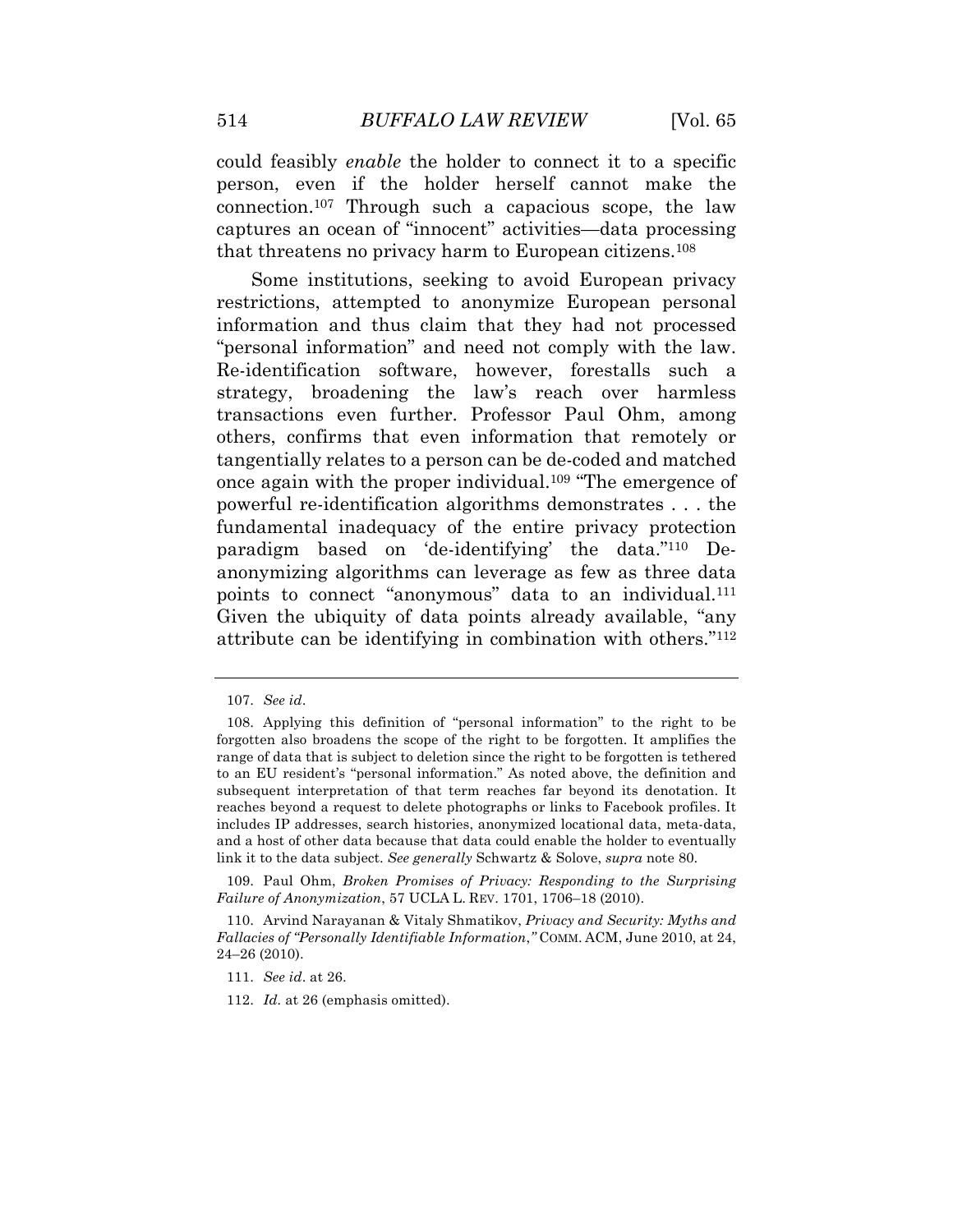could feasibly *enable* the holder to connect it to a specific person, even if the holder herself cannot make the connection.[107] Through such a capacious scope, the law captures an ocean of "innocent" activities—data processing that threatens no privacy harm to European citizens.[108]

Some institutions, seeking to avoid European privacy restrictions, attempted to anonymize European personal information and thus claim that they had not processed "personal information" and need not comply with the law. Re-identification software, however, forestalls such a strategy, broadening the law's reach over harmless transactions even further. Professor Paul Ohm, among others, confirms that even information that remotely or tangentially relates to a person can be de-coded and matched once again with the proper individual.[109] "The emergence of powerful re-identification algorithms demonstrates . . . the fundamental inadequacy of the entire privacy protection paradigm based on 'de-identifying' the data."[110] De-anonymizing algorithms can leverage as few as three data points to connect "anonymous" data to an individual.[111] Given the ubiquity of data points already available, "any attribute can be identifying in combination with others."[112]

---

107. *See id*.

108. Applying this definition of "personal information" to the right to be forgotten also broadens the scope of the right to be forgotten. It amplifies the range of data that is subject to deletion since the right to be forgotten is tethered to an EU resident's "personal information." As noted above, the definition and subsequent interpretation of that term reaches far beyond its denotation. It reaches beyond a request to delete photographs or links to Facebook profiles. It includes IP addresses, search histories, anonymized locational data, meta-data, and a host of other data because that data could enable the holder to eventually link it to the data subject. *See generally* Schwartz & Solove, *supra* note 80.

109. Paul Ohm, *Broken Promises of Privacy: Responding to the Surprising Failure of Anonymization*, 57 UCLA L. REV. 1701, 1706–18 (2010).

110. Arvind Narayanan & Vitaly Shmatikov, *Privacy and Security: Myths and Fallacies of "Personally Identifiable Information*,*"* COMM. ACM, June 2010, at 24, 24–26 (2010).

111. *See id*. at 26.

112. *Id.* at 26 (emphasis omitted).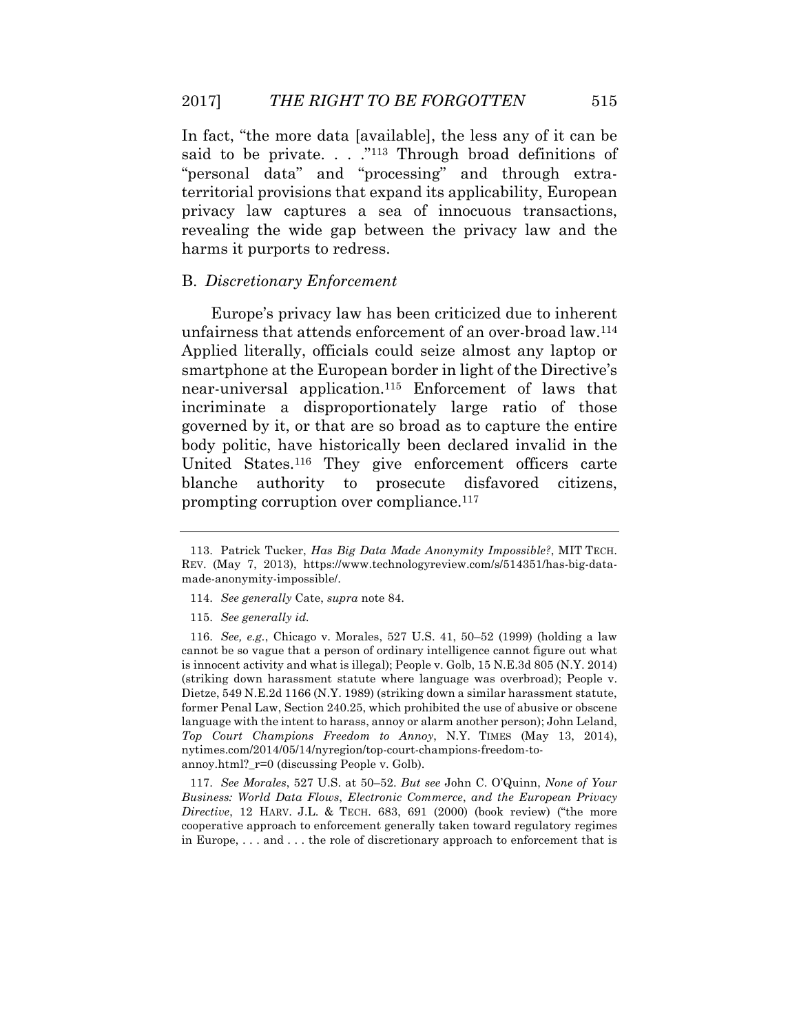In fact, "the more data [available], the less any of it can be said to be private. . . ."[113] Through broad definitions of "personal data" and "processing" and through extra-territorial provisions that expand its applicability, European privacy law captures a sea of innocuous transactions, revealing the wide gap between the privacy law and the harms it purports to redress.

### B. *Discretionary Enforcement*

Europe's privacy law has been criticized due to inherent unfairness that attends enforcement of an over-broad law.[114] Applied literally, officials could seize almost any laptop or smartphone at the European border in light of the Directive's near-universal application.[115] Enforcement of laws that incriminate a disproportionately large ratio of those governed by it, or that are so broad as to capture the entire body politic, have historically been declared invalid in the United States.[116] They give enforcement officers carte blanche authority to prosecute disfavored citizens, prompting corruption over compliance.[117]

---

113. Patrick Tucker, *Has Big Data Made Anonymity Impossible?*, MIT TECH. REV. (May 7, 2013), https://www.technologyreview.com/s/514351/has-big-data-made-anonymity-impossible/.

114. *See generally* Cate, *supra* note 84.

115. *See generally id.*

116. *See, e.g.*, Chicago v. Morales, 527 U.S. 41, 50–52 (1999) (holding a law cannot be so vague that a person of ordinary intelligence cannot figure out what is innocent activity and what is illegal); People v. Golb, 15 N.E.3d 805 (N.Y. 2014) (striking down harassment statute where language was overbroad); People v. Dietze, 549 N.E.2d 1166 (N.Y. 1989) (striking down a similar harassment statute, former Penal Law, Section 240.25, which prohibited the use of abusive or obscene language with the intent to harass, annoy or alarm another person); John Leland, *Top Court Champions Freedom to Annoy*, N.Y. TIMES (May 13, 2014), nytimes.com/2014/05/14/nyregion/top-court-champions-freedom-to-annoy.html?_r=0 (discussing People v. Golb).

117. *See Morales*, 527 U.S. at 50–52. *But see* John C. O'Quinn, *None of Your Business: World Data Flows, Electronic Commerce, and the European Privacy Directive*, 12 HARV. J.L. & TECH. 683, 691 (2000) (book review) ("the more cooperative approach to enforcement generally taken toward regulatory regimes in Europe, . . . and . . . the role of discretionary approach to enforcement that is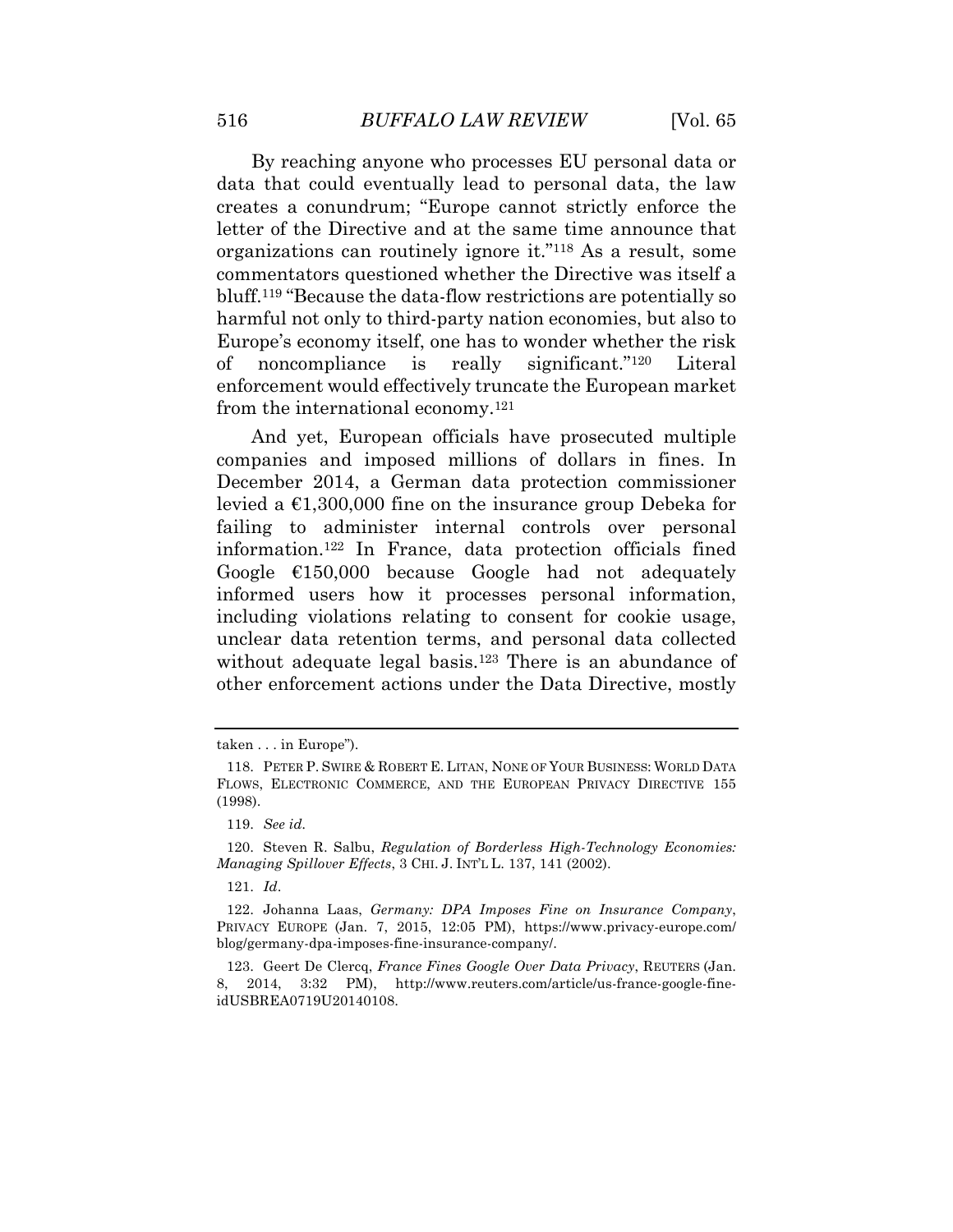By reaching anyone who processes EU personal data or data that could eventually lead to personal data, the law creates a conundrum; "Europe cannot strictly enforce the letter of the Directive and at the same time announce that organizations can routinely ignore it."[118] As a result, some commentators questioned whether the Directive was itself a bluff.[119] "Because the data-flow restrictions are potentially so harmful not only to third-party nation economies, but also to Europe's economy itself, one has to wonder whether the risk of noncompliance is really significant."[120] Literal enforcement would effectively truncate the European market from the international economy.[121]

And yet, European officials have prosecuted multiple companies and imposed millions of dollars in fines. In December 2014, a German data protection commissioner levied a €1,300,000 fine on the insurance group Debeka for failing to administer internal controls over personal information.[122] In France, data protection officials fined Google €150,000 because Google had not adequately informed users how it processes personal information, including violations relating to consent for cookie usage, unclear data retention terms, and personal data collected without adequate legal basis.[123] There is an abundance of other enforcement actions under the Data Directive, mostly

---

taken . . . in Europe").

118. PETER P. SWIRE & ROBERT E. LITAN, NONE OF YOUR BUSINESS: WORLD DATA FLOWS, ELECTRONIC COMMERCE, AND THE EUROPEAN PRIVACY DIRECTIVE 155 (1998).

119. *See id.*

120. Steven R. Salbu, *Regulation of Borderless High-Technology Economies: Managing Spillover Effects*, 3 CHI. J. INT'L L. 137, 141 (2002).

121. *Id*.

122. Johanna Laas, *Germany: DPA Imposes Fine on Insurance Company*, PRIVACY EUROPE (Jan. 7, 2015, 12:05 PM), https://www.privacy-europe.com/blog/germany-dpa-imposes-fine-insurance-company/.

123. Geert De Clercq, *France Fines Google Over Data Privacy*, REUTERS (Jan. 8, 2014, 3:32 PM), http://www.reuters.com/article/us-france-google-fine-idUSBREA0719U20140108.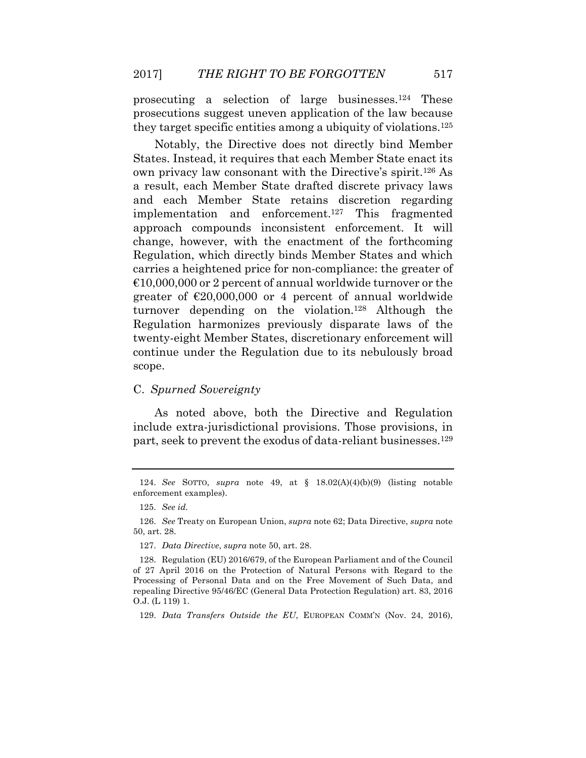prosecuting a selection of large businesses.[124] These prosecutions suggest uneven application of the law because they target specific entities among a ubiquity of violations.[125]

Notably, the Directive does not directly bind Member States. Instead, it requires that each Member State enact its own privacy law consonant with the Directive's spirit.[126] As a result, each Member State drafted discrete privacy laws and each Member State retains discretion regarding implementation and enforcement.[127] This fragmented approach compounds inconsistent enforcement. It will change, however, with the enactment of the forthcoming Regulation, which directly binds Member States and which carries a heightened price for non-compliance: the greater of €10,000,000 or 2 percent of annual worldwide turnover or the greater of €20,000,000 or 4 percent of annual worldwide turnover depending on the violation.[128] Although the Regulation harmonizes previously disparate laws of the twenty-eight Member States, discretionary enforcement will continue under the Regulation due to its nebulously broad scope.

### C. *Spurned Sovereignty*

As noted above, both the Directive and Regulation include extra-jurisdictional provisions. Those provisions, in part, seek to prevent the exodus of data-reliant businesses.[129]

---

124. *See* SOTTO, *supra* note 49, at § 18.02(A)(4)(b)(9) (listing notable enforcement examples).

125. *See id.*

126. *See* Treaty on European Union, *supra* note 62; Data Directive, *supra* note 50, art. 28.

127. *Data Directive*, *supra* note 50, art. 28.

128. Regulation (EU) 2016/679, of the European Parliament and of the Council of 27 April 2016 on the Protection of Natural Persons with Regard to the Processing of Personal Data and on the Free Movement of Such Data, and repealing Directive 95/46/EC (General Data Protection Regulation) art. 83, 2016 O.J. (L 119) 1.

129. *Data Transfers Outside the EU*, EUROPEAN COMM'N (Nov. 24, 2016),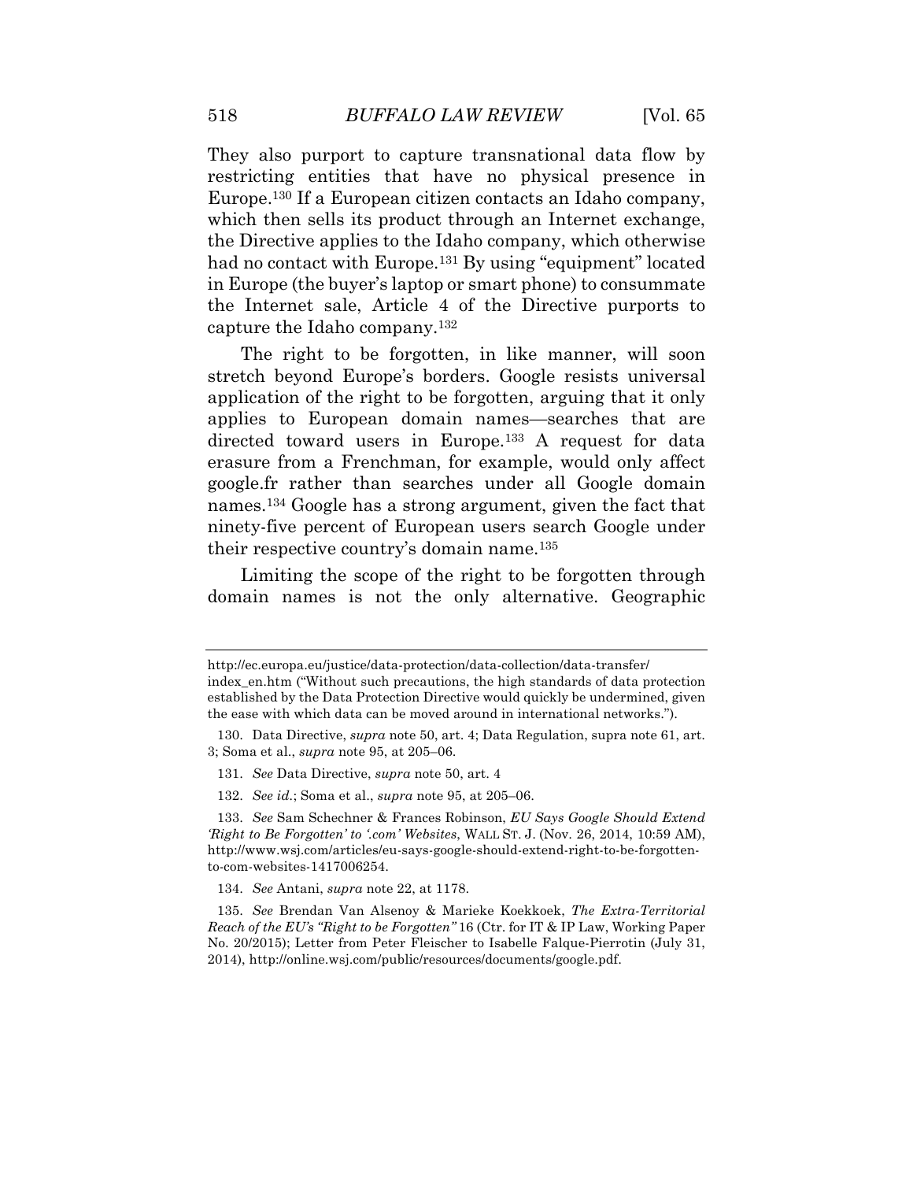They also purport to capture transnational data flow by restricting entities that have no physical presence in Europe.[130] If a European citizen contacts an Idaho company, which then sells its product through an Internet exchange, the Directive applies to the Idaho company, which otherwise had no contact with Europe.[131] By using "equipment" located in Europe (the buyer's laptop or smart phone) to consummate the Internet sale, Article 4 of the Directive purports to capture the Idaho company.[132]

The right to be forgotten, in like manner, will soon stretch beyond Europe's borders. Google resists universal application of the right to be forgotten, arguing that it only applies to European domain names—searches that are directed toward users in Europe.[133] A request for data erasure from a Frenchman, for example, would only affect google.fr rather than searches under all Google domain names.[134] Google has a strong argument, given the fact that ninety-five percent of European users search Google under their respective country's domain name.[135]

Limiting the scope of the right to be forgotten through domain names is not the only alternative. Geographic

---

http://ec.europa.eu/justice/data-protection/data-collection/data-transfer/index_en.htm ("Without such precautions, the high standards of data protection established by the Data Protection Directive would quickly be undermined, given the ease with which data can be moved around in international networks.").

130. Data Directive, *supra* note 50, art. 4; Data Regulation, supra note 61, art. 3; Soma et al., *supra* note 95, at 205–06.

131. *See* Data Directive, *supra* note 50, art. 4

132. *See id.*; Soma et al., *supra* note 95, at 205–06.

133. *See* Sam Schechner & Frances Robinson, *EU Says Google Should Extend 'Right to Be Forgotten' to '.com' Websites*, WALL ST. J. (Nov. 26, 2014, 10:59 AM), http://www.wsj.com/articles/eu-says-google-should-extend-right-to-be-forgotten-to-com-websites-1417006254.

134. *See* Antani, *supra* note 22, at 1178.

135. *See* Brendan Van Alsenoy & Marieke Koekkoek, *The Extra-Territorial Reach of the EU's "Right to be Forgotten"* 16 (Ctr. for IT & IP Law, Working Paper No. 20/2015); Letter from Peter Fleischer to Isabelle Falque-Pierrotin (July 31, 2014), http://online.wsj.com/public/resources/documents/google.pdf.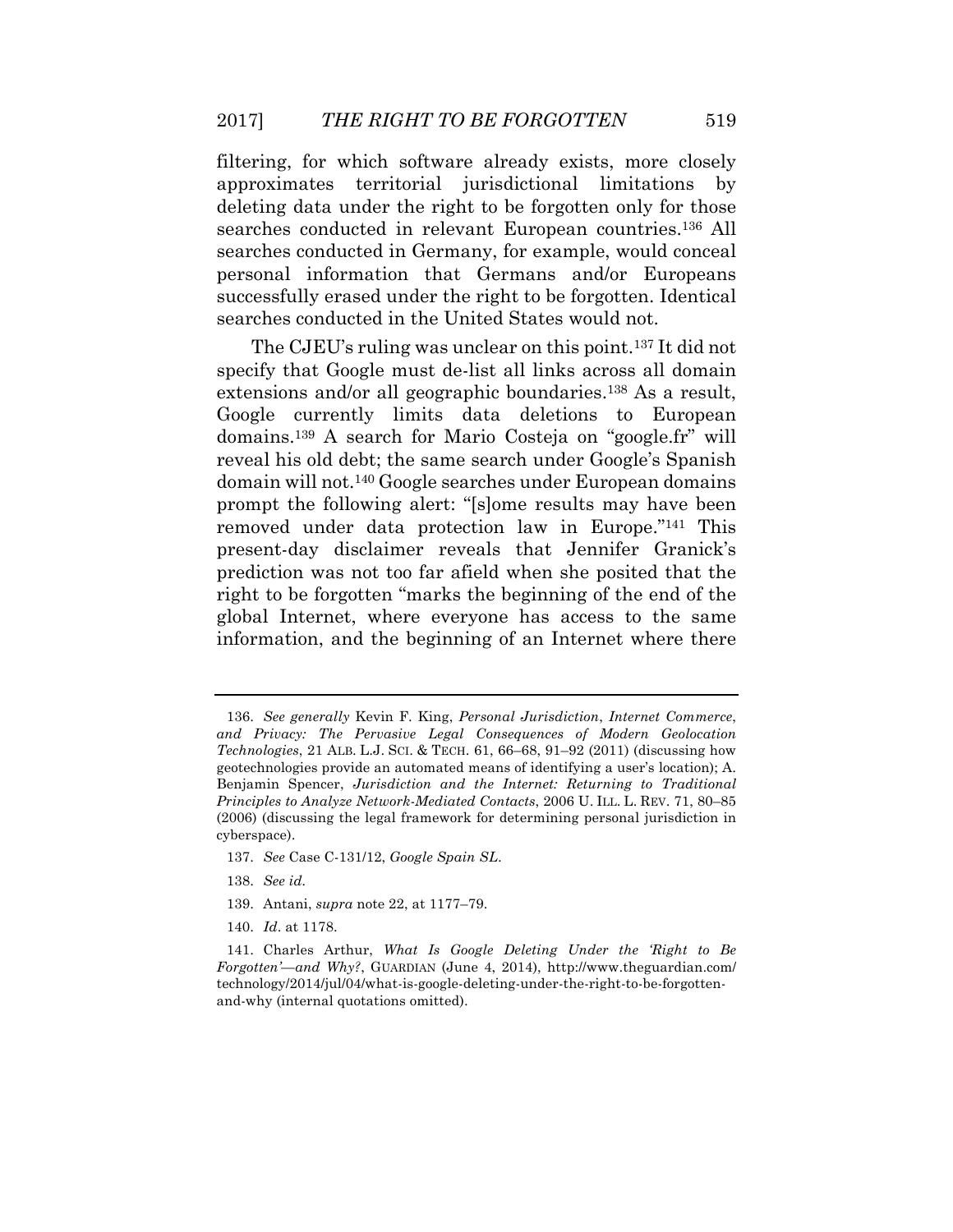filtering, for which software already exists, more closely approximates territorial jurisdictional limitations by deleting data under the right to be forgotten only for those searches conducted in relevant European countries.[136] All searches conducted in Germany, for example, would conceal personal information that Germans and/or Europeans successfully erased under the right to be forgotten. Identical searches conducted in the United States would not.

The CJEU's ruling was unclear on this point.[137] It did not specify that Google must de-list all links across all domain extensions and/or all geographic boundaries.[138] As a result, Google currently limits data deletions to European domains.[139] A search for Mario Costeja on "google.fr" will reveal his old debt; the same search under Google's Spanish domain will not.[140] Google searches under European domains prompt the following alert: "[s]ome results may have been removed under data protection law in Europe."[141] This present-day disclaimer reveals that Jennifer Granick's prediction was not too far afield when she posited that the right to be forgotten "marks the beginning of the end of the global Internet, where everyone has access to the same information, and the beginning of an Internet where there

---

136. *See generally* Kevin F. King, *Personal Jurisdiction, Internet Commerce, and Privacy: The Pervasive Legal Consequences of Modern Geolocation Technologies*, 21 ALB. L.J. SCI. & TECH. 61, 66–68, 91–92 (2011) (discussing how geotechnologies provide an automated means of identifying a user's location); A. Benjamin Spencer, *Jurisdiction and the Internet: Returning to Traditional Principles to Analyze Network-Mediated Contacts*, 2006 U. ILL. L. REV. 71, 80–85 (2006) (discussing the legal framework for determining personal jurisdiction in cyberspace).

137. *See* Case C-131/12, *Google Spain SL*.

138. *See id.*

139. Antani, *supra* note 22, at 1177–79.

140. *Id*. at 1178.

141. Charles Arthur, *What Is Google Deleting Under the 'Right to Be Forgotten'—and Why?*, GUARDIAN (June 4, 2014), http://www.theguardian.com/technology/2014/jul/04/what-is-google-deleting-under-the-right-to-be-forgotten-and-why (internal quotations omitted).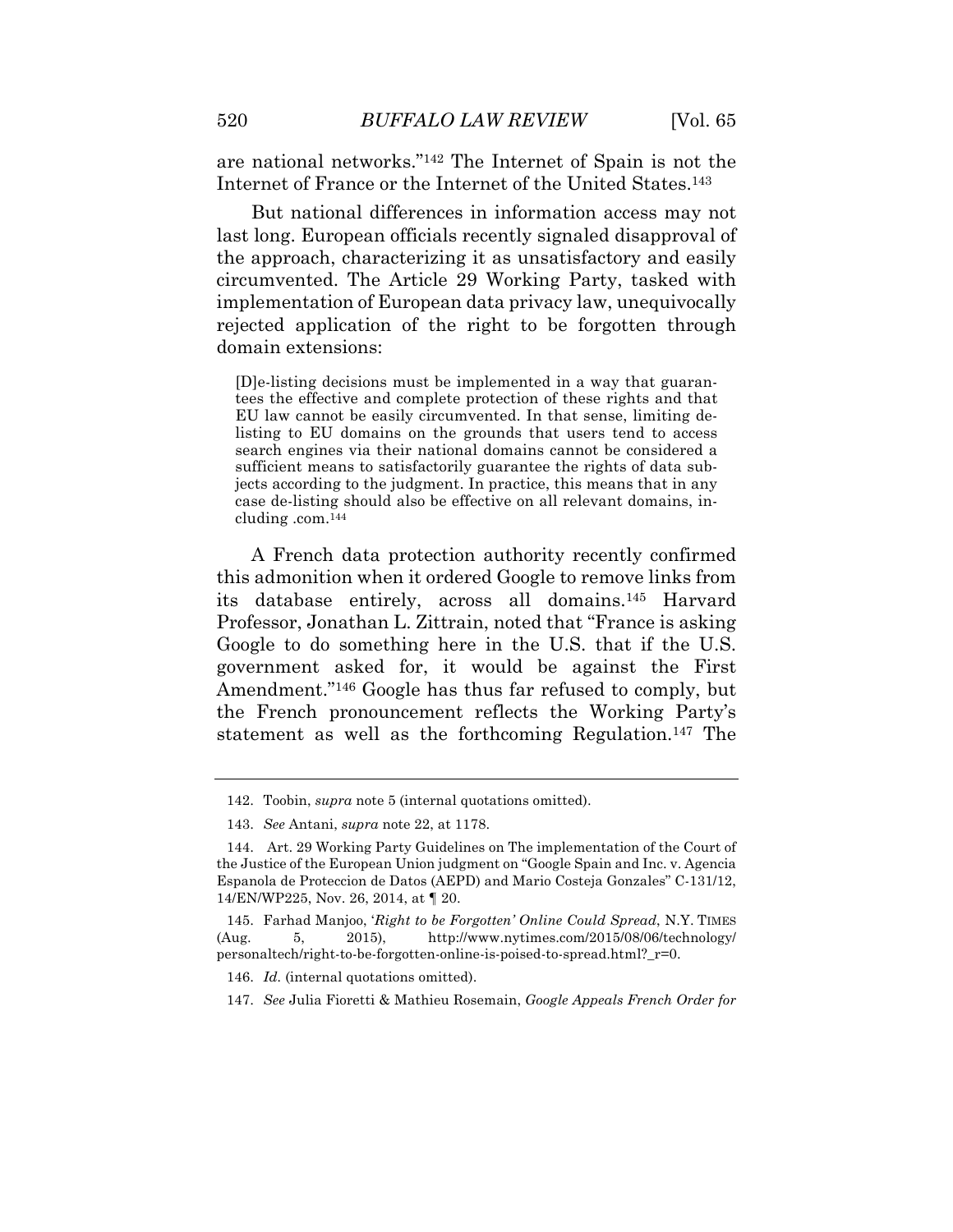are national networks."[142] The Internet of Spain is not the Internet of France or the Internet of the United States.[143]

But national differences in information access may not last long. European officials recently signaled disapproval of the approach, characterizing it as unsatisfactory and easily circumvented. The Article 29 Working Party, tasked with implementation of European data privacy law, unequivocally rejected application of the right to be forgotten through domain extensions:

> [D]e-listing decisions must be implemented in a way that guarantees the effective and complete protection of these rights and that EU law cannot be easily circumvented. In that sense, limiting de-listing to EU domains on the grounds that users tend to access search engines via their national domains cannot be considered a sufficient means to satisfactorily guarantee the rights of data subjects according to the judgment. In practice, this means that in any case de-listing should also be effective on all relevant domains, including .com.[144]

A French data protection authority recently confirmed this admonition when it ordered Google to remove links from its database entirely, across all domains.[145] Harvard Professor, Jonathan L. Zittrain, noted that "France is asking Google to do something here in the U.S. that if the U.S. government asked for, it would be against the First Amendment."[146] Google has thus far refused to comply, but the French pronouncement reflects the Working Party's statement as well as the forthcoming Regulation.[147] The

---

142. Toobin, *supra* note 5 (internal quotations omitted).

143. *See* Antani, *supra* note 22, at 1178.

144. Art. 29 Working Party Guidelines on The implementation of the Court of the Justice of the European Union judgment on "Google Spain and Inc. v. Agencia Espanola de Proteccion de Datos (AEPD) and Mario Costeja Gonzales" C-131/12, 14/EN/WP225, Nov. 26, 2014, at ¶ 20.

145. Farhad Manjoo, '*Right to be Forgotten' Online Could Spread*, N.Y. TIMES (Aug. 5, 2015), http://www.nytimes.com/2015/08/06/technology/personaltech/right-to-be-forgotten-online-is-poised-to-spread.html?_r=0.

146. *Id.* (internal quotations omitted).

147. *See* Julia Fioretti & Mathieu Rosemain, *Google Appeals French Order for*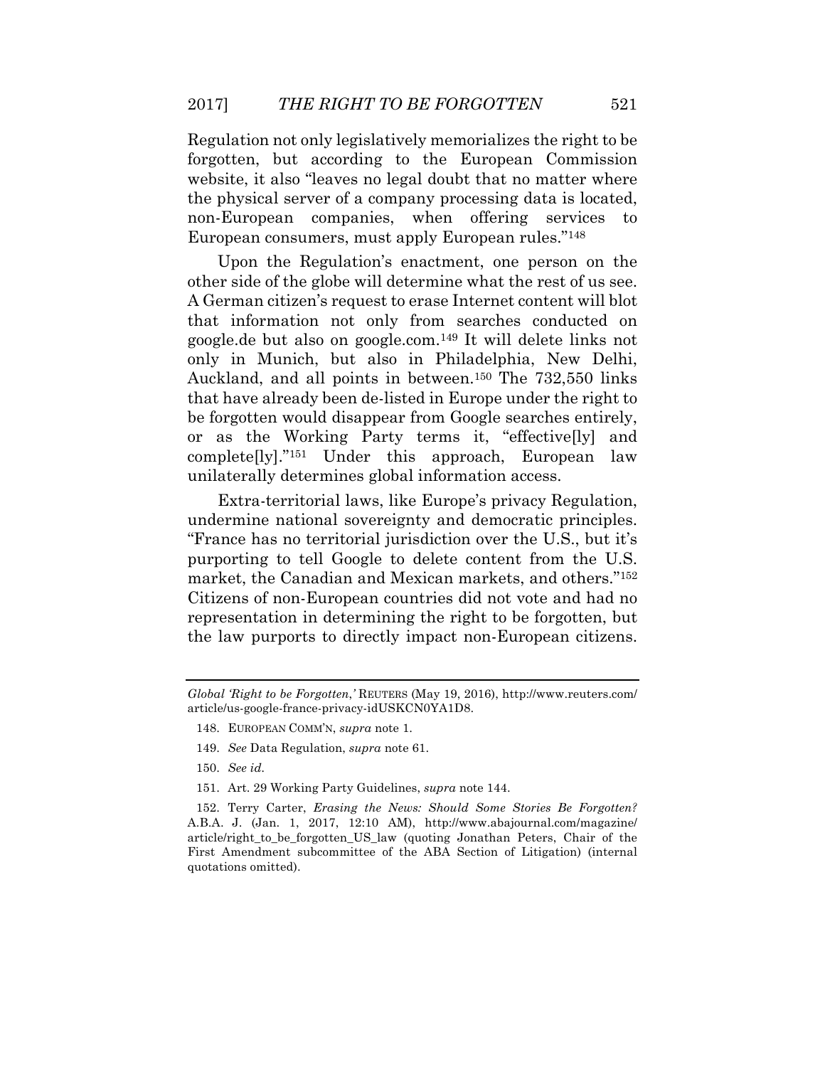Regulation not only legislatively memorializes the right to be forgotten, but according to the European Commission website, it also "leaves no legal doubt that no matter where the physical server of a company processing data is located, non-European companies, when offering services to European consumers, must apply European rules."[148]

Upon the Regulation's enactment, one person on the other side of the globe will determine what the rest of us see. A German citizen's request to erase Internet content will blot that information not only from searches conducted on google.de but also on google.com.[149] It will delete links not only in Munich, but also in Philadelphia, New Delhi, Auckland, and all points in between.[150] The 732,550 links that have already been de-listed in Europe under the right to be forgotten would disappear from Google searches entirely, or as the Working Party terms it, "effective[ly] and complete[ly]."[151] Under this approach, European law unilaterally determines global information access.

Extra-territorial laws, like Europe's privacy Regulation, undermine national sovereignty and democratic principles. "France has no territorial jurisdiction over the U.S., but it's purporting to tell Google to delete content from the U.S. market, the Canadian and Mexican markets, and others."[152] Citizens of non-European countries did not vote and had no representation in determining the right to be forgotten, but the law purports to directly impact non-European citizens.

---

*Global 'Right to be Forgotten*,*'* REUTERS (May 19, 2016), http://www.reuters.com/article/us-google-france-privacy-idUSKCN0YA1D8.

148. EUROPEAN COMM'N, *supra* note 1.

149. *See* Data Regulation, *supra* note 61.

150. *See id.*

151. Art. 29 Working Party Guidelines, *supra* note 144.

152. Terry Carter, *Erasing the News: Should Some Stories Be Forgotten?* A.B.A. J. (Jan. 1, 2017, 12:10 AM), http://www.abajournal.com/magazine/article/right_to_be_forgotten_US_law (quoting Jonathan Peters, Chair of the First Amendment subcommittee of the ABA Section of Litigation) (internal quotations omitted).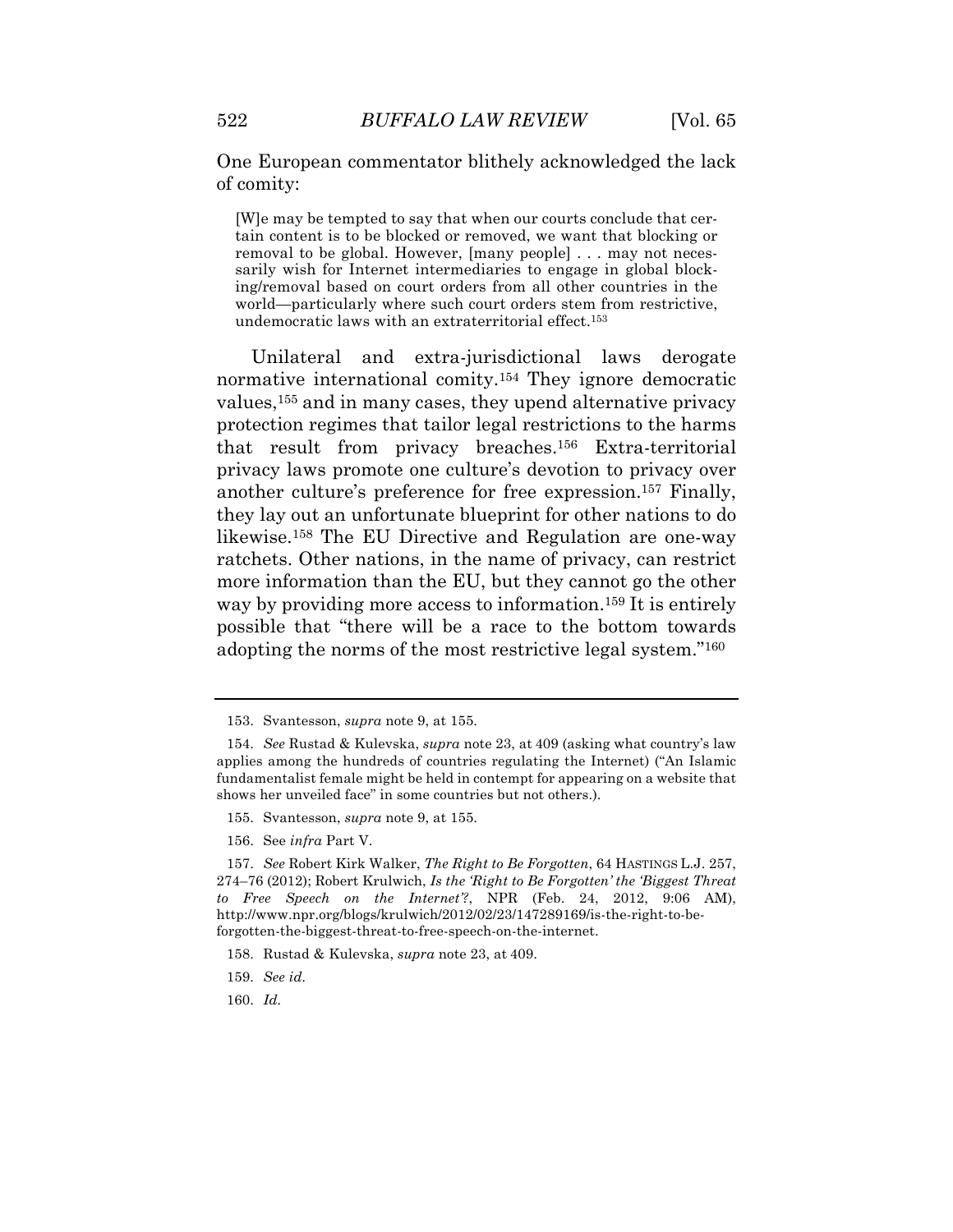One European commentator blithely acknowledged the lack of comity:

> [W]e may be tempted to say that when our courts conclude that certain content is to be blocked or removed, we want that blocking or removal to be global. However, [many people] . . . may not necessarily wish for Internet intermediaries to engage in global blocking/removal based on court orders from all other countries in the world—particularly where such court orders stem from restrictive, undemocratic laws with an extraterritorial effect.[153]

Unilateral and extra-jurisdictional laws derogate normative international comity.[154] They ignore democratic values,[155] and in many cases, they upend alternative privacy protection regimes that tailor legal restrictions to the harms that result from privacy breaches.[156] Extra-territorial privacy laws promote one culture's devotion to privacy over another culture's preference for free expression.[157] Finally, they lay out an unfortunate blueprint for other nations to do likewise.[158] The EU Directive and Regulation are one-way ratchets. Other nations, in the name of privacy, can restrict more information than the EU, but they cannot go the other way by providing more access to information.[159] It is entirely possible that "there will be a race to the bottom towards adopting the norms of the most restrictive legal system."[160]

---

153. Svantesson, *supra* note 9, at 155.

154. *See* Rustad & Kulevska, *supra* note 23, at 409 (asking what country's law applies among the hundreds of countries regulating the Internet) ("An Islamic fundamentalist female might be held in contempt for appearing on a website that shows her unveiled face" in some countries but not others.).

155. Svantesson, *supra* note 9, at 155.

156. See *infra* Part V.

157. *See* Robert Kirk Walker, *The Right to Be Forgotten*, 64 HASTINGS L.J. 257, 274–76 (2012); Robert Krulwich, *Is the 'Right to Be Forgotten' the 'Biggest Threat to Free Speech on the Internet'?*, NPR (Feb. 24, 2012, 9:06 AM), http://www.npr.org/blogs/krulwich/2012/02/23/147289169/is-the-right-to-be-forgotten-the-biggest-threat-to-free-speech-on-the-internet.

158. Rustad & Kulevska, *supra* note 23, at 409.

159. *See id.*

160. *Id.*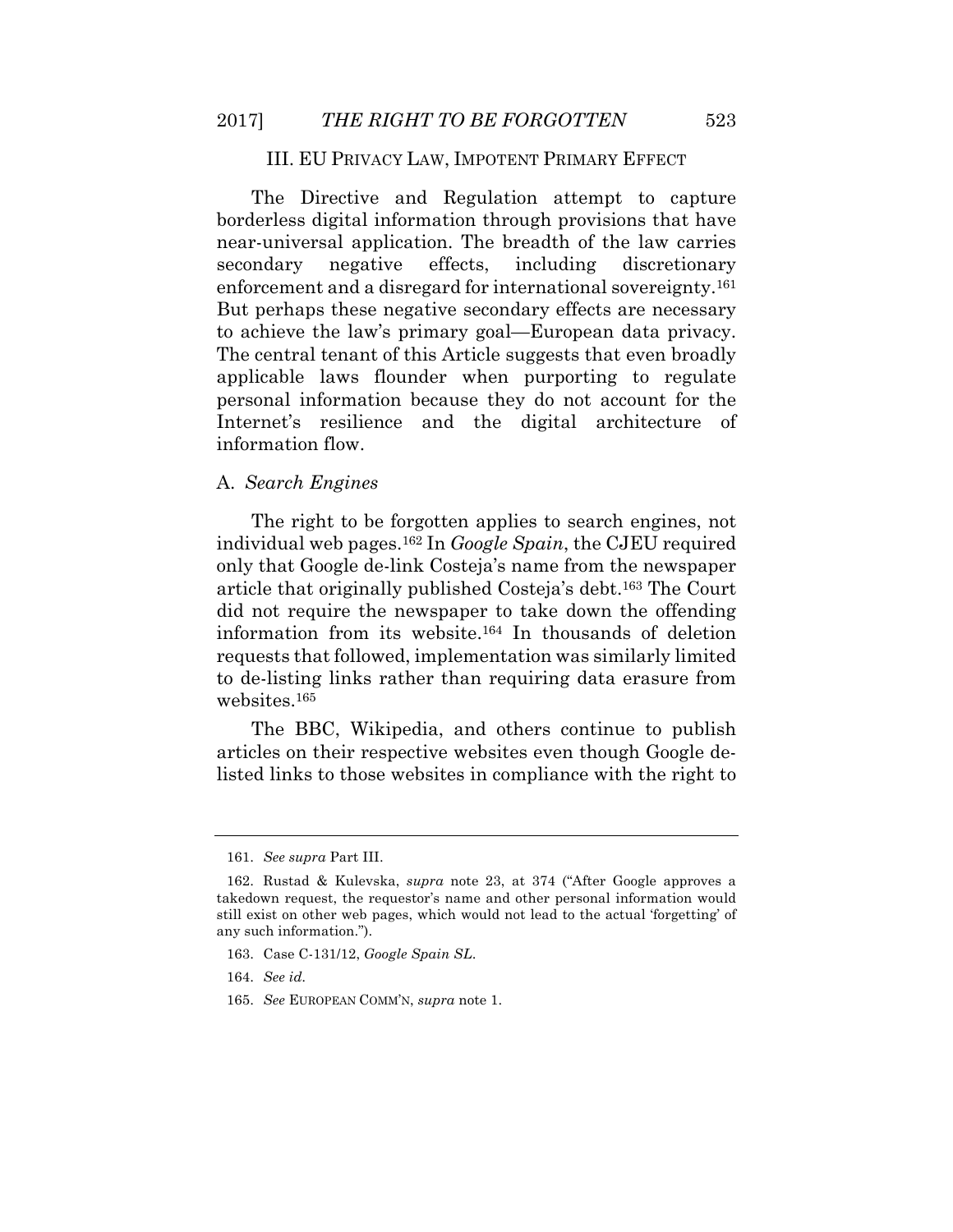## III. EU PRIVACY LAW, IMPOTENT PRIMARY EFFECT

The Directive and Regulation attempt to capture borderless digital information through provisions that have near-universal application. The breadth of the law carries secondary negative effects, including discretionary enforcement and a disregard for international sovereignty.[161] But perhaps these negative secondary effects are necessary to achieve the law's primary goal—European data privacy. The central tenant of this Article suggests that even broadly applicable laws flounder when purporting to regulate personal information because they do not account for the Internet's resilience and the digital architecture of information flow.

### A. *Search Engines*

The right to be forgotten applies to search engines, not individual web pages.[162] In *Google Spain*, the CJEU required only that Google de-link Costeja's name from the newspaper article that originally published Costeja's debt.[163] The Court did not require the newspaper to take down the offending information from its website.[164] In thousands of deletion requests that followed, implementation was similarly limited to de-listing links rather than requiring data erasure from websites.[165]

The BBC, Wikipedia, and others continue to publish articles on their respective websites even though Google de-listed links to those websites in compliance with the right to

---

161. *See supra* Part III.

162. Rustad & Kulevska, *supra* note 23, at 374 ("After Google approves a takedown request, the requestor's name and other personal information would still exist on other web pages, which would not lead to the actual 'forgetting' of any such information.").

163. Case C-131/12, *Google Spain SL*.

164. *See id.*

165. *See* EUROPEAN COMM'N, *supra* note 1.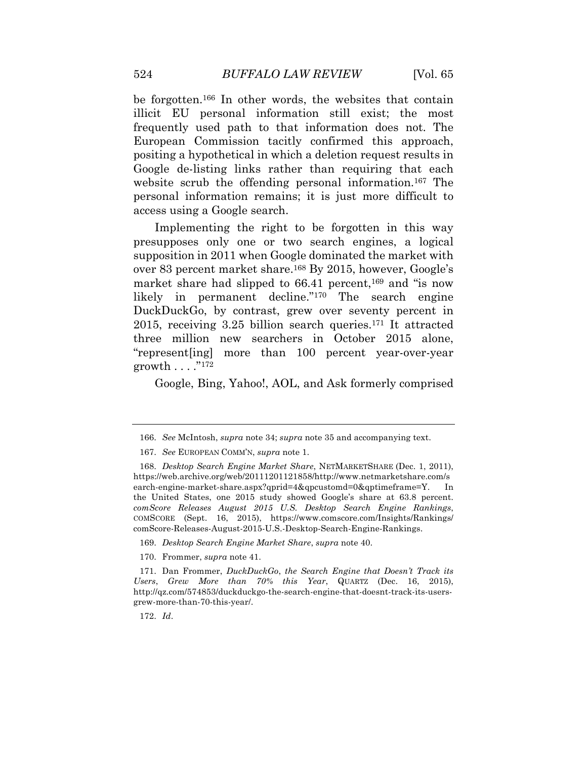be forgotten.[166] In other words, the websites that contain illicit EU personal information still exist; the most frequently used path to that information does not. The European Commission tacitly confirmed this approach, positing a hypothetical in which a deletion request results in Google de-listing links rather than requiring that each website scrub the offending personal information.[167] The personal information remains; it is just more difficult to access using a Google search.

Implementing the right to be forgotten in this way presupposes only one or two search engines, a logical supposition in 2011 when Google dominated the market with over 83 percent market share.[168] By 2015, however, Google's market share had slipped to 66.41 percent,[169] and "is now likely in permanent decline."[170] The search engine DuckDuckGo, by contrast, grew over seventy percent in 2015, receiving 3.25 billion search queries.[171] It attracted three million new searchers in October 2015 alone, "represent[ing] more than 100 percent year-over-year growth . . . ."[172]

Google, Bing, Yahoo!, AOL, and Ask formerly comprised

---

166. *See* McIntosh, *supra* note 34; *supra* note 35 and accompanying text.

167. *See* EUROPEAN COMM'N, *supra* note 1.

168. *Desktop Search Engine Market Share*, NETMARKETSHARE (Dec. 1, 2011), https://web.archive.org/web/20111201121858/http://www.netmarketshare.com/search-engine-market-share.aspx?qprid=4&qpcustomd=0&qptimeframe=Y. In the United States, one 2015 study showed Google's share at 63.8 percent. *comScore Releases August 2015 U.S. Desktop Search Engine Rankings*, COMSCORE (Sept. 16, 2015), https://www.comscore.com/Insights/Rankings/comScore-Releases-August-2015-U.S.-Desktop-Search-Engine-Rankings.

169. *Desktop Search Engine Market Share*, *supra* note 40.

170. Frommer, *supra* note 41.

171. Dan Frommer, *DuckDuckGo, the Search Engine that Doesn't Track its Users, Grew More than 70% this Year*, QUARTZ (Dec. 16, 2015), http://qz.com/574853/duckduckgo-the-search-engine-that-doesnt-track-its-users-grew-more-than-70-this-year/.

172. *Id*.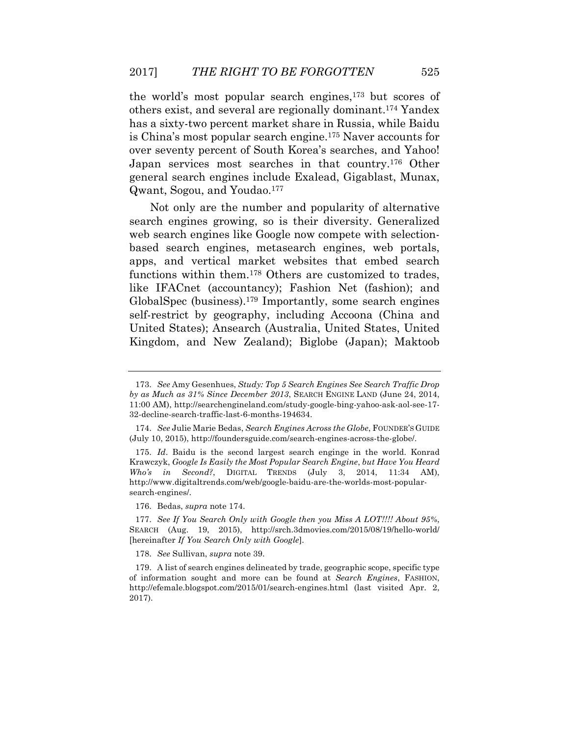the world's most popular search engines,[173] but scores of others exist, and several are regionally dominant.[174] Yandex has a sixty-two percent market share in Russia, while Baidu is China's most popular search engine.[175] Naver accounts for over seventy percent of South Korea's searches, and Yahoo! Japan services most searches in that country.[176] Other general search engines include Exalead, Gigablast, Munax, Qwant, Sogou, and Youdao.[177]

Not only are the number and popularity of alternative search engines growing, so is their diversity. Generalized web search engines like Google now compete with selection-based search engines, metasearch engines, web portals, apps, and vertical market websites that embed search functions within them.[178] Others are customized to trades, like IFACnet (accountancy); Fashion Net (fashion); and GlobalSpec (business).[179] Importantly, some search engines self-restrict by geography, including Accoona (China and United States); Ansearch (Australia, United States, United Kingdom, and New Zealand); Biglobe (Japan); Maktoob

---

173. *See* Amy Gesenhues, *Study: Top 5 Search Engines See Search Traffic Drop by as Much as 31% Since December 2013*, SEARCH ENGINE LAND (June 24, 2014, 11:00 AM), http://searchengineland.com/study-google-bing-yahoo-ask-aol-see-17-32-decline-search-traffic-last-6-months-194634.

174. *See* Julie Marie Bedas, *Search Engines Across the Globe*, FOUNDER'S GUIDE (July 10, 2015), http://foundersguide.com/search-engines-across-the-globe/.

175. *Id*. Baidu is the second largest search enginge in the world. Konrad Krawczyk, *Google Is Easily the Most Popular Search Engine, but Have You Heard Who's in Second?*, DIGITAL TRENDS (July 3, 2014, 11:34 AM), http://www.digitaltrends.com/web/google-baidu-are-the-worlds-most-popular-search-engines/.

176. Bedas, *supra* note 174.

177. *See If You Search Only with Google then you Miss A LOT!!!! About 95%*, SEARCH (Aug. 19, 2015), http://srch.3dmovies.com/2015/08/19/hello-world/ [hereinafter *If You Search Only with Google*].

178. *See* Sullivan, *supra* note 39.

179. A list of search engines delineated by trade, geographic scope, specific type of information sought and more can be found at *Search Engines*, FASHION, http://efemale.blogspot.com/2015/01/search-engines.html (last visited Apr. 2, 2017).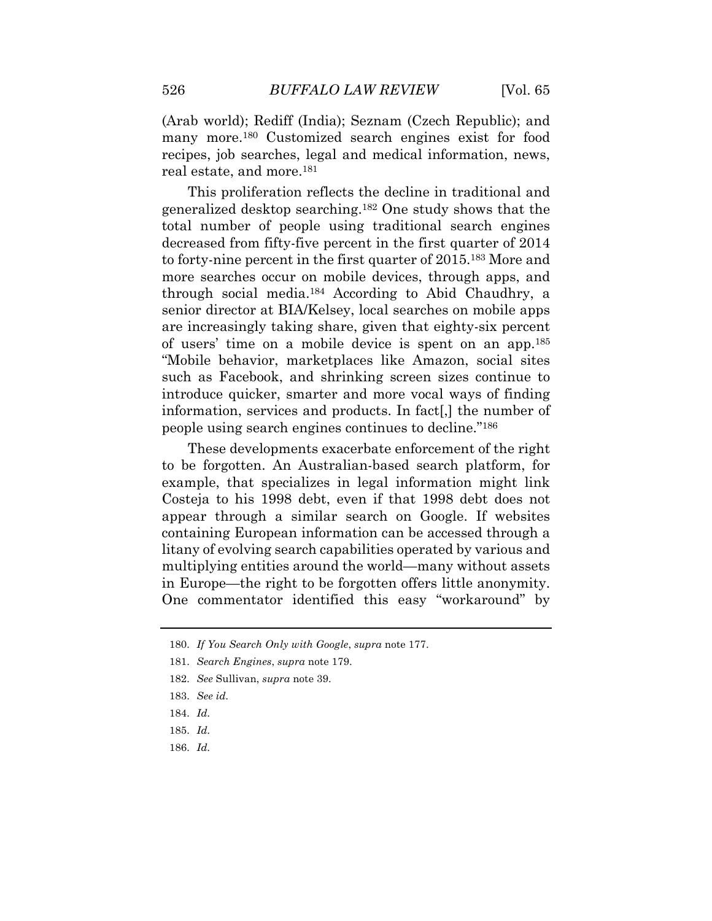(Arab world); Rediff (India); Seznam (Czech Republic); and many more.[180] Customized search engines exist for food recipes, job searches, legal and medical information, news, real estate, and more.[181]

This proliferation reflects the decline in traditional and generalized desktop searching.[182] One study shows that the total number of people using traditional search engines decreased from fifty-five percent in the first quarter of 2014 to forty-nine percent in the first quarter of 2015.[183] More and more searches occur on mobile devices, through apps, and through social media.[184] According to Abid Chaudhry, a senior director at BIA/Kelsey, local searches on mobile apps are increasingly taking share, given that eighty-six percent of users' time on a mobile device is spent on an app.[185] "Mobile behavior, marketplaces like Amazon, social sites such as Facebook, and shrinking screen sizes continue to introduce quicker, smarter and more vocal ways of finding information, services and products. In fact[,] the number of people using search engines continues to decline."[186]

These developments exacerbate enforcement of the right to be forgotten. An Australian-based search platform, for example, that specializes in legal information might link Costeja to his 1998 debt, even if that 1998 debt does not appear through a similar search on Google. If websites containing European information can be accessed through a litany of evolving search capabilities operated by various and multiplying entities around the world—many without assets in Europe—the right to be forgotten offers little anonymity. One commentator identified this easy "workaround" by

---

180. *If You Search Only with Google*, *supra* note 177.

181. *Search Engines*, *supra* note 179.

182. *See* Sullivan, *supra* note 39.

183. *See id.*

184. *Id.*

185. *Id.*

186. *Id.*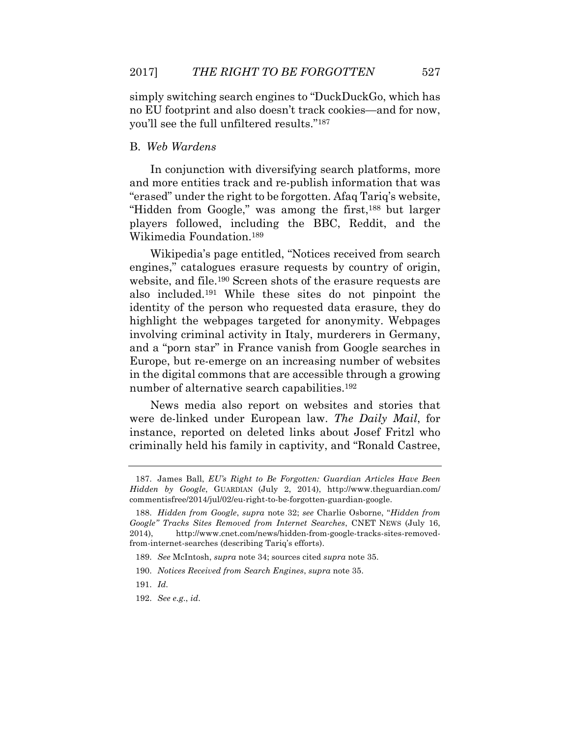simply switching search engines to "DuckDuckGo, which has no EU footprint and also doesn't track cookies—and for now, you'll see the full unfiltered results."[187]

## B. *Web Wardens*

In conjunction with diversifying search platforms, more and more entities track and re-publish information that was "erased" under the right to be forgotten. Afaq Tariq's website, "Hidden from Google," was among the first,[188] but larger players followed, including the BBC, Reddit, and the Wikimedia Foundation.[189]

Wikipedia's page entitled, "Notices received from search engines," catalogues erasure requests by country of origin, website, and file.[190] Screen shots of the erasure requests are also included.[191] While these sites do not pinpoint the identity of the person who requested data erasure, they do highlight the webpages targeted for anonymity. Webpages involving criminal activity in Italy, murderers in Germany, and a "porn star" in France vanish from Google searches in Europe, but re-emerge on an increasing number of websites in the digital commons that are accessible through a growing number of alternative search capabilities.[192]

News media also report on websites and stories that were de-linked under European law. *The Daily Mail*, for instance, reported on deleted links about Josef Fritzl who criminally held his family in captivity, and "Ronald Castree,

---

187. James Ball, *EU's Right to Be Forgotten: Guardian Articles Have Been Hidden by Google*, GUARDIAN (July 2, 2014), http://www.theguardian.com/commentisfree/2014/jul/02/eu-right-to-be-forgotten-guardian-google.

188. *Hidden from Google*, *supra* note 32; *see* Charlie Osborne, "*Hidden from Google" Tracks Sites Removed from Internet Searches*, CNET NEWS (July 16, 2014), http://www.cnet.com/news/hidden-from-google-tracks-sites-removed-from-internet-searches (describing Tariq's efforts).

189. *See* McIntosh, *supra* note 34; sources cited *supra* note 35.

190. *Notices Received from Search Engines*, *supra* note 35.

191. *Id.*

192. *See e.g.*, *id*.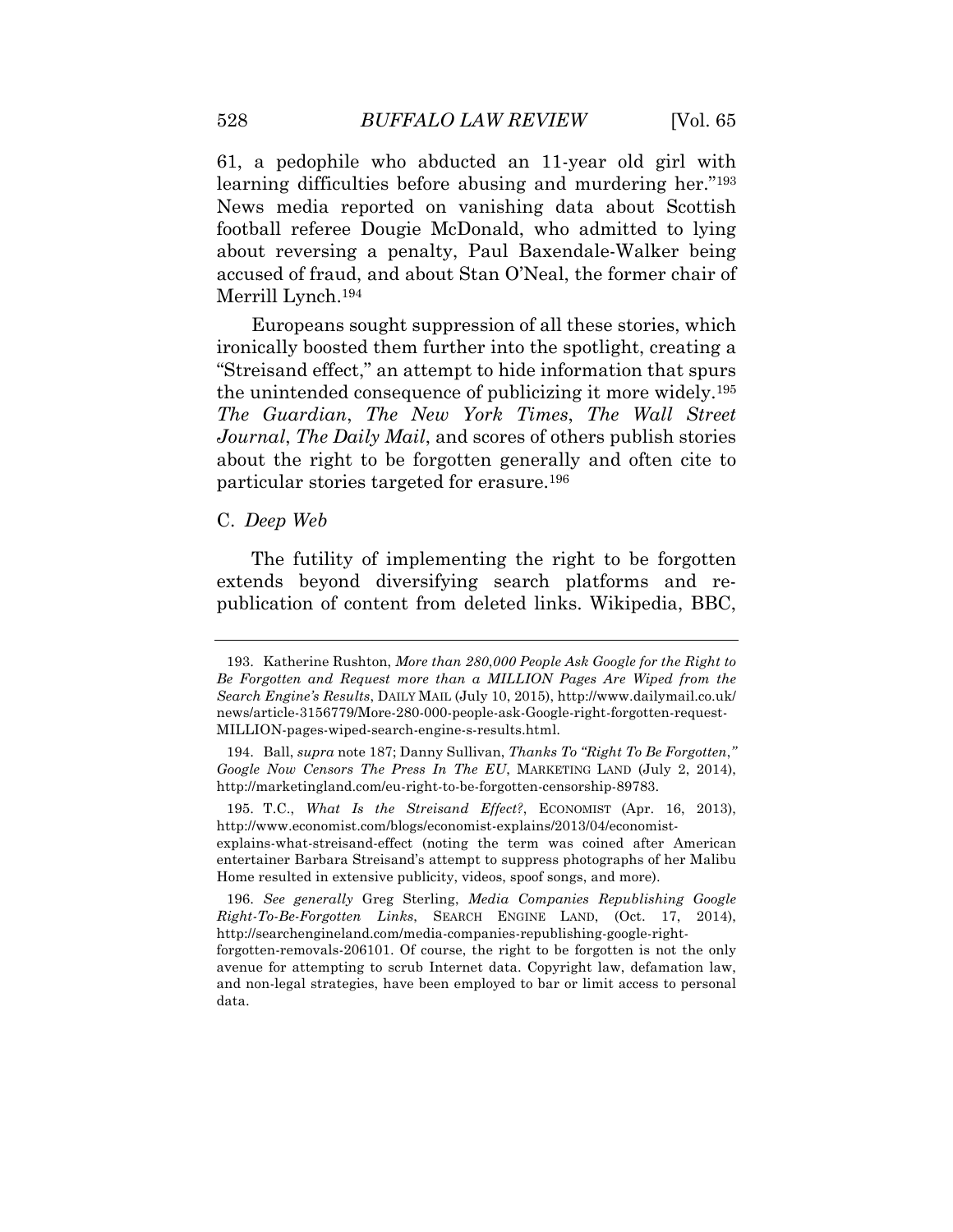61, a pedophile who abducted an 11-year old girl with learning difficulties before abusing and murdering her."[193] News media reported on vanishing data about Scottish football referee Dougie McDonald, who admitted to lying about reversing a penalty, Paul Baxendale-Walker being accused of fraud, and about Stan O'Neal, the former chair of Merrill Lynch.[194]

Europeans sought suppression of all these stories, which ironically boosted them further into the spotlight, creating a "Streisand effect," an attempt to hide information that spurs the unintended consequence of publicizing it more widely.[195] *The Guardian*, *The New York Times*, *The Wall Street Journal*, *The Daily Mail*, and scores of others publish stories about the right to be forgotten generally and often cite to particular stories targeted for erasure.[196]

### C. *Deep Web*

The futility of implementing the right to be forgotten extends beyond diversifying search platforms and re-publication of content from deleted links. Wikipedia, BBC,

---

193. Katherine Rushton, *More than 280,000 People Ask Google for the Right to Be Forgotten and Request more than a MILLION Pages Are Wiped from the Search Engine's Results*, DAILY MAIL (July 10, 2015), http://www.dailymail.co.uk/news/article-3156779/More-280-000-people-ask-Google-right-forgotten-request-MILLION-pages-wiped-search-engine-s-results.html.

194. Ball, *supra* note 187; Danny Sullivan, *Thanks To "Right To Be Forgotten," Google Now Censors The Press In The EU*, MARKETING LAND (July 2, 2014), http://marketingland.com/eu-right-to-be-forgotten-censorship-89783.

195. T.C., *What Is the Streisand Effect?*, ECONOMIST (Apr. 16, 2013), http://www.economist.com/blogs/economist-explains/2013/04/economist-explains-what-streisand-effect (noting the term was coined after American entertainer Barbara Streisand's attempt to suppress photographs of her Malibu Home resulted in extensive publicity, videos, spoof songs, and more).

196. *See generally* Greg Sterling, *Media Companies Republishing Google Right-To-Be-Forgotten Links*, SEARCH ENGINE LAND, (Oct. 17, 2014), http://searchengineland.com/media-companies-republishing-google-right-forgotten-removals-206101. Of course, the right to be forgotten is not the only avenue for attempting to scrub Internet data. Copyright law, defamation law, and non-legal strategies, have been employed to bar or limit access to personal data.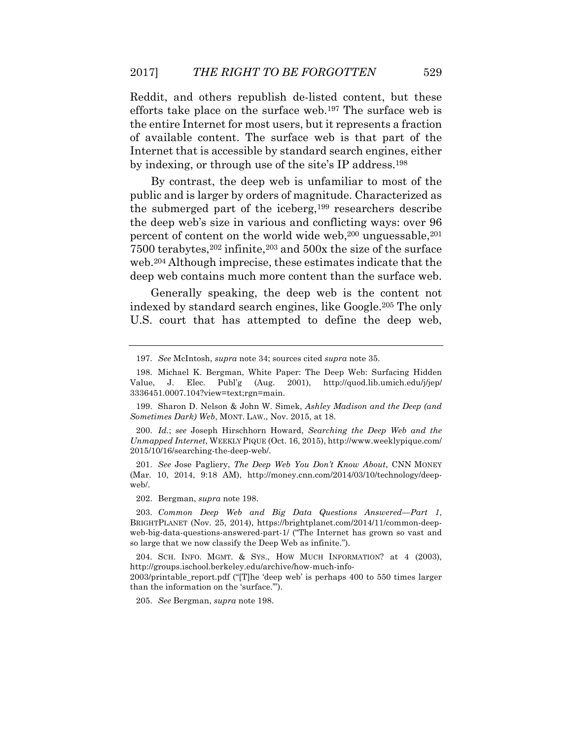Reddit, and others republish de-listed content, but these efforts take place on the surface web.[197] The surface web is the entire Internet for most users, but it represents a fraction of available content. The surface web is that part of the Internet that is accessible by standard search engines, either by indexing, or through use of the site's IP address.[198]

By contrast, the deep web is unfamiliar to most of the public and is larger by orders of magnitude. Characterized as the submerged part of the iceberg,[199] researchers describe the deep web's size in various and conflicting ways: over 96 percent of content on the world wide web,[200] unguessable,[201] 7500 terabytes,[202] infinite,[203] and 500x the size of the surface web.[204] Although imprecise, these estimates indicate that the deep web contains much more content than the surface web.

Generally speaking, the deep web is the content not indexed by standard search engines, like Google.[205] The only U.S. court that has attempted to define the deep web,

---

197. *See* McIntosh, *supra* note 34; sources cited *supra* note 35.

198. Michael K. Bergman, White Paper: The Deep Web: Surfacing Hidden Value, J. Elec. Publ'g (Aug. 2001), http://quod.lib.umich.edu/j/jep/3336451.0007.104?view=text;rgn=main.

199. Sharon D. Nelson & John W. Simek, *Ashley Madison and the Deep (and Sometimes Dark) Web*, MONT. LAW., Nov. 2015, at 18.

200. *Id.*; *see* Joseph Hirschhorn Howard, *Searching the Deep Web and the Unmapped Internet*, WEEKLY PIQUE (Oct. 16, 2015), http://www.weeklypique.com/2015/10/16/searching-the-deep-web/.

201. *See* Jose Pagliery, *The Deep Web You Don't Know About*, CNN MONEY (Mar. 10, 2014, 9:18 AM), http://money.cnn.com/2014/03/10/technology/deep-web/.

202. Bergman, *supra* note 198.

203. *Common Deep Web and Big Data Questions Answered—Part 1*, BRIGHTPLANET (Nov. 25, 2014), https://brightplanet.com/2014/11/common-deep-web-big-data-questions-answered-part-1/ ("The Internet has grown so vast and so large that we now classify the Deep Web as infinite.").

204. SCH. INFO. MGMT. & SYS., HOW MUCH INFORMATION? at 4 (2003), http://groups.ischool.berkeley.edu/archive/how-much-info-2003/printable_report.pdf ("[T]he 'deep web' is perhaps 400 to 550 times larger than the information on the 'surface.'").

205. *See* Bergman, *supra* note 198.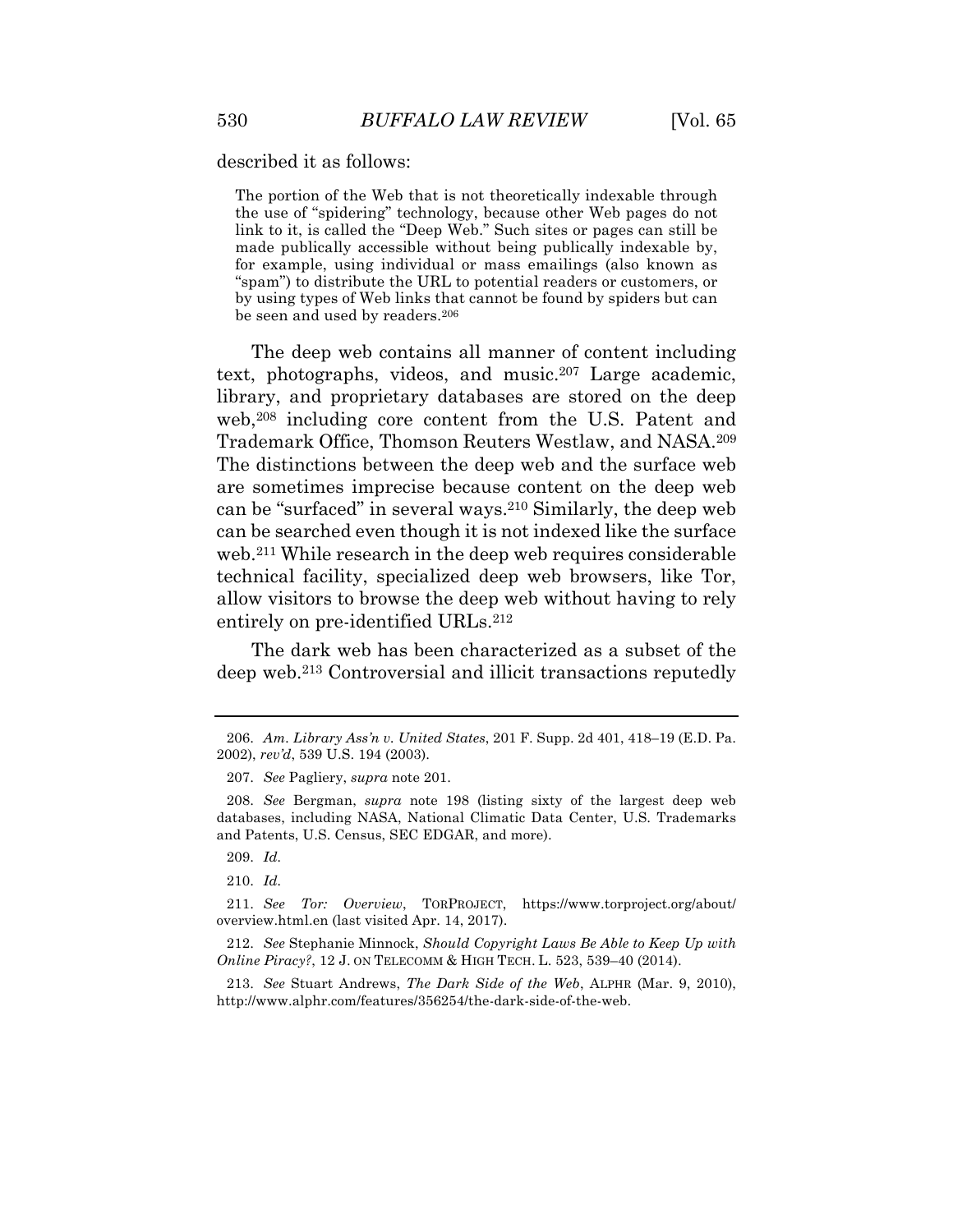described it as follows:

> The portion of the Web that is not theoretically indexable through the use of "spidering" technology, because other Web pages do not link to it, is called the "Deep Web." Such sites or pages can still be made publically accessible without being publically indexable by, for example, using individual or mass emailings (also known as "spam") to distribute the URL to potential readers or customers, or by using types of Web links that cannot be found by spiders but can be seen and used by readers.[206]

The deep web contains all manner of content including text, photographs, videos, and music.[207] Large academic, library, and proprietary databases are stored on the deep web,[208] including core content from the U.S. Patent and Trademark Office, Thomson Reuters Westlaw, and NASA.[209] The distinctions between the deep web and the surface web are sometimes imprecise because content on the deep web can be "surfaced" in several ways.[210] Similarly, the deep web can be searched even though it is not indexed like the surface web.[211] While research in the deep web requires considerable technical facility, specialized deep web browsers, like Tor, allow visitors to browse the deep web without having to rely entirely on pre-identified URLs.[212]

The dark web has been characterized as a subset of the deep web.[213] Controversial and illicit transactions reputedly

---

206. *Am. Library Ass'n v. United States*, 201 F. Supp. 2d 401, 418–19 (E.D. Pa. 2002), *rev'd*, 539 U.S. 194 (2003).

207. *See* Pagliery, *supra* note 201.

208. *See* Bergman, *supra* note 198 (listing sixty of the largest deep web databases, including NASA, National Climatic Data Center, U.S. Trademarks and Patents, U.S. Census, SEC EDGAR, and more).

209. *Id.*

210. *Id.*

211. *See Tor: Overview*, TORPROJECT, https://www.torproject.org/about/overview.html.en (last visited Apr. 14, 2017).

212. *See* Stephanie Minnock, *Should Copyright Laws Be Able to Keep Up with Online Piracy?*, 12 J. ON TELECOMM & HIGH TECH. L. 523, 539–40 (2014).

213. *See* Stuart Andrews, *The Dark Side of the Web*, ALPHR (Mar. 9, 2010), http://www.alphr.com/features/356254/the-dark-side-of-the-web.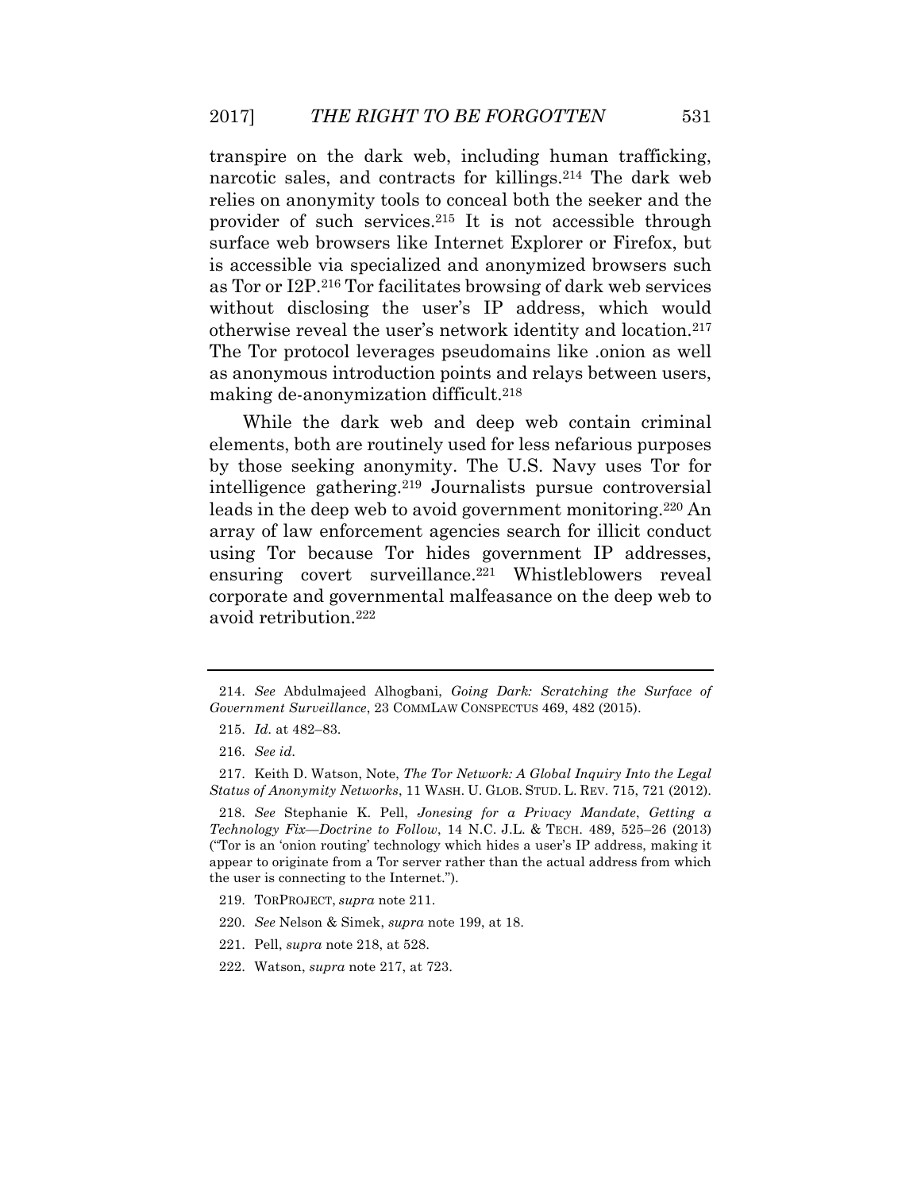transpire on the dark web, including human trafficking, narcotic sales, and contracts for killings.[214] The dark web relies on anonymity tools to conceal both the seeker and the provider of such services.[215] It is not accessible through surface web browsers like Internet Explorer or Firefox, but is accessible via specialized and anonymized browsers such as Tor or I2P.[216] Tor facilitates browsing of dark web services without disclosing the user's IP address, which would otherwise reveal the user's network identity and location.[217] The Tor protocol leverages pseudomains like .onion as well as anonymous introduction points and relays between users, making de-anonymization difficult.[218]

While the dark web and deep web contain criminal elements, both are routinely used for less nefarious purposes by those seeking anonymity. The U.S. Navy uses Tor for intelligence gathering.[219] Journalists pursue controversial leads in the deep web to avoid government monitoring.[220] An array of law enforcement agencies search for illicit conduct using Tor because Tor hides government IP addresses, ensuring covert surveillance.[221] Whistleblowers reveal corporate and governmental malfeasance on the deep web to avoid retribution.[222]

---

214. *See* Abdulmajeed Alhogbani, *Going Dark: Scratching the Surface of Government Surveillance*, 23 COMMLAW CONSPECTUS 469, 482 (2015).

215. *Id.* at 482–83.

216. *See id.*

217. Keith D. Watson, Note, *The Tor Network: A Global Inquiry Into the Legal Status of Anonymity Networks*, 11 WASH. U. GLOB. STUD. L. REV. 715, 721 (2012).

218. *See* Stephanie K. Pell, *Jonesing for a Privacy Mandate*, *Getting a Technology Fix—Doctrine to Follow*, 14 N.C. J.L. & TECH. 489, 525–26 (2013) ("Tor is an 'onion routing' technology which hides a user's IP address, making it appear to originate from a Tor server rather than the actual address from which the user is connecting to the Internet.").

219. TORPROJECT, *supra* note 211.

220. *See* Nelson & Simek, *supra* note 199, at 18.

221. Pell, *supra* note 218, at 528.

222. Watson, *supra* note 217, at 723.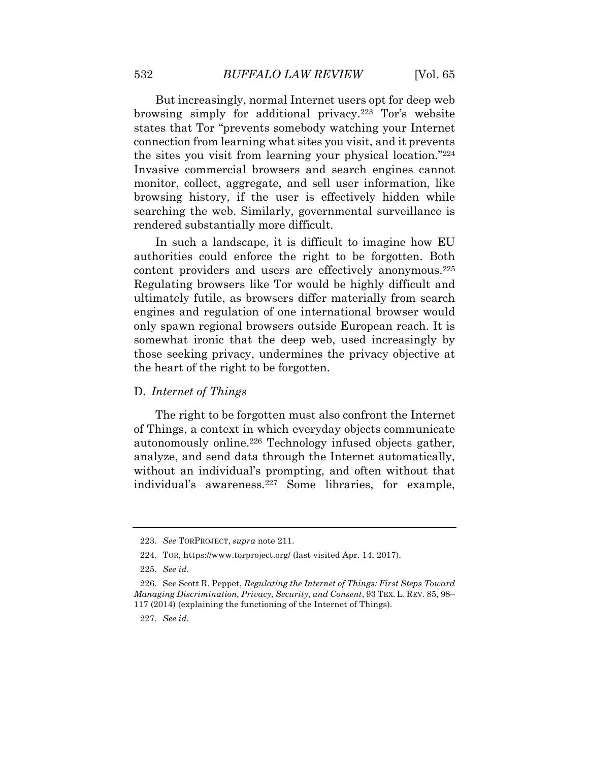But increasingly, normal Internet users opt for deep web browsing simply for additional privacy.[223] Tor's website states that Tor "prevents somebody watching your Internet connection from learning what sites you visit, and it prevents the sites you visit from learning your physical location."[224] Invasive commercial browsers and search engines cannot monitor, collect, aggregate, and sell user information, like browsing history, if the user is effectively hidden while searching the web. Similarly, governmental surveillance is rendered substantially more difficult.

In such a landscape, it is difficult to imagine how EU authorities could enforce the right to be forgotten. Both content providers and users are effectively anonymous.[225] Regulating browsers like Tor would be highly difficult and ultimately futile, as browsers differ materially from search engines and regulation of one international browser would only spawn regional browsers outside European reach. It is somewhat ironic that the deep web, used increasingly by those seeking privacy, undermines the privacy objective at the heart of the right to be forgotten.

### D. *Internet of Things*

The right to be forgotten must also confront the Internet of Things, a context in which everyday objects communicate autonomously online.[226] Technology infused objects gather, analyze, and send data through the Internet automatically, without an individual's prompting, and often without that individual's awareness.[227] Some libraries, for example,

---

223. *See* TORPROJECT, *supra* note 211.

224. TOR, https://www.torproject.org/ (last visited Apr. 14, 2017).

225. *See id.*

226. See Scott R. Peppet, *Regulating the Internet of Things: First Steps Toward Managing Discrimination, Privacy, Security, and Consent*, 93 TEX. L. REV. 85, 98–117 (2014) (explaining the functioning of the Internet of Things).

227. *See id.*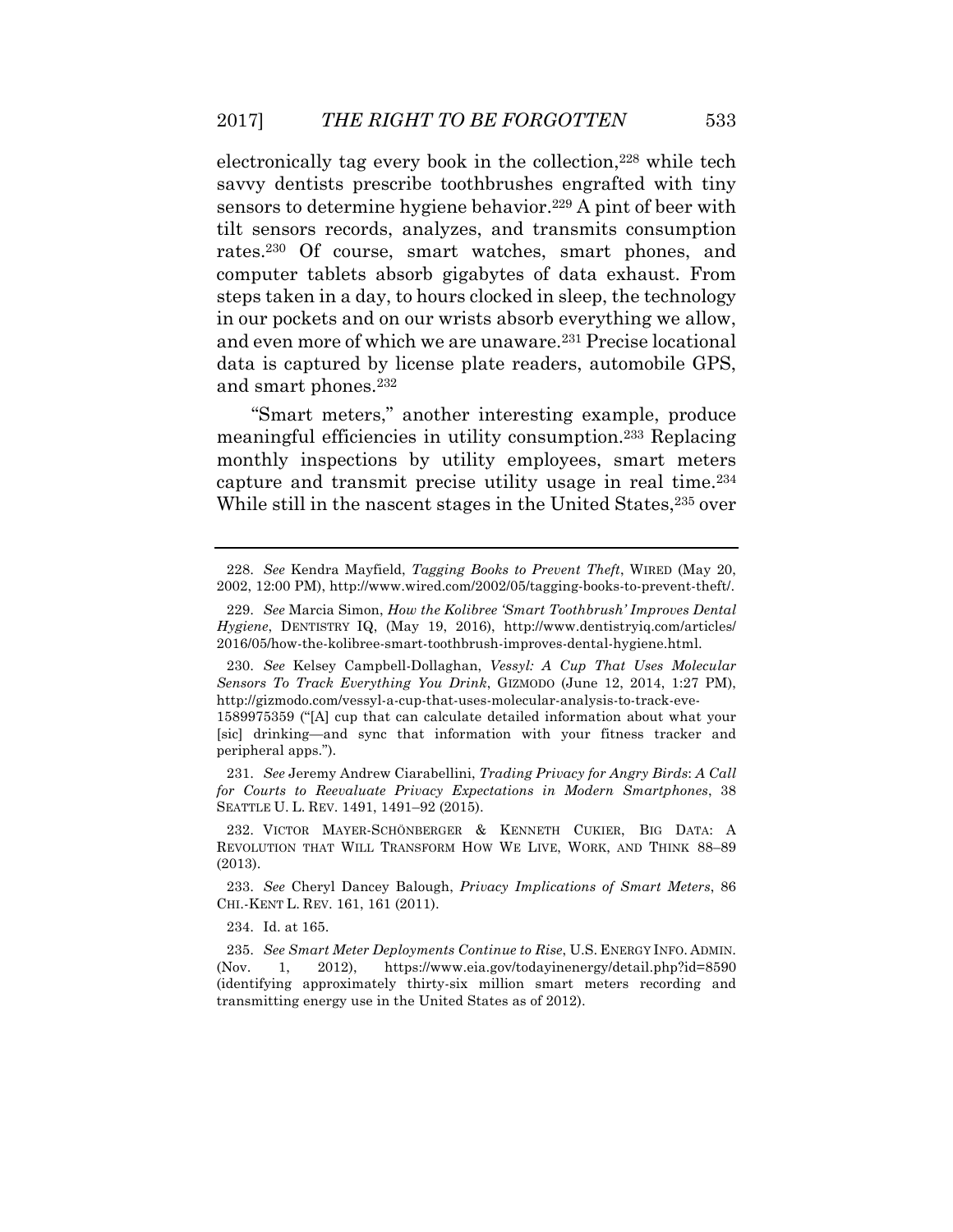electronically tag every book in the collection,[228] while tech savvy dentists prescribe toothbrushes engrafted with tiny sensors to determine hygiene behavior.[229] A pint of beer with tilt sensors records, analyzes, and transmits consumption rates.[230] Of course, smart watches, smart phones, and computer tablets absorb gigabytes of data exhaust. From steps taken in a day, to hours clocked in sleep, the technology in our pockets and on our wrists absorb everything we allow, and even more of which we are unaware.[231] Precise locational data is captured by license plate readers, automobile GPS, and smart phones.[232]

"Smart meters," another interesting example, produce meaningful efficiencies in utility consumption.[233] Replacing monthly inspections by utility employees, smart meters capture and transmit precise utility usage in real time.[234] While still in the nascent stages in the United States,[235] over

---

228. *See* Kendra Mayfield, *Tagging Books to Prevent Theft*, WIRED (May 20, 2002, 12:00 PM), http://www.wired.com/2002/05/tagging-books-to-prevent-theft/.

229. *See* Marcia Simon, *How the Kolibree 'Smart Toothbrush' Improves Dental Hygiene*, DENTISTRY IQ, (May 19, 2016), http://www.dentistryiq.com/articles/2016/05/how-the-kolibree-smart-toothbrush-improves-dental-hygiene.html.

230. *See* Kelsey Campbell-Dollaghan, *Vessyl: A Cup That Uses Molecular Sensors To Track Everything You Drink*, GIZMODO (June 12, 2014, 1:27 PM), http://gizmodo.com/vessyl-a-cup-that-uses-molecular-analysis-to-track-eve-1589975359 ("[A] cup that can calculate detailed information about what your [sic] drinking—and sync that information with your fitness tracker and peripheral apps.").

231. *See* Jeremy Andrew Ciarabellini, *Trading Privacy for Angry Birds*: *A Call for Courts to Reevaluate Privacy Expectations in Modern Smartphones*, 38 SEATTLE U. L. REV. 1491, 1491–92 (2015).

232. VICTOR MAYER-SCHÖNBERGER & KENNETH CUKIER, BIG DATA: A REVOLUTION THAT WILL TRANSFORM HOW WE LIVE, WORK, AND THINK 88–89 (2013).

233. *See* Cheryl Dancey Balough, *Privacy Implications of Smart Meters*, 86 CHI.-KENT L. REV. 161, 161 (2011).

234. Id. at 165.

235. *See Smart Meter Deployments Continue to Rise*, U.S. ENERGY INFO. ADMIN. (Nov. 1, 2012), https://www.eia.gov/todayinenergy/detail.php?id=8590 (identifying approximately thirty-six million smart meters recording and transmitting energy use in the United States as of 2012).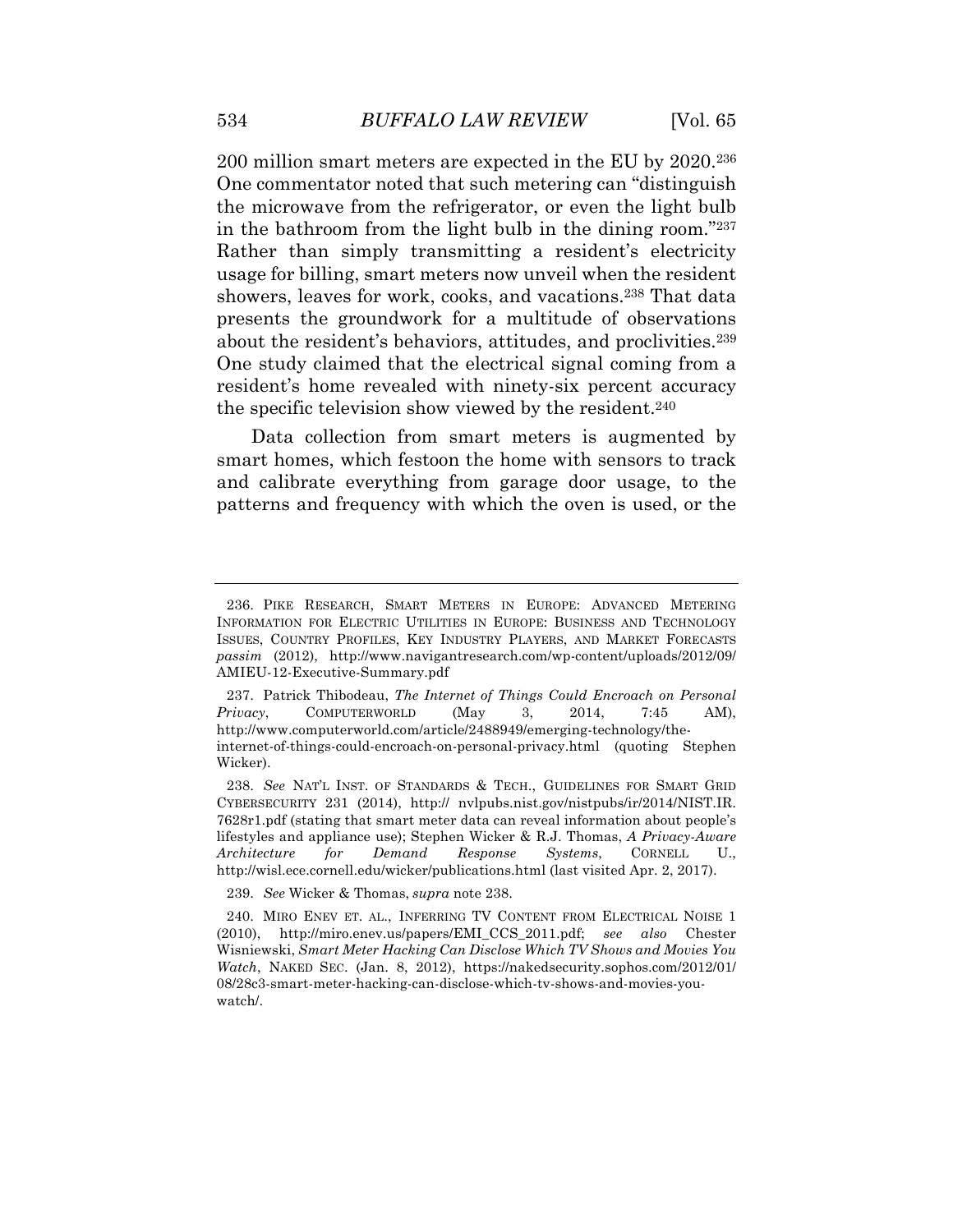200 million smart meters are expected in the EU by 2020.[236] One commentator noted that such metering can "distinguish the microwave from the refrigerator, or even the light bulb in the bathroom from the light bulb in the dining room."[237] Rather than simply transmitting a resident's electricity usage for billing, smart meters now unveil when the resident showers, leaves for work, cooks, and vacations.[238] That data presents the groundwork for a multitude of observations about the resident's behaviors, attitudes, and proclivities.[239] One study claimed that the electrical signal coming from a resident's home revealed with ninety-six percent accuracy the specific television show viewed by the resident.[240]

Data collection from smart meters is augmented by smart homes, which festoon the home with sensors to track and calibrate everything from garage door usage, to the patterns and frequency with which the oven is used, or the

---

236. PIKE RESEARCH, SMART METERS IN EUROPE: ADVANCED METERING INFORMATION FOR ELECTRIC UTILITIES IN EUROPE: BUSINESS AND TECHNOLOGY ISSUES, COUNTRY PROFILES, KEY INDUSTRY PLAYERS, AND MARKET FORECASTS *passim* (2012), http://www.navigantresearch.com/wp-content/uploads/2012/09/AMIEU-12-Executive-Summary.pdf

237. Patrick Thibodeau, *The Internet of Things Could Encroach on Personal Privacy*, COMPUTERWORLD (May 3, 2014, 7:45 AM), http://www.computerworld.com/article/2488949/emerging-technology/the-internet-of-things-could-encroach-on-personal-privacy.html (quoting Stephen Wicker).

238. *See* NAT'L INST. OF STANDARDS & TECH., GUIDELINES FOR SMART GRID CYBERSECURITY 231 (2014), http:// nvlpubs.nist.gov/nistpubs/ir/2014/NIST.IR.7628r1.pdf (stating that smart meter data can reveal information about people's lifestyles and appliance use); Stephen Wicker & R.J. Thomas, *A Privacy-Aware Architecture for Demand Response Systems*, CORNELL U., http://wisl.ece.cornell.edu/wicker/publications.html (last visited Apr. 2, 2017).

239. *See* Wicker & Thomas, *supra* note 238.

240. MIRO ENEV ET. AL., INFERRING TV CONTENT FROM ELECTRICAL NOISE 1 (2010), http://miro.enev.us/papers/EMI_CCS_2011.pdf; *see also* Chester Wisniewski, *Smart Meter Hacking Can Disclose Which TV Shows and Movies You Watch*, NAKED SEC. (Jan. 8, 2012), https://nakedsecurity.sophos.com/2012/01/08/28c3-smart-meter-hacking-can-disclose-which-tv-shows-and-movies-you-watch/.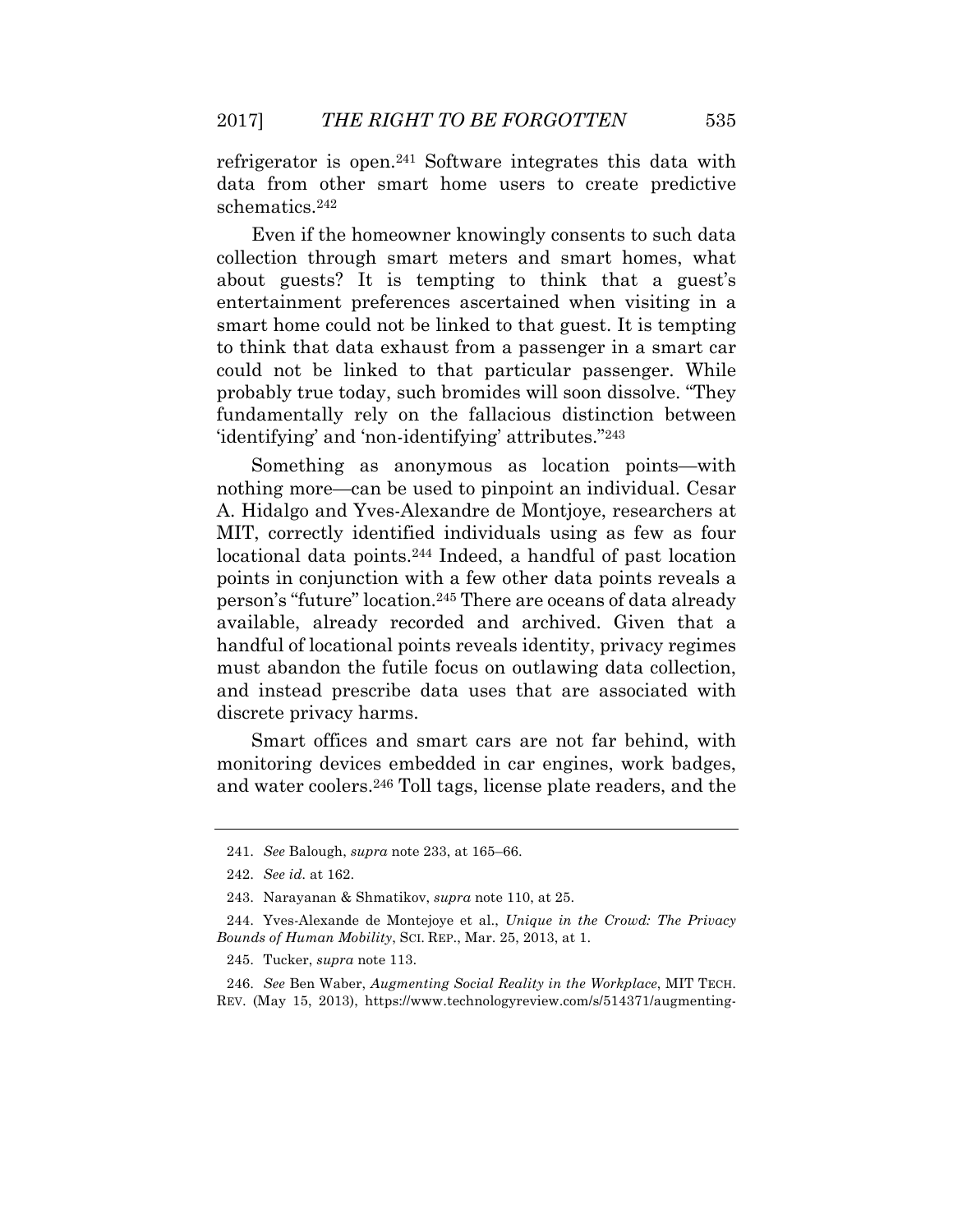refrigerator is open.[241] Software integrates this data with data from other smart home users to create predictive schematics.[242]

Even if the homeowner knowingly consents to such data collection through smart meters and smart homes, what about guests? It is tempting to think that a guest's entertainment preferences ascertained when visiting in a smart home could not be linked to that guest. It is tempting to think that data exhaust from a passenger in a smart car could not be linked to that particular passenger. While probably true today, such bromides will soon dissolve. "They fundamentally rely on the fallacious distinction between 'identifying' and 'non-identifying' attributes."[243]

Something as anonymous as location points—with nothing more—can be used to pinpoint an individual. Cesar A. Hidalgo and Yves-Alexandre de Montjoye, researchers at MIT, correctly identified individuals using as few as four locational data points.[244] Indeed, a handful of past location points in conjunction with a few other data points reveals a person's "future" location.[245] There are oceans of data already available, already recorded and archived. Given that a handful of locational points reveals identity, privacy regimes must abandon the futile focus on outlawing data collection, and instead prescribe data uses that are associated with discrete privacy harms.

Smart offices and smart cars are not far behind, with monitoring devices embedded in car engines, work badges, and water coolers.[246] Toll tags, license plate readers, and the

---

241. *See* Balough, *supra* note 233, at 165–66.

242. *See id.* at 162.

243. Narayanan & Shmatikov, *supra* note 110, at 25.

244. Yves-Alexande de Montejoye et al., *Unique in the Crowd: The Privacy Bounds of Human Mobility*, SCI. REP., Mar. 25, 2013, at 1.

245. Tucker, *supra* note 113.

246. *See* Ben Waber, *Augmenting Social Reality in the Workplace*, MIT TECH. REV. (May 15, 2013), https://www.technologyreview.com/s/514371/augmenting-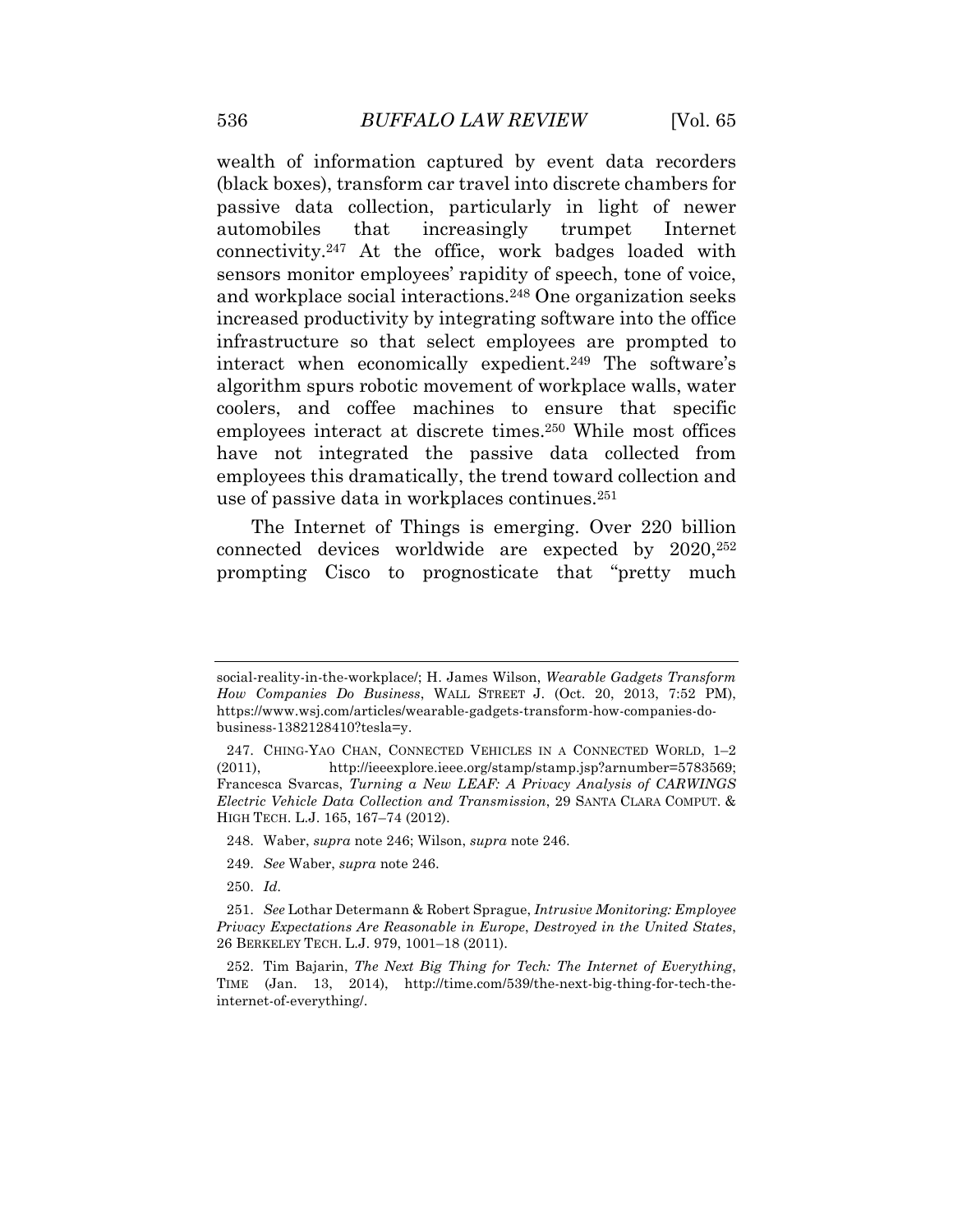wealth of information captured by event data recorders (black boxes), transform car travel into discrete chambers for passive data collection, particularly in light of newer automobiles that increasingly trumpet Internet connectivity.[247] At the office, work badges loaded with sensors monitor employees' rapidity of speech, tone of voice, and workplace social interactions.[248] One organization seeks increased productivity by integrating software into the office infrastructure so that select employees are prompted to interact when economically expedient.[249] The software's algorithm spurs robotic movement of workplace walls, water coolers, and coffee machines to ensure that specific employees interact at discrete times.[250] While most offices have not integrated the passive data collected from employees this dramatically, the trend toward collection and use of passive data in workplaces continues.[251]

The Internet of Things is emerging. Over 220 billion connected devices worldwide are expected by 2020,[252] prompting Cisco to prognosticate that "pretty much

---

social-reality-in-the-workplace/; H. James Wilson, *Wearable Gadgets Transform How Companies Do Business*, WALL STREET J. (Oct. 20, 2013, 7:52 PM), https://www.wsj.com/articles/wearable-gadgets-transform-how-companies-do-business-1382128410?tesla=y.

247. CHING-YAO CHAN, CONNECTED VEHICLES IN A CONNECTED WORLD, 1–2 (2011), http://ieeexplore.ieee.org/stamp/stamp.jsp?arnumber=5783569; Francesca Svarcas, *Turning a New LEAF: A Privacy Analysis of CARWINGS Electric Vehicle Data Collection and Transmission*, 29 SANTA CLARA COMPUT. & HIGH TECH. L.J. 165, 167–74 (2012).

248. Waber, *supra* note 246; Wilson, *supra* note 246.

249. *See* Waber, *supra* note 246.

250. *Id.*

251. *See* Lothar Determann & Robert Sprague, *Intrusive Monitoring: Employee Privacy Expectations Are Reasonable in Europe, Destroyed in the United States*, 26 BERKELEY TECH. L.J. 979, 1001–18 (2011).

252. Tim Bajarin, *The Next Big Thing for Tech: The Internet of Everything*, TIME (Jan. 13, 2014), http://time.com/539/the-next-big-thing-for-tech-the-internet-of-everything/.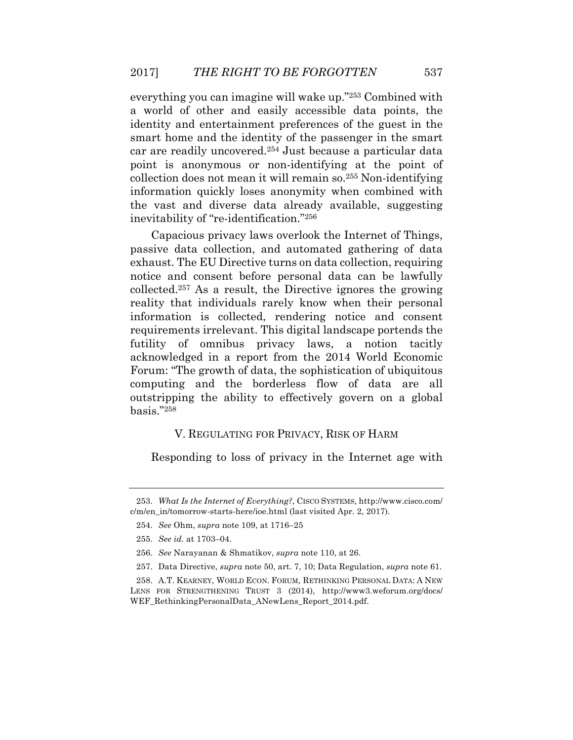everything you can imagine will wake up."[253] Combined with a world of other and easily accessible data points, the identity and entertainment preferences of the guest in the smart home and the identity of the passenger in the smart car are readily uncovered.[254] Just because a particular data point is anonymous or non-identifying at the point of collection does not mean it will remain so.[255] Non-identifying information quickly loses anonymity when combined with the vast and diverse data already available, suggesting inevitability of "re-identification."[256]

Capacious privacy laws overlook the Internet of Things, passive data collection, and automated gathering of data exhaust. The EU Directive turns on data collection, requiring notice and consent before personal data can be lawfully collected.[257] As a result, the Directive ignores the growing reality that individuals rarely know when their personal information is collected, rendering notice and consent requirements irrelevant. This digital landscape portends the futility of omnibus privacy laws, a notion tacitly acknowledged in a report from the 2014 World Economic Forum: "The growth of data, the sophistication of ubiquitous computing and the borderless flow of data are all outstripping the ability to effectively govern on a global basis."[258]

## V. REGULATING FOR PRIVACY, RISK OF HARM

Responding to loss of privacy in the Internet age with

---

253. *What Is the Internet of Everything?*, CISCO SYSTEMS, http://www.cisco.com/c/m/en_in/tomorrow-starts-here/ioe.html (last visited Apr. 2, 2017).

254. *See* Ohm, *supra* note 109, at 1716–25

255. *See id.* at 1703–04.

256. *See* Narayanan & Shmatikov, *supra* note 110, at 26.

257. Data Directive, *supra* note 50, art. 7, 10; Data Regulation, *supra* note 61.

258. A.T. KEARNEY, WORLD ECON. FORUM, RETHINKING PERSONAL DATA: A NEW LENS FOR STRENGTHENING TRUST 3 (2014), http://www3.weforum.org/docs/WEF_RethinkingPersonalData_ANewLens_Report_2014.pdf.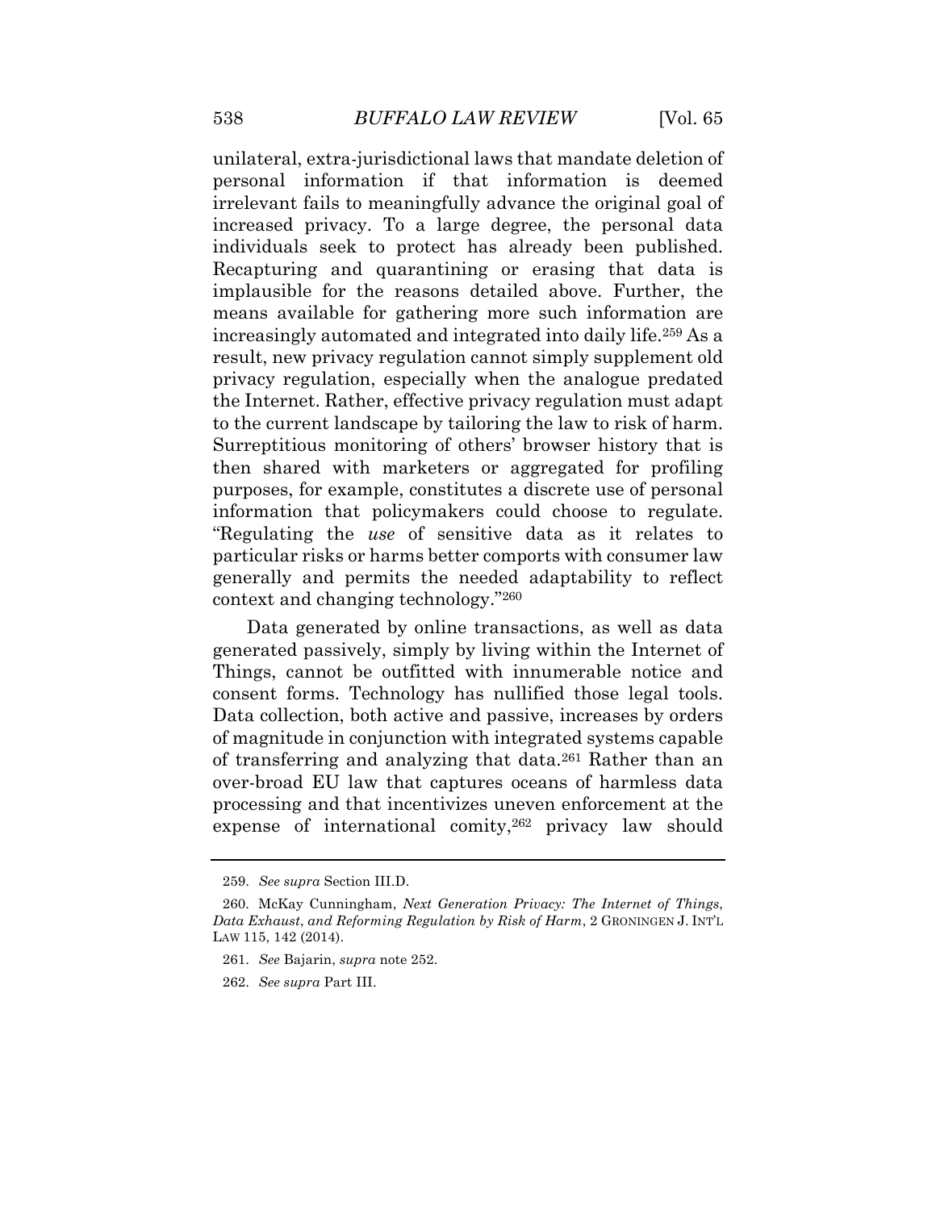unilateral, extra-jurisdictional laws that mandate deletion of personal information if that information is deemed irrelevant fails to meaningfully advance the original goal of increased privacy. To a large degree, the personal data individuals seek to protect has already been published. Recapturing and quarantining or erasing that data is implausible for the reasons detailed above. Further, the means available for gathering more such information are increasingly automated and integrated into daily life.[259] As a result, new privacy regulation cannot simply supplement old privacy regulation, especially when the analogue predated the Internet. Rather, effective privacy regulation must adapt to the current landscape by tailoring the law to risk of harm. Surreptitious monitoring of others' browser history that is then shared with marketers or aggregated for profiling purposes, for example, constitutes a discrete use of personal information that policymakers could choose to regulate. "Regulating the *use* of sensitive data as it relates to particular risks or harms better comports with consumer law generally and permits the needed adaptability to reflect context and changing technology."[260]

Data generated by online transactions, as well as data generated passively, simply by living within the Internet of Things, cannot be outfitted with innumerable notice and consent forms. Technology has nullified those legal tools. Data collection, both active and passive, increases by orders of magnitude in conjunction with integrated systems capable of transferring and analyzing that data.[261] Rather than an over-broad EU law that captures oceans of harmless data processing and that incentivizes uneven enforcement at the expense of international comity,[262] privacy law should

---

259. *See supra* Section III.D.

260. McKay Cunningham, *Next Generation Privacy: The Internet of Things, Data Exhaust, and Reforming Regulation by Risk of Harm*, 2 GRONINGEN J. INT'L LAW 115, 142 (2014).

261. *See* Bajarin, *supra* note 252.

262. *See supra* Part III.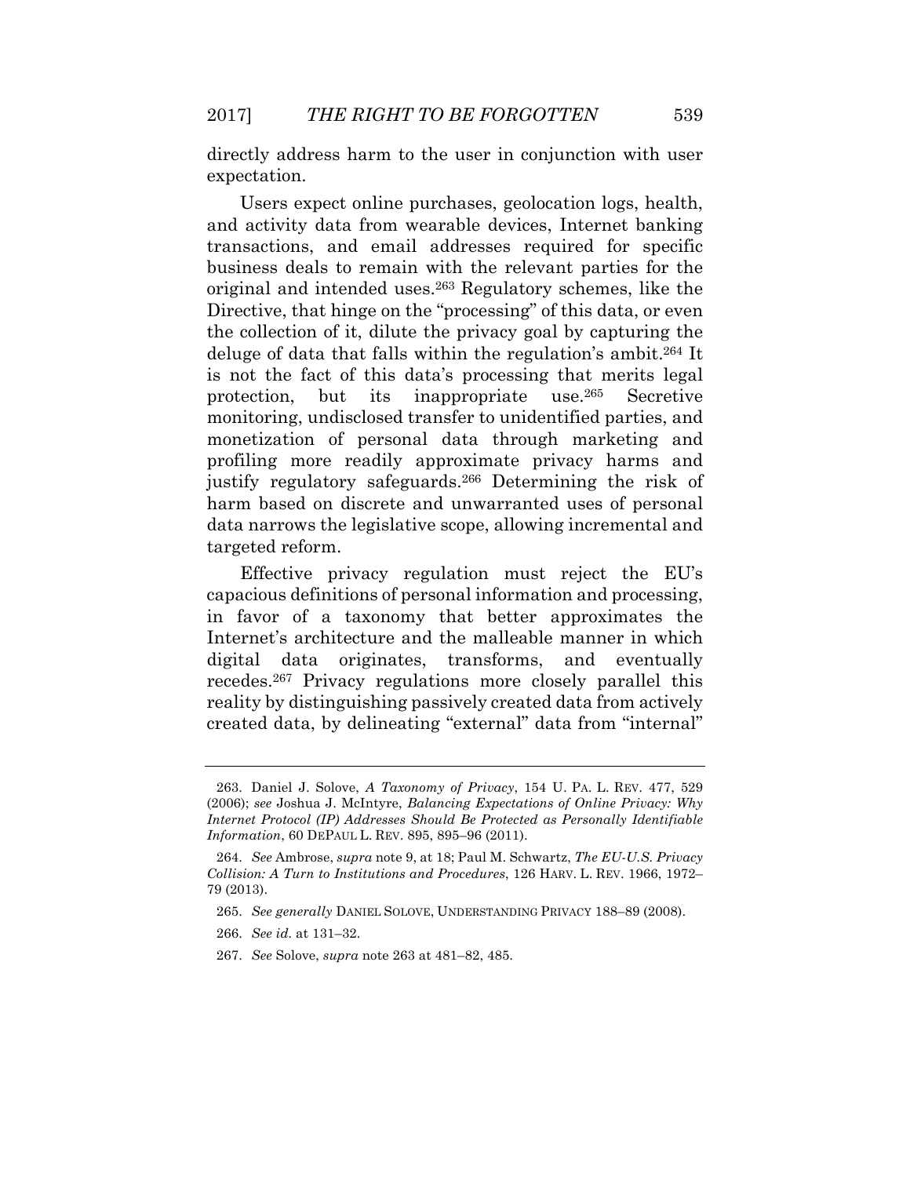directly address harm to the user in conjunction with user expectation.

Users expect online purchases, geolocation logs, health, and activity data from wearable devices, Internet banking transactions, and email addresses required for specific business deals to remain with the relevant parties for the original and intended uses.[263] Regulatory schemes, like the Directive, that hinge on the "processing" of this data, or even the collection of it, dilute the privacy goal by capturing the deluge of data that falls within the regulation's ambit.[264] It is not the fact of this data's processing that merits legal protection, but its inappropriate use.[265] Secretive monitoring, undisclosed transfer to unidentified parties, and monetization of personal data through marketing and profiling more readily approximate privacy harms and justify regulatory safeguards.[266] Determining the risk of harm based on discrete and unwarranted uses of personal data narrows the legislative scope, allowing incremental and targeted reform.

Effective privacy regulation must reject the EU's capacious definitions of personal information and processing, in favor of a taxonomy that better approximates the Internet's architecture and the malleable manner in which digital data originates, transforms, and eventually recedes.[267] Privacy regulations more closely parallel this reality by distinguishing passively created data from actively created data, by delineating "external" data from "internal"

---

263. Daniel J. Solove, *A Taxonomy of Privacy*, 154 U. PA. L. REV. 477, 529 (2006); *see* Joshua J. McIntyre, *Balancing Expectations of Online Privacy: Why Internet Protocol (IP) Addresses Should Be Protected as Personally Identifiable Information*, 60 DEPAUL L. REV. 895, 895–96 (2011).

264. *See* Ambrose, *supra* note 9, at 18; Paul M. Schwartz, *The EU-U.S. Privacy Collision: A Turn to Institutions and Procedures*, 126 HARV. L. REV. 1966, 1972–79 (2013).

265. *See generally* DANIEL SOLOVE, UNDERSTANDING PRIVACY 188–89 (2008).

266. *See id.* at 131–32.

267. *See* Solove, *supra* note 263 at 481–82, 485.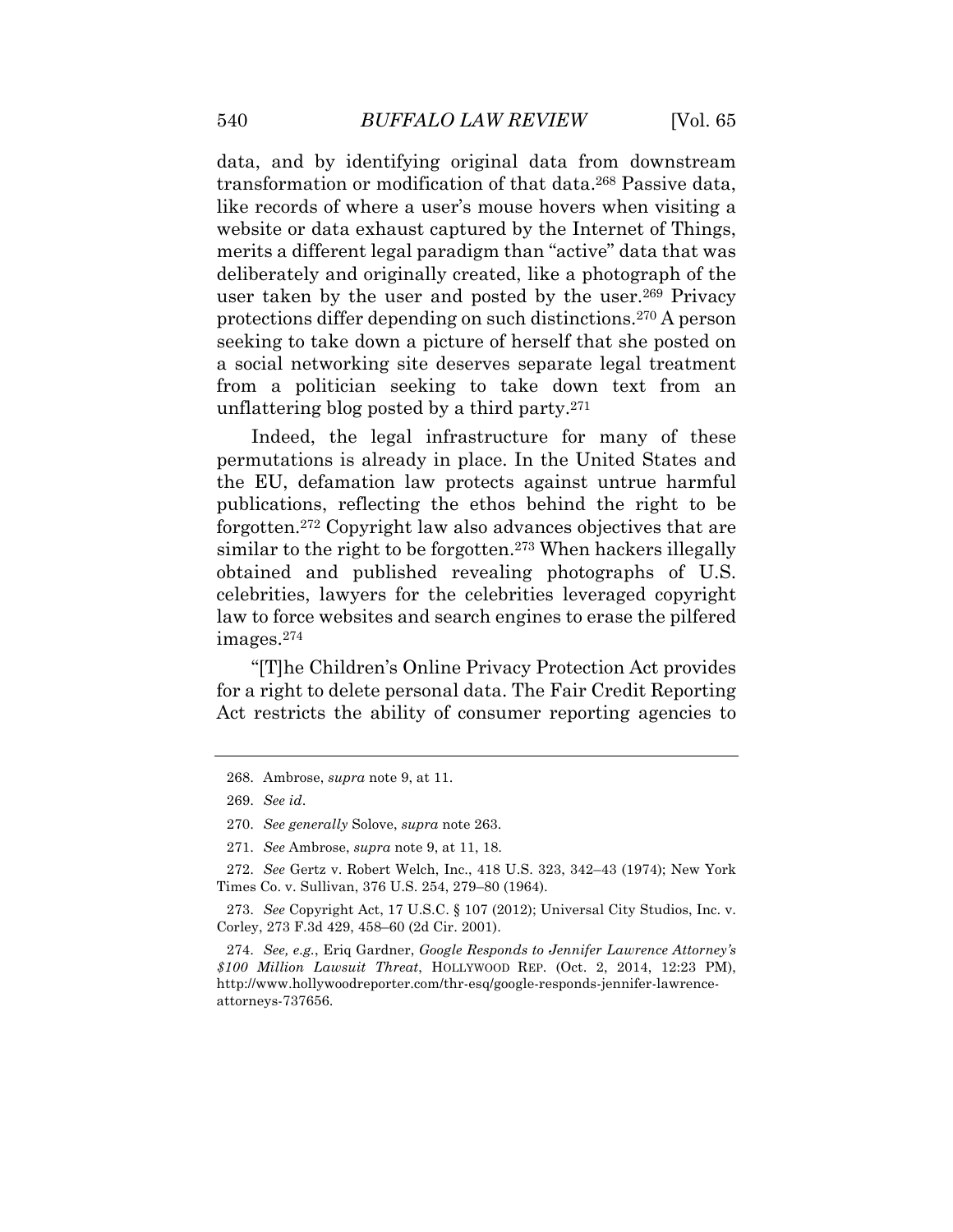data, and by identifying original data from downstream transformation or modification of that data.[268] Passive data, like records of where a user's mouse hovers when visiting a website or data exhaust captured by the Internet of Things, merits a different legal paradigm than "active" data that was deliberately and originally created, like a photograph of the user taken by the user and posted by the user.[269] Privacy protections differ depending on such distinctions.[270] A person seeking to take down a picture of herself that she posted on a social networking site deserves separate legal treatment from a politician seeking to take down text from an unflattering blog posted by a third party.[271]

Indeed, the legal infrastructure for many of these permutations is already in place. In the United States and the EU, defamation law protects against untrue harmful publications, reflecting the ethos behind the right to be forgotten.[272] Copyright law also advances objectives that are similar to the right to be forgotten.[273] When hackers illegally obtained and published revealing photographs of U.S. celebrities, lawyers for the celebrities leveraged copyright law to force websites and search engines to erase the pilfered images.[274]

"[T]he Children's Online Privacy Protection Act provides for a right to delete personal data. The Fair Credit Reporting Act restricts the ability of consumer reporting agencies to

---

268. Ambrose, *supra* note 9, at 11.

269. *See id*.

270. *See generally* Solove, *supra* note 263.

271. *See* Ambrose, *supra* note 9, at 11, 18.

272. *See* Gertz v. Robert Welch, Inc., 418 U.S. 323, 342–43 (1974); New York Times Co. v. Sullivan, 376 U.S. 254, 279–80 (1964).

273. *See* Copyright Act, 17 U.S.C. § 107 (2012); Universal City Studios, Inc. v. Corley, 273 F.3d 429, 458–60 (2d Cir. 2001).

274. *See, e.g.*, Eriq Gardner, *Google Responds to Jennifer Lawrence Attorney's $100 Million Lawsuit Threat*, HOLLYWOOD REP. (Oct. 2, 2014, 12:23 PM), http://www.hollywoodreporter.com/thr-esq/google-responds-jennifer-lawrence-attorneys-737656.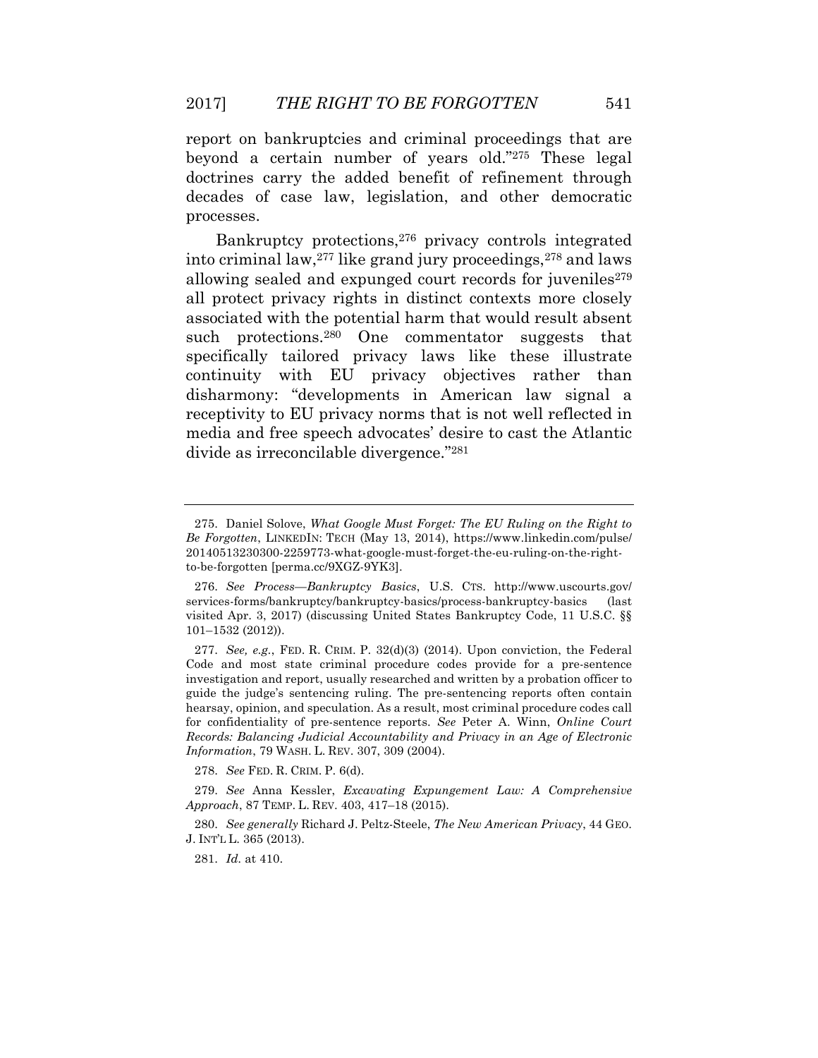report on bankruptcies and criminal proceedings that are beyond a certain number of years old."[275] These legal doctrines carry the added benefit of refinement through decades of case law, legislation, and other democratic processes.

Bankruptcy protections,[276] privacy controls integrated into criminal law,[277] like grand jury proceedings,[278] and laws allowing sealed and expunged court records for juveniles[279] all protect privacy rights in distinct contexts more closely associated with the potential harm that would result absent such protections.[280] One commentator suggests that specifically tailored privacy laws like these illustrate continuity with EU privacy objectives rather than disharmony: "developments in American law signal a receptivity to EU privacy norms that is not well reflected in media and free speech advocates' desire to cast the Atlantic divide as irreconcilable divergence."[281]

---

275. Daniel Solove, *What Google Must Forget: The EU Ruling on the Right to Be Forgotten*, LINKEDIN: TECH (May 13, 2014), https://www.linkedin.com/pulse/20140513230300-2259773-what-google-must-forget-the-eu-ruling-on-the-right-to-be-forgotten [perma.cc/9XGZ-9YK3].

276. *See Process—Bankruptcy Basics*, U.S. CTS. http://www.uscourts.gov/services-forms/bankruptcy/bankruptcy-basics/process-bankruptcy-basics (last visited Apr. 3, 2017) (discussing United States Bankruptcy Code, 11 U.S.C. §§ 101–1532 (2012)).

277. *See, e.g.*, FED. R. CRIM. P. 32(d)(3) (2014). Upon conviction, the Federal Code and most state criminal procedure codes provide for a pre-sentence investigation and report, usually researched and written by a probation officer to guide the judge's sentencing ruling. The pre-sentencing reports often contain hearsay, opinion, and speculation. As a result, most criminal procedure codes call for confidentiality of pre-sentence reports. *See* Peter A. Winn, *Online Court Records: Balancing Judicial Accountability and Privacy in an Age of Electronic Information*, 79 WASH. L. REV. 307, 309 (2004).

278. *See* FED. R. CRIM. P. 6(d).

279. *See* Anna Kessler, *Excavating Expungement Law: A Comprehensive Approach*, 87 TEMP. L. REV. 403, 417–18 (2015).

280. *See generally* Richard J. Peltz-Steele, *The New American Privacy*, 44 GEO. J. INT'L L. 365 (2013).

281. *Id.* at 410.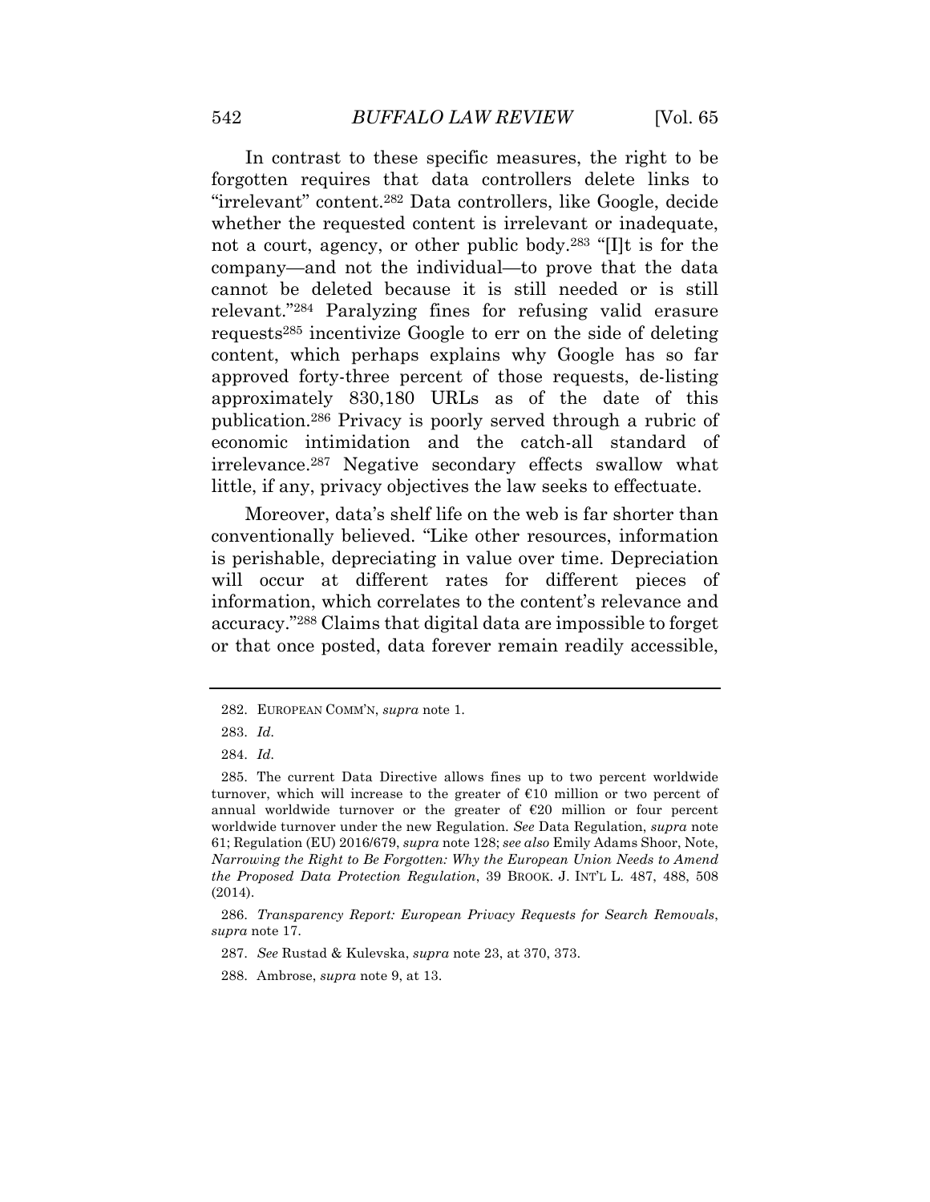In contrast to these specific measures, the right to be forgotten requires that data controllers delete links to "irrelevant" content.[282] Data controllers, like Google, decide whether the requested content is irrelevant or inadequate, not a court, agency, or other public body.[283] "[I]t is for the company—and not the individual—to prove that the data cannot be deleted because it is still needed or is still relevant."[284] Paralyzing fines for refusing valid erasure requests[285] incentivize Google to err on the side of deleting content, which perhaps explains why Google has so far approved forty-three percent of those requests, de-listing approximately 830,180 URLs as of the date of this publication.[286] Privacy is poorly served through a rubric of economic intimidation and the catch-all standard of irrelevance.[287] Negative secondary effects swallow what little, if any, privacy objectives the law seeks to effectuate.

Moreover, data's shelf life on the web is far shorter than conventionally believed. "Like other resources, information is perishable, depreciating in value over time. Depreciation will occur at different rates for different pieces of information, which correlates to the content's relevance and accuracy."[288] Claims that digital data are impossible to forget or that once posted, data forever remain readily accessible,

---

282. EUROPEAN COMM'N, *supra* note 1.

283. *Id.*

284. *Id.*

285. The current Data Directive allows fines up to two percent worldwide turnover, which will increase to the greater of €10 million or two percent of annual worldwide turnover or the greater of €20 million or four percent worldwide turnover under the new Regulation. *See* Data Regulation, *supra* note 61; Regulation (EU) 2016/679, *supra* note 128; *see also* Emily Adams Shoor, Note, *Narrowing the Right to Be Forgotten: Why the European Union Needs to Amend the Proposed Data Protection Regulation*, 39 BROOK. J. INT'L L. 487, 488, 508 (2014).

286. *Transparency Report: European Privacy Requests for Search Removals*, *supra* note 17.

287. *See* Rustad & Kulevska, *supra* note 23, at 370, 373.

288. Ambrose, *supra* note 9, at 13.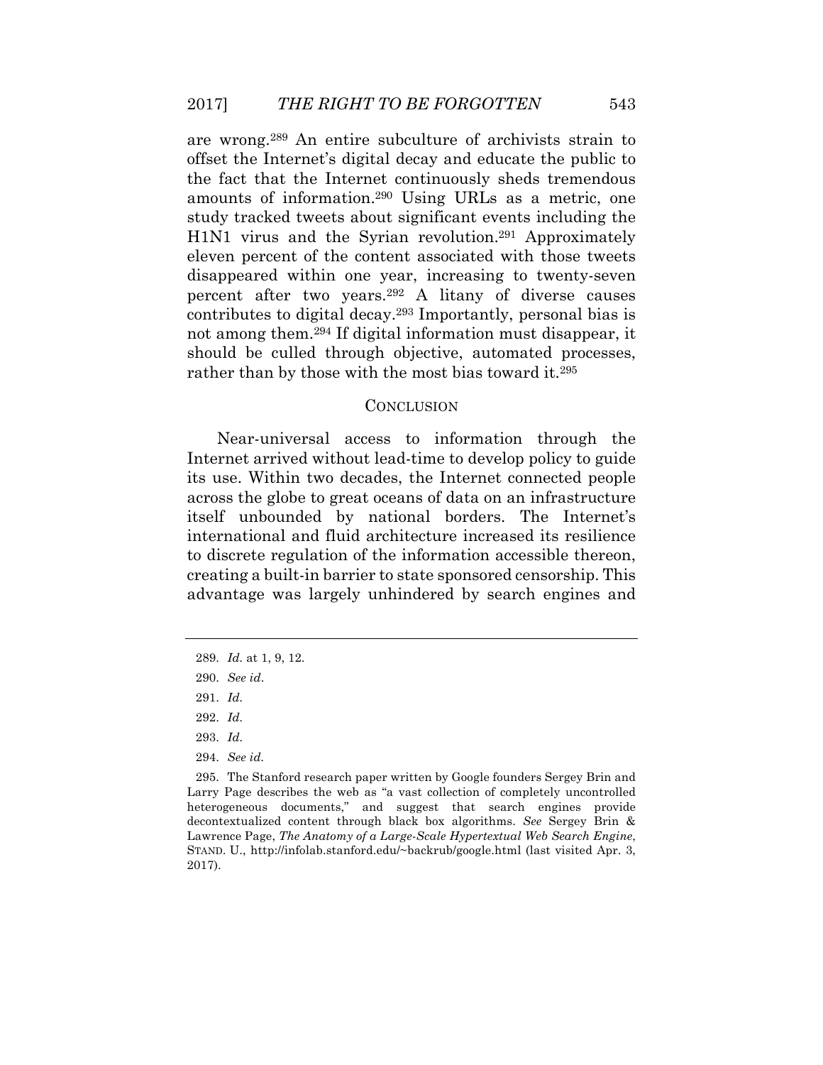are wrong.[289] An entire subculture of archivists strain to offset the Internet's digital decay and educate the public to the fact that the Internet continuously sheds tremendous amounts of information.[290] Using URLs as a metric, one study tracked tweets about significant events including the H1N1 virus and the Syrian revolution.[291] Approximately eleven percent of the content associated with those tweets disappeared within one year, increasing to twenty-seven percent after two years.[292] A litany of diverse causes contributes to digital decay.[293] Importantly, personal bias is not among them.[294] If digital information must disappear, it should be culled through objective, automated processes, rather than by those with the most bias toward it.[295]

## CONCLUSION

Near-universal access to information through the Internet arrived without lead-time to develop policy to guide its use. Within two decades, the Internet connected people across the globe to great oceans of data on an infrastructure itself unbounded by national borders. The Internet's international and fluid architecture increased its resilience to discrete regulation of the information accessible thereon, creating a built-in barrier to state sponsored censorship. This advantage was largely unhindered by search engines and

---

289. *Id.* at 1, 9, 12.

290. *See id*.

291. *Id.*

292. *Id.*

293. *Id.*

294. *See id.*

295. The Stanford research paper written by Google founders Sergey Brin and Larry Page describes the web as "a vast collection of completely uncontrolled heterogeneous documents," and suggest that search engines provide decontextualized content through black box algorithms. *See* Sergey Brin & Lawrence Page, *The Anatomy of a Large-Scale Hypertextual Web Search Engine*, STAND. U., http://infolab.stanford.edu/~backrub/google.html (last visited Apr. 3, 2017).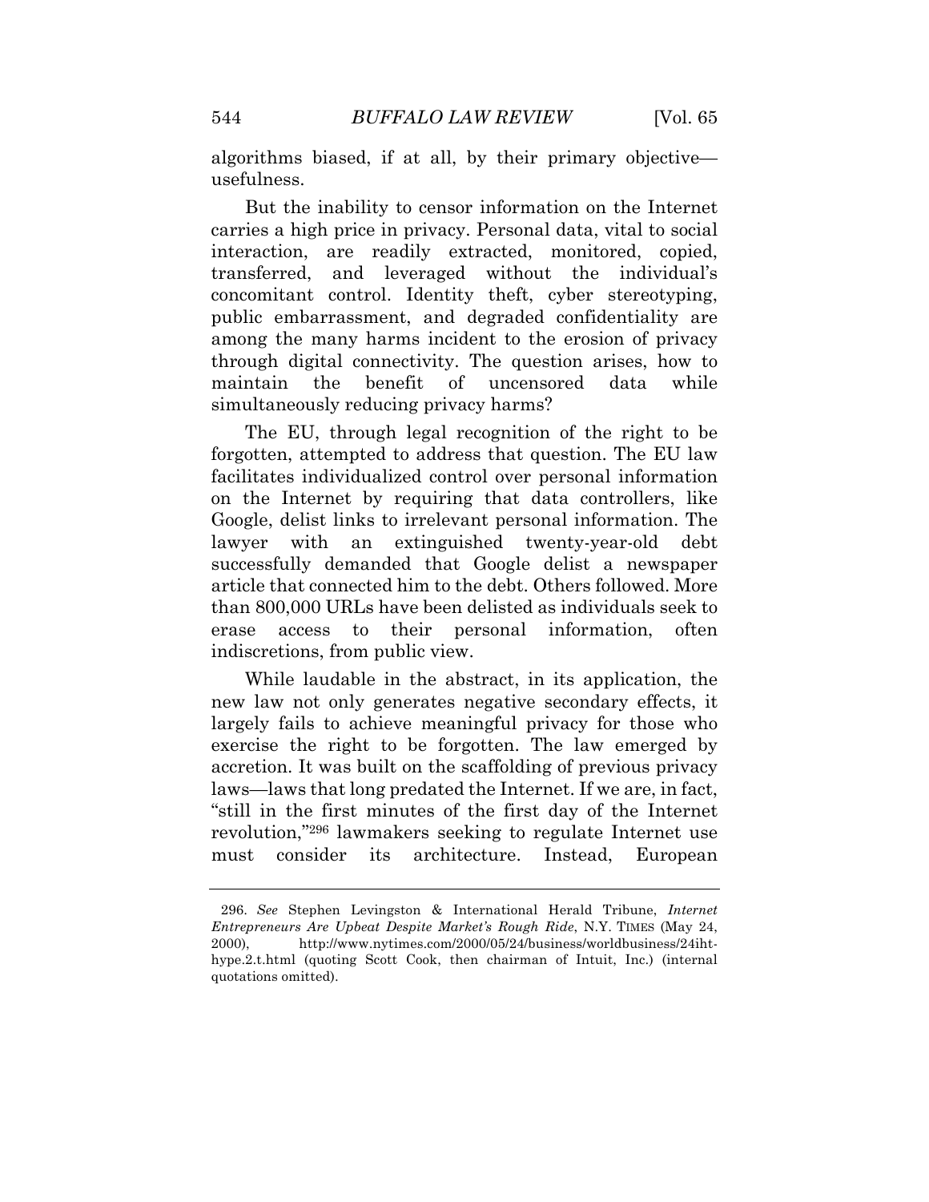algorithms biased, if at all, by their primary objective—usefulness.

But the inability to censor information on the Internet carries a high price in privacy. Personal data, vital to social interaction, are readily extracted, monitored, copied, transferred, and leveraged without the individual's concomitant control. Identity theft, cyber stereotyping, public embarrassment, and degraded confidentiality are among the many harms incident to the erosion of privacy through digital connectivity. The question arises, how to maintain the benefit of uncensored data while simultaneously reducing privacy harms?

The EU, through legal recognition of the right to be forgotten, attempted to address that question. The EU law facilitates individualized control over personal information on the Internet by requiring that data controllers, like Google, delist links to irrelevant personal information. The lawyer with an extinguished twenty-year-old debt successfully demanded that Google delist a newspaper article that connected him to the debt. Others followed. More than 800,000 URLs have been delisted as individuals seek to erase access to their personal information, often indiscretions, from public view.

While laudable in the abstract, in its application, the new law not only generates negative secondary effects, it largely fails to achieve meaningful privacy for those who exercise the right to be forgotten. The law emerged by accretion. It was built on the scaffolding of previous privacy laws—laws that long predated the Internet. If we are, in fact, "still in the first minutes of the first day of the Internet revolution,"[296] lawmakers seeking to regulate Internet use must consider its architecture. Instead, European

296. *See* Stephen Levingston & International Herald Tribune, *Internet Entrepreneurs Are Upbeat Despite Market's Rough Ride*, N.Y. TIMES (May 24, 2000), http://www.nytimes.com/2000/05/24/business/worldbusiness/24iht-hype.2.t.html (quoting Scott Cook, then chairman of Intuit, Inc.) (internal quotations omitted).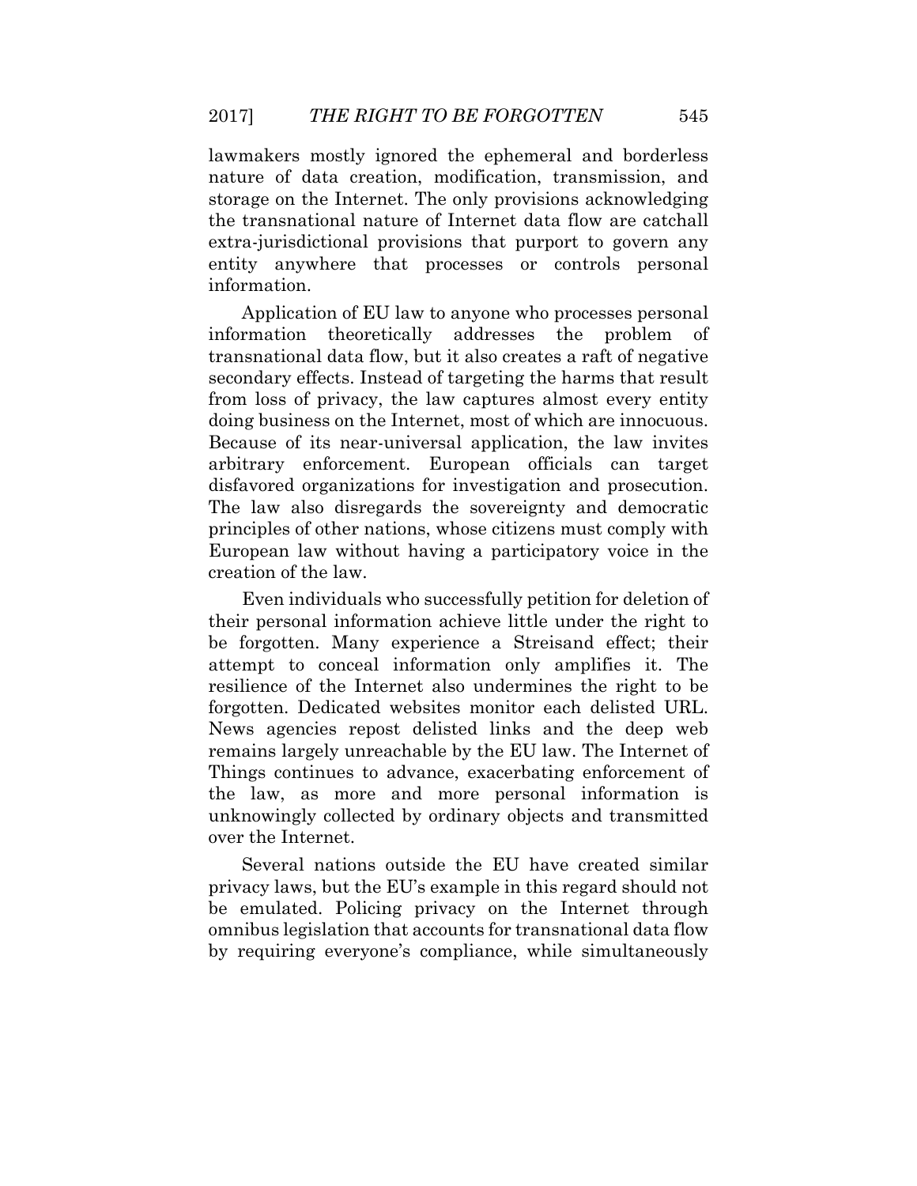lawmakers mostly ignored the ephemeral and borderless nature of data creation, modification, transmission, and storage on the Internet. The only provisions acknowledging the transnational nature of Internet data flow are catchall extra-jurisdictional provisions that purport to govern any entity anywhere that processes or controls personal information.

Application of EU law to anyone who processes personal information theoretically addresses the problem of transnational data flow, but it also creates a raft of negative secondary effects. Instead of targeting the harms that result from loss of privacy, the law captures almost every entity doing business on the Internet, most of which are innocuous. Because of its near-universal application, the law invites arbitrary enforcement. European officials can target disfavored organizations for investigation and prosecution. The law also disregards the sovereignty and democratic principles of other nations, whose citizens must comply with European law without having a participatory voice in the creation of the law.

Even individuals who successfully petition for deletion of their personal information achieve little under the right to be forgotten. Many experience a Streisand effect; their attempt to conceal information only amplifies it. The resilience of the Internet also undermines the right to be forgotten. Dedicated websites monitor each delisted URL. News agencies repost delisted links and the deep web remains largely unreachable by the EU law. The Internet of Things continues to advance, exacerbating enforcement of the law, as more and more personal information is unknowingly collected by ordinary objects and transmitted over the Internet.

Several nations outside the EU have created similar privacy laws, but the EU's example in this regard should not be emulated. Policing privacy on the Internet through omnibus legislation that accounts for transnational data flow by requiring everyone's compliance, while simultaneously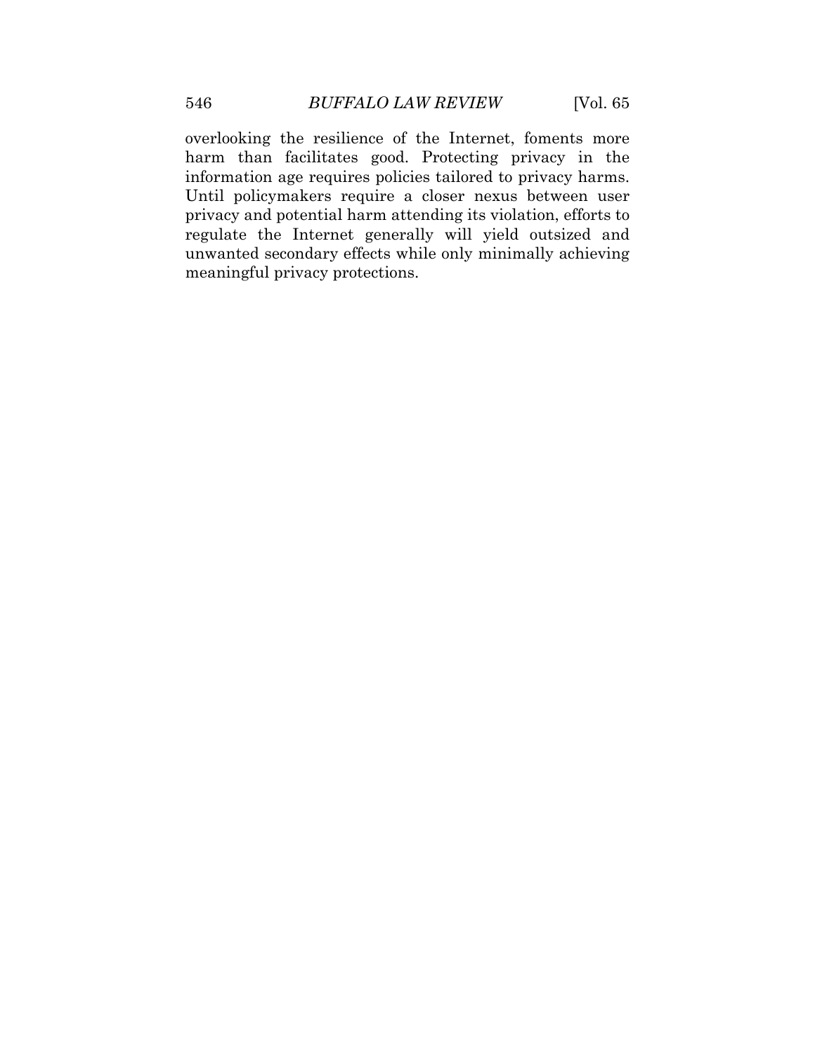overlooking the resilience of the Internet, foments more harm than facilitates good. Protecting privacy in the information age requires policies tailored to privacy harms. Until policymakers require a closer nexus between user privacy and potential harm attending its violation, efforts to regulate the Internet generally will yield outsized and unwanted secondary effects while only minimally achieving meaningful privacy protections.